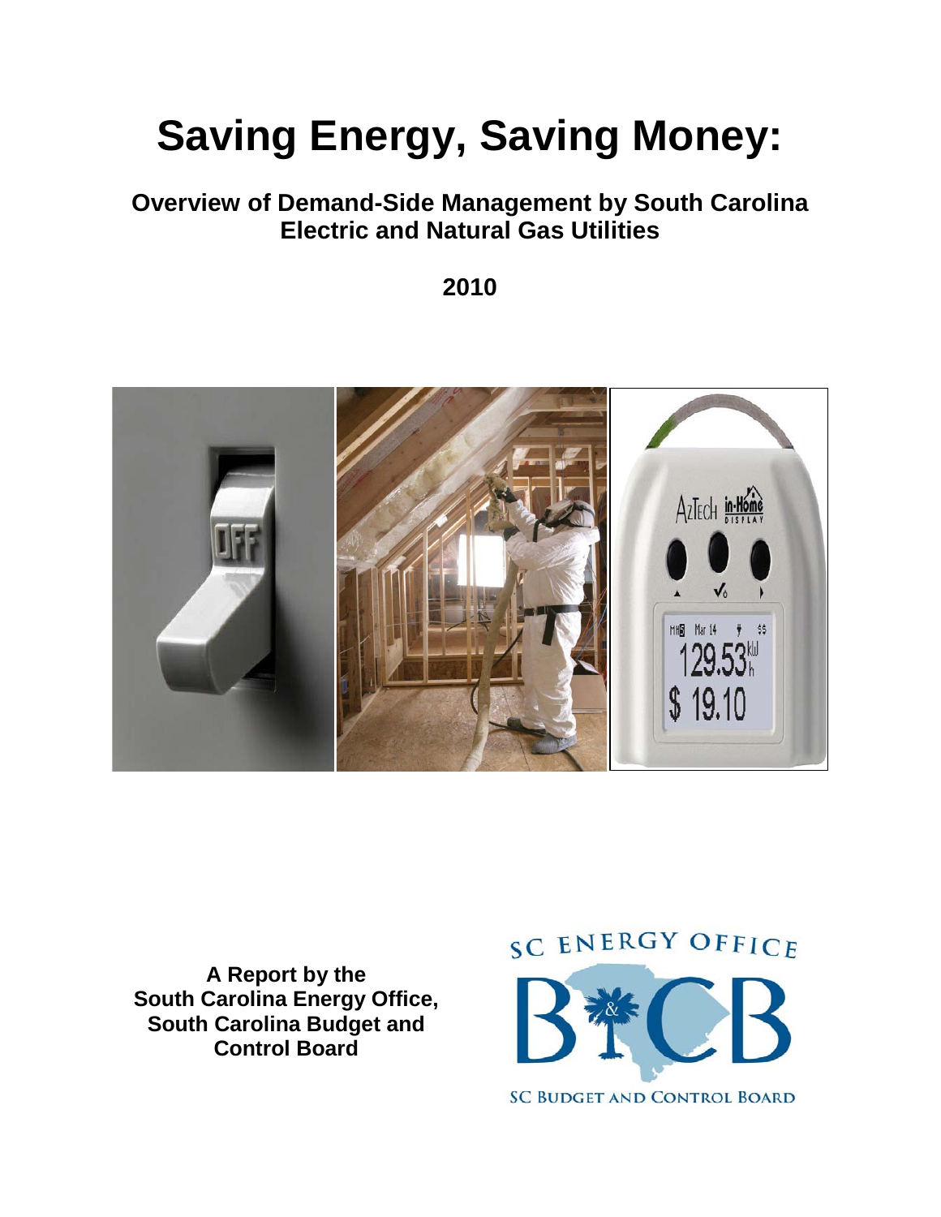# Saving Energy, Saving Money:

## Overview of Demand-Side Management by South Carolina Electric and Natural Gas Utilities

**2010**

**A Report by the South Carolina Energy Office, South Carolina Budget and Control Board**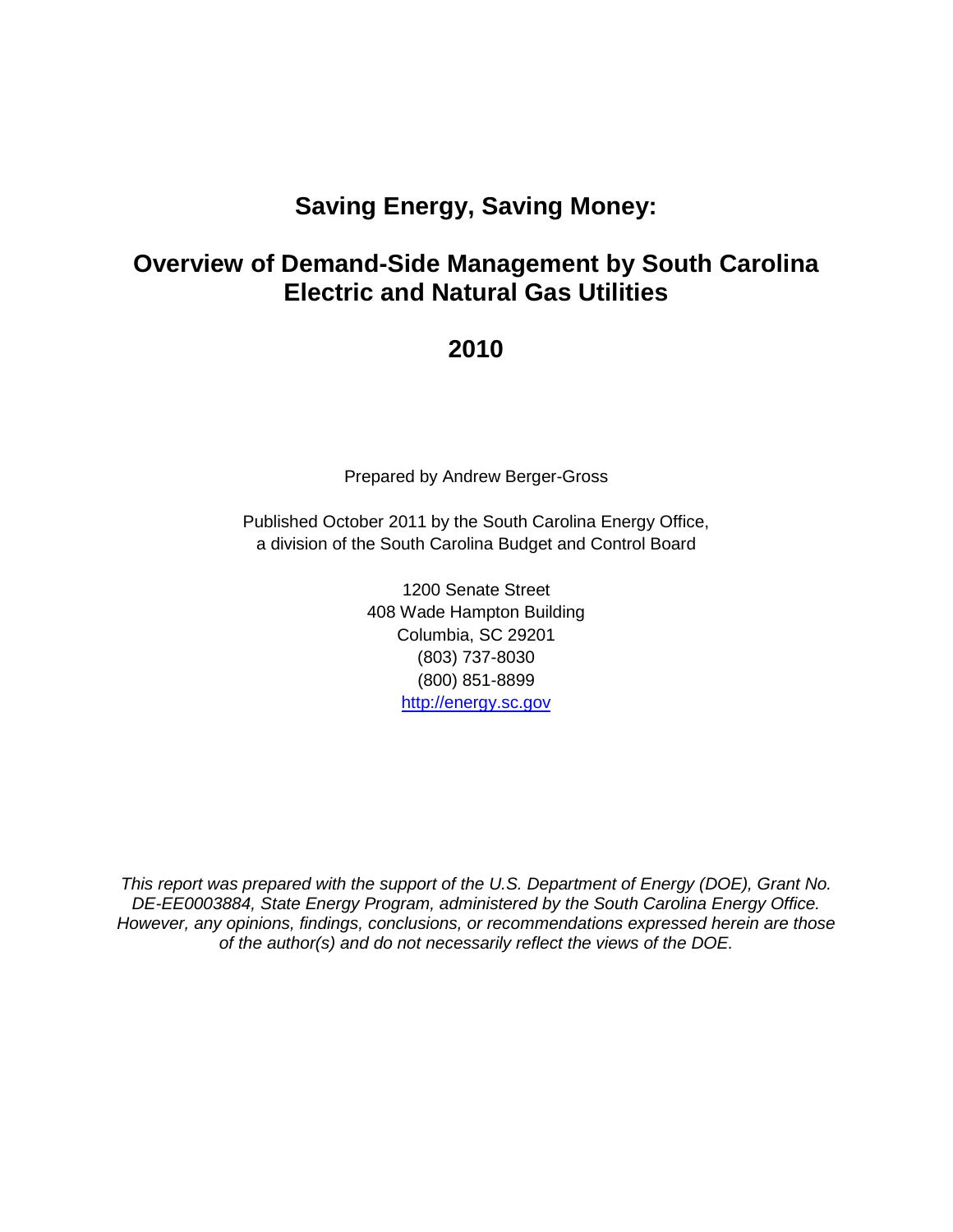# Saving Energy, Saving Money:

# Overview of Demand-Side Management by South Carolina Electric and Natural Gas Utilities

# 2010

Prepared by Andrew Berger-Gross

Published October 2011 by the South Carolina Energy Office,
a division of the South Carolina Budget and Control Board

1200 Senate Street
408 Wade Hampton Building
Columbia, SC 29201
(803) 737-8030
(800) 851-8899
http://energy.sc.gov

*This report was prepared with the support of the U.S. Department of Energy (DOE), Grant No. DE-EE0003884, State Energy Program, administered by the South Carolina Energy Office. However, any opinions, findings, conclusions, or recommendations expressed herein are those of the author(s) and do not necessarily reflect the views of the DOE.*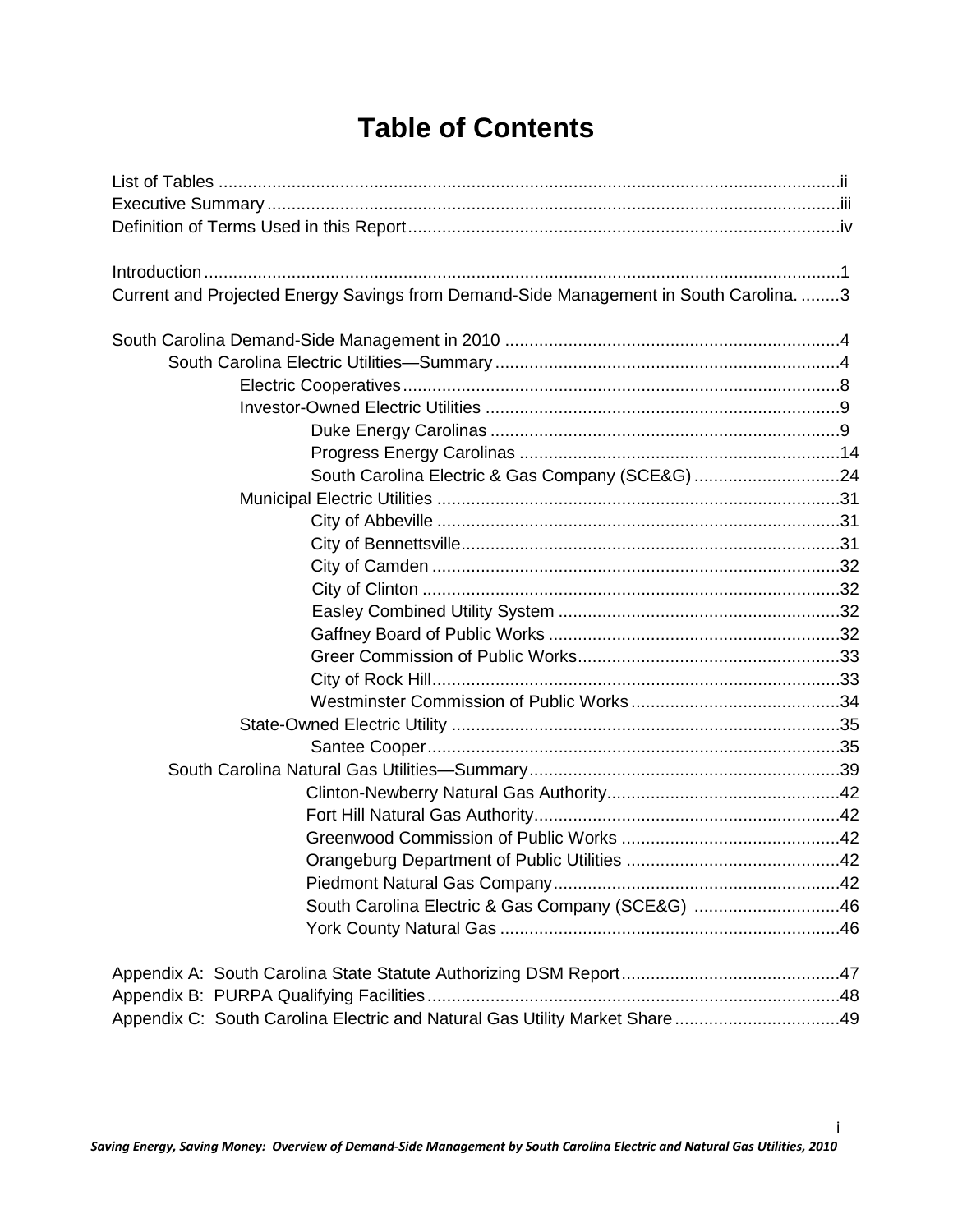# Table of Contents

List of Tables ....................................................................................................................ii
Executive Summary ...........................................................................................................iii
Definition of Terms Used in this Report .........................................................................iv

Introduction .........................................................................................................................1
Current and Projected Energy Savings from Demand-Side Management in South Carolina. ........3

South Carolina Demand-Side Management in 2010 .....................................................................4
- South Carolina Electric Utilities—Summary .......................................................................4
  - Electric Cooperatives ..........................................................................................8
  - Investor-Owned Electric Utilities .........................................................................9
    - Duke Energy Carolinas ........................................................................9
    - Progress Energy Carolinas ..................................................................14
    - South Carolina Electric & Gas Company (SCE&G) ..............................24
  - Municipal Electric Utilities ...................................................................................31
    - City of Abbeville ...................................................................................31
    - City of Bennettsville..............................................................................31
    - City of Camden ....................................................................................32
    - City of Clinton ......................................................................................32
    - Easley Combined Utility System ..........................................................32
    - Gaffney Board of Public Works ............................................................32
    - Greer Commission of Public Works......................................................33
    - City of Rock Hill....................................................................................33
    - Westminster Commission of Public Works ...........................................34
  - State-Owned Electric Utility ...............................................................................35
    - Santee Cooper.....................................................................................35
- South Carolina Natural Gas Utilities—Summary ................................................................39
  - Clinton-Newberry Natural Gas Authority................................................42
  - Fort Hill Natural Gas Authority...............................................................42
  - Greenwood Commission of Public Works .............................................42
  - Orangeburg Department of Public Utilities ............................................42
  - Piedmont Natural Gas Company...........................................................42
  - South Carolina Electric & Gas Company (SCE&G) ..............................46
  - York County Natural Gas ......................................................................46

Appendix A: South Carolina State Statute Authorizing DSM Report.............................................47
Appendix B: PURPA Qualifying Facilities.....................................................................................48
Appendix C: South Carolina Electric and Natural Gas Utility Market Share ..................................49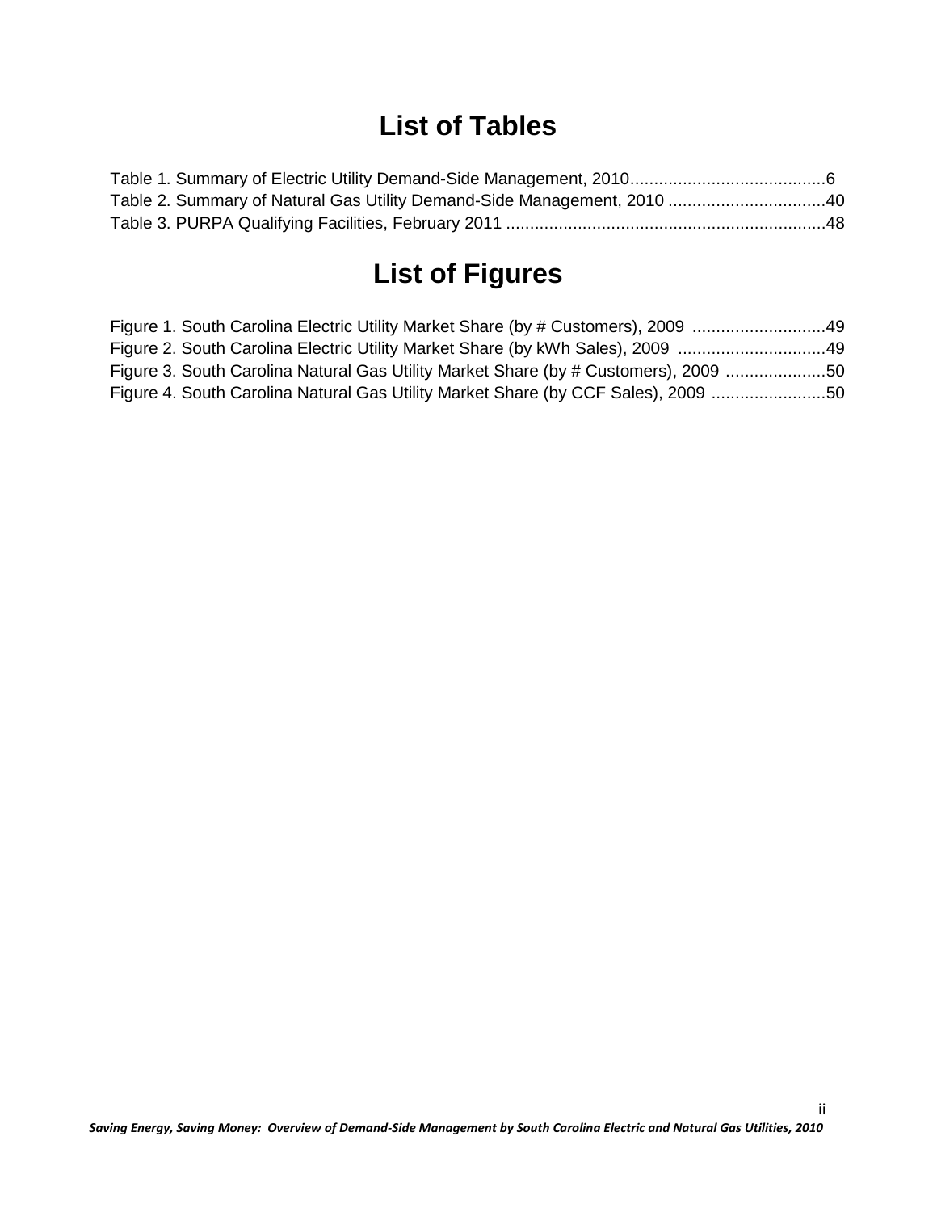# List of Tables

Table 1. Summary of Electric Utility Demand-Side Management, 2010........................................6
Table 2. Summary of Natural Gas Utility Demand-Side Management, 2010 ................................40
Table 3. PURPA Qualifying Facilities, February 2011 ..................................................................48

# List of Figures

Figure 1. South Carolina Electric Utility Market Share (by # Customers), 2009 ...........................49
Figure 2. South Carolina Electric Utility Market Share (by kWh Sales), 2009 ..............................49
Figure 3. South Carolina Natural Gas Utility Market Share (by # Customers), 2009 ....................50
Figure 4. South Carolina Natural Gas Utility Market Share (by CCF Sales), 2009 .......................50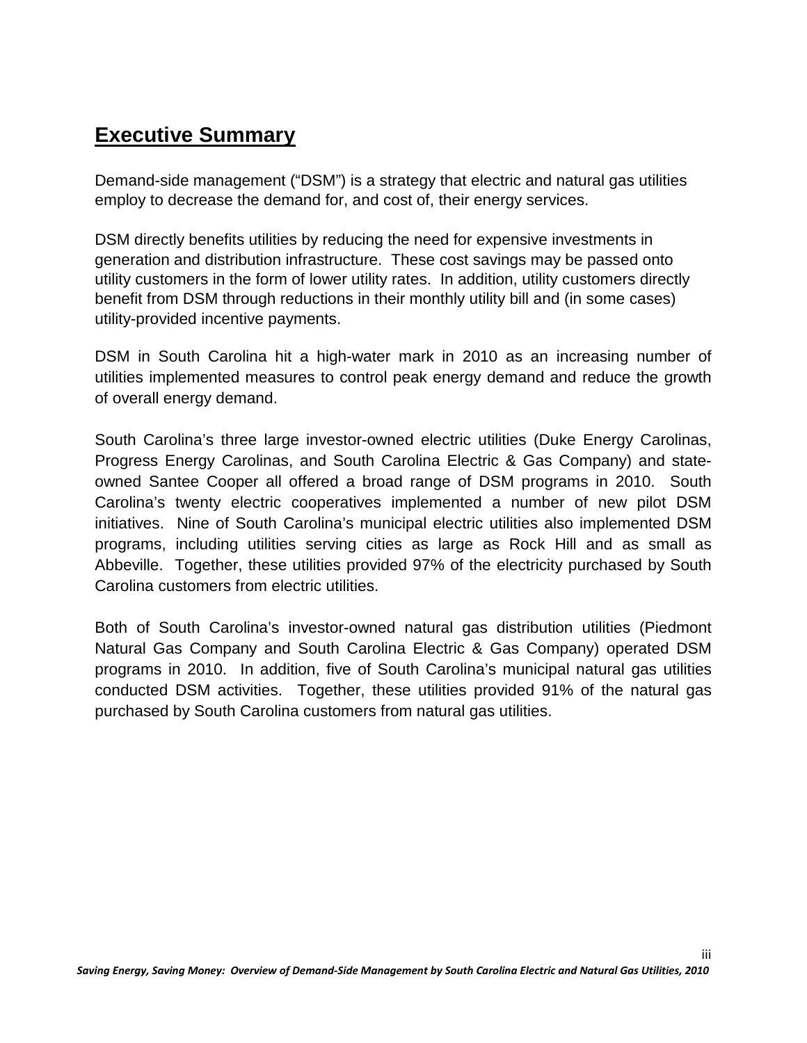# Executive Summary

Demand-side management ("DSM") is a strategy that electric and natural gas utilities employ to decrease the demand for, and cost of, their energy services.

DSM directly benefits utilities by reducing the need for expensive investments in generation and distribution infrastructure. These cost savings may be passed onto utility customers in the form of lower utility rates. In addition, utility customers directly benefit from DSM through reductions in their monthly utility bill and (in some cases) utility-provided incentive payments.

DSM in South Carolina hit a high-water mark in 2010 as an increasing number of utilities implemented measures to control peak energy demand and reduce the growth of overall energy demand.

South Carolina's three large investor-owned electric utilities (Duke Energy Carolinas, Progress Energy Carolinas, and South Carolina Electric & Gas Company) and state-owned Santee Cooper all offered a broad range of DSM programs in 2010. South Carolina's twenty electric cooperatives implemented a number of new pilot DSM initiatives. Nine of South Carolina's municipal electric utilities also implemented DSM programs, including utilities serving cities as large as Rock Hill and as small as Abbeville. Together, these utilities provided 97% of the electricity purchased by South Carolina customers from electric utilities.

Both of South Carolina's investor-owned natural gas distribution utilities (Piedmont Natural Gas Company and South Carolina Electric & Gas Company) operated DSM programs in 2010. In addition, five of South Carolina's municipal natural gas utilities conducted DSM activities. Together, these utilities provided 91% of the natural gas purchased by South Carolina customers from natural gas utilities.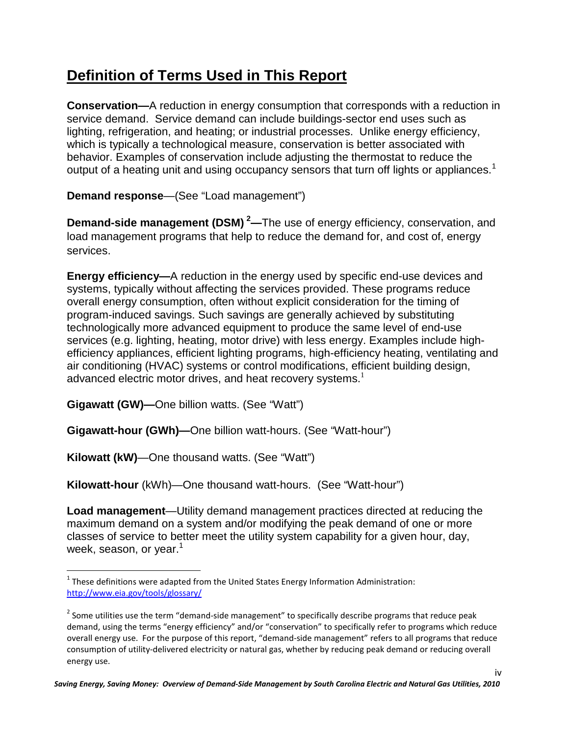# Definition of Terms Used in This Report

**Conservation—**A reduction in energy consumption that corresponds with a reduction in service demand. Service demand can include buildings-sector end uses such as lighting, refrigeration, and heating; or industrial processes. Unlike energy efficiency, which is typically a technological measure, conservation is better associated with behavior. Examples of conservation include adjusting the thermostat to reduce the output of a heating unit and using occupancy sensors that turn off lights or appliances.[1]

**Demand response**—(See "Load management")

**Demand-side management (DSM)** [2]**—**The use of energy efficiency, conservation, and load management programs that help to reduce the demand for, and cost of, energy services.

**Energy efficiency—**A reduction in the energy used by specific end-use devices and systems, typically without affecting the services provided. These programs reduce overall energy consumption, often without explicit consideration for the timing of program-induced savings. Such savings are generally achieved by substituting technologically more advanced equipment to produce the same level of end-use services (e.g. lighting, heating, motor drive) with less energy. Examples include high-efficiency appliances, efficient lighting programs, high-efficiency heating, ventilating and air conditioning (HVAC) systems or control modifications, efficient building design, advanced electric motor drives, and heat recovery systems.[1]

**Gigawatt (GW)—**One billion watts. (See "Watt")

**Gigawatt-hour (GWh)—**One billion watt-hours. (See "Watt-hour")

**Kilowatt (kW)**—One thousand watts. (See "Watt")

**Kilowatt-hour** (kWh)—One thousand watt-hours. (See "Watt-hour")

**Load management**—Utility demand management practices directed at reducing the maximum demand on a system and/or modifying the peak demand of one or more classes of service to better meet the utility system capability for a given hour, day, week, season, or year.[1]

---

[1] These definitions were adapted from the United States Energy Information Administration: http://www.eia.gov/tools/glossary/

[2] Some utilities use the term "demand-side management" to specifically describe programs that reduce peak demand, using the terms "energy efficiency" and/or "conservation" to specifically refer to programs which reduce overall energy use. For the purpose of this report, "demand-side management" refers to all programs that reduce consumption of utility-delivered electricity or natural gas, whether by reducing peak demand or reducing overall energy use.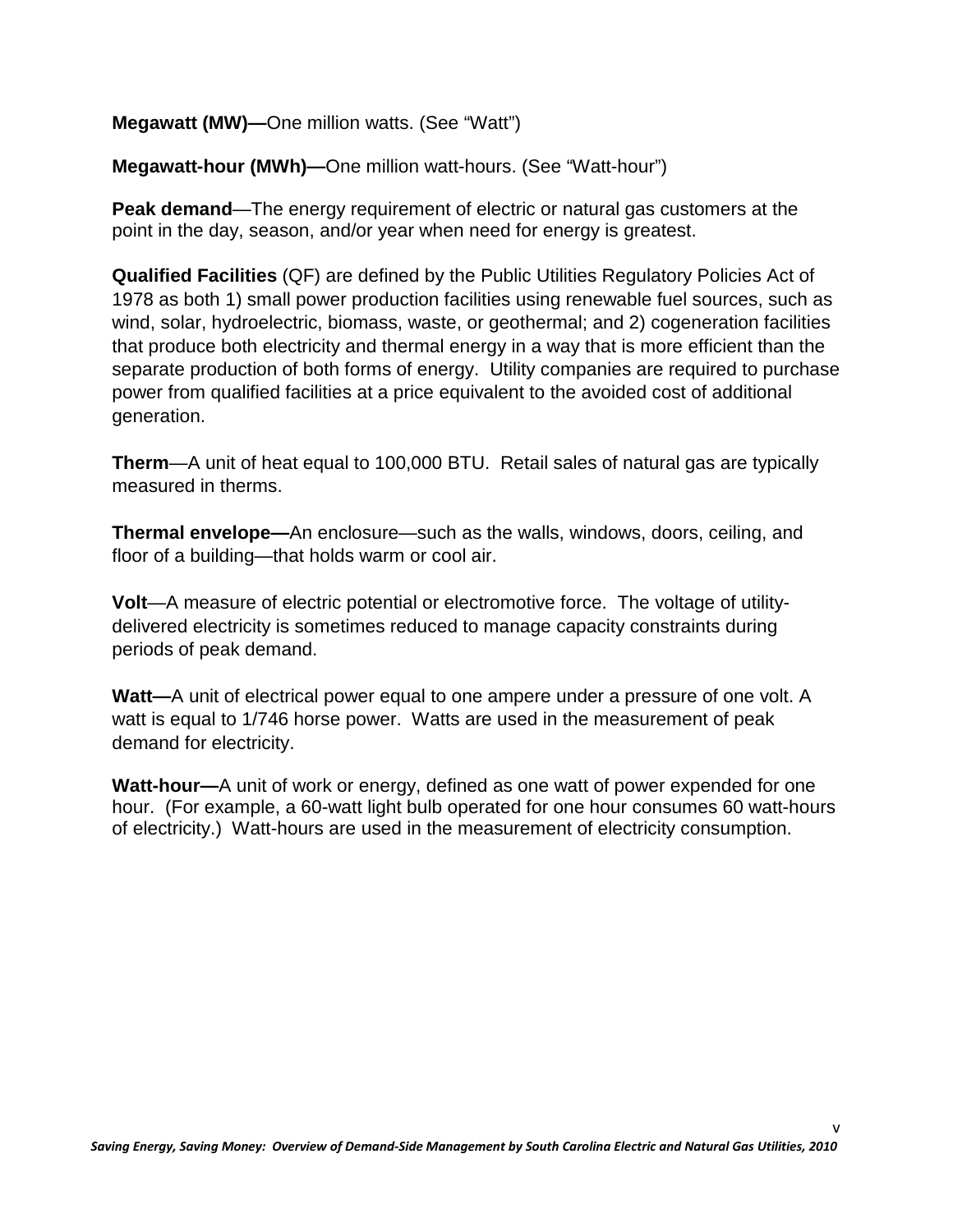**Megawatt (MW)—**One million watts. (See "Watt")

**Megawatt-hour (MWh)—**One million watt-hours. (See "Watt-hour")

**Peak demand**—The energy requirement of electric or natural gas customers at the point in the day, season, and/or year when need for energy is greatest.

**Qualified Facilities** (QF) are defined by the Public Utilities Regulatory Policies Act of 1978 as both 1) small power production facilities using renewable fuel sources, such as wind, solar, hydroelectric, biomass, waste, or geothermal; and 2) cogeneration facilities that produce both electricity and thermal energy in a way that is more efficient than the separate production of both forms of energy. Utility companies are required to purchase power from qualified facilities at a price equivalent to the avoided cost of additional generation.

**Therm**—A unit of heat equal to 100,000 BTU. Retail sales of natural gas are typically measured in therms.

**Thermal envelope—**An enclosure—such as the walls, windows, doors, ceiling, and floor of a building—that holds warm or cool air.

**Volt**—A measure of electric potential or electromotive force. The voltage of utility-delivered electricity is sometimes reduced to manage capacity constraints during periods of peak demand.

**Watt—**A unit of electrical power equal to one ampere under a pressure of one volt. A watt is equal to 1/746 horse power. Watts are used in the measurement of peak demand for electricity.

**Watt-hour—**A unit of work or energy, defined as one watt of power expended for one hour. (For example, a 60-watt light bulb operated for one hour consumes 60 watt-hours of electricity.) Watt-hours are used in the measurement of electricity consumption.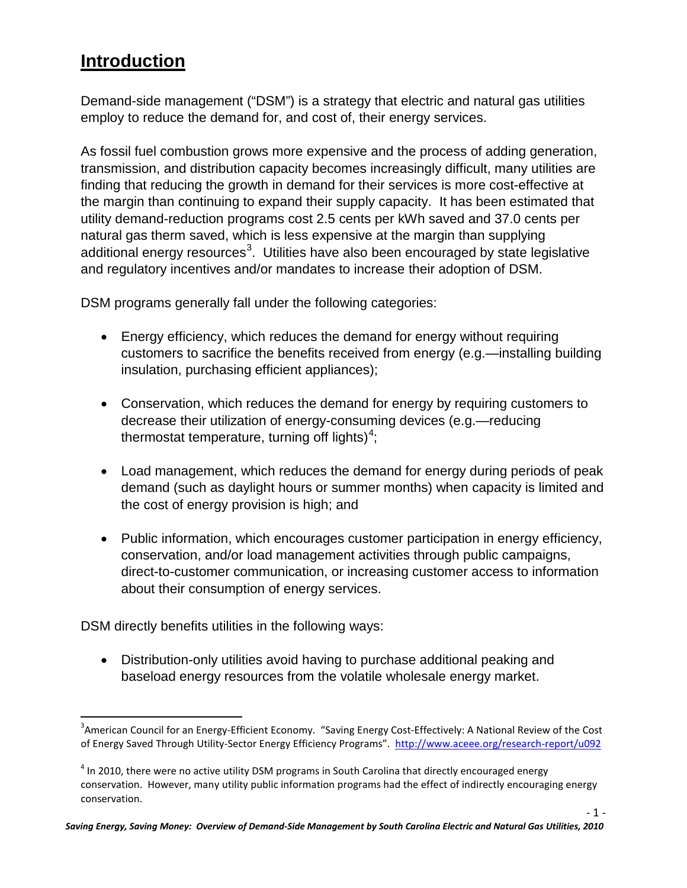# Introduction

Demand-side management ("DSM") is a strategy that electric and natural gas utilities employ to reduce the demand for, and cost of, their energy services.

As fossil fuel combustion grows more expensive and the process of adding generation, transmission, and distribution capacity becomes increasingly difficult, many utilities are finding that reducing the growth in demand for their services is more cost-effective at the margin than continuing to expand their supply capacity. It has been estimated that utility demand-reduction programs cost 2.5 cents per kWh saved and 37.0 cents per natural gas therm saved, which is less expensive at the margin than supplying additional energy resources[3]. Utilities have also been encouraged by state legislative and regulatory incentives and/or mandates to increase their adoption of DSM.

DSM programs generally fall under the following categories:

- Energy efficiency, which reduces the demand for energy without requiring customers to sacrifice the benefits received from energy (e.g.—installing building insulation, purchasing efficient appliances);
- Conservation, which reduces the demand for energy by requiring customers to decrease their utilization of energy-consuming devices (e.g.—reducing thermostat temperature, turning off lights)[4];
- Load management, which reduces the demand for energy during periods of peak demand (such as daylight hours or summer months) when capacity is limited and the cost of energy provision is high; and
- Public information, which encourages customer participation in energy efficiency, conservation, and/or load management activities through public campaigns, direct-to-customer communication, or increasing customer access to information about their consumption of energy services.

DSM directly benefits utilities in the following ways:

- Distribution-only utilities avoid having to purchase additional peaking and baseload energy resources from the volatile wholesale energy market.

---

[3] American Council for an Energy-Efficient Economy. "Saving Energy Cost-Effectively: A National Review of the Cost of Energy Saved Through Utility-Sector Energy Efficiency Programs". http://www.aceee.org/research-report/u092

[4] In 2010, there were no active utility DSM programs in South Carolina that directly encouraged energy conservation. However, many utility public information programs had the effect of indirectly encouraging energy conservation.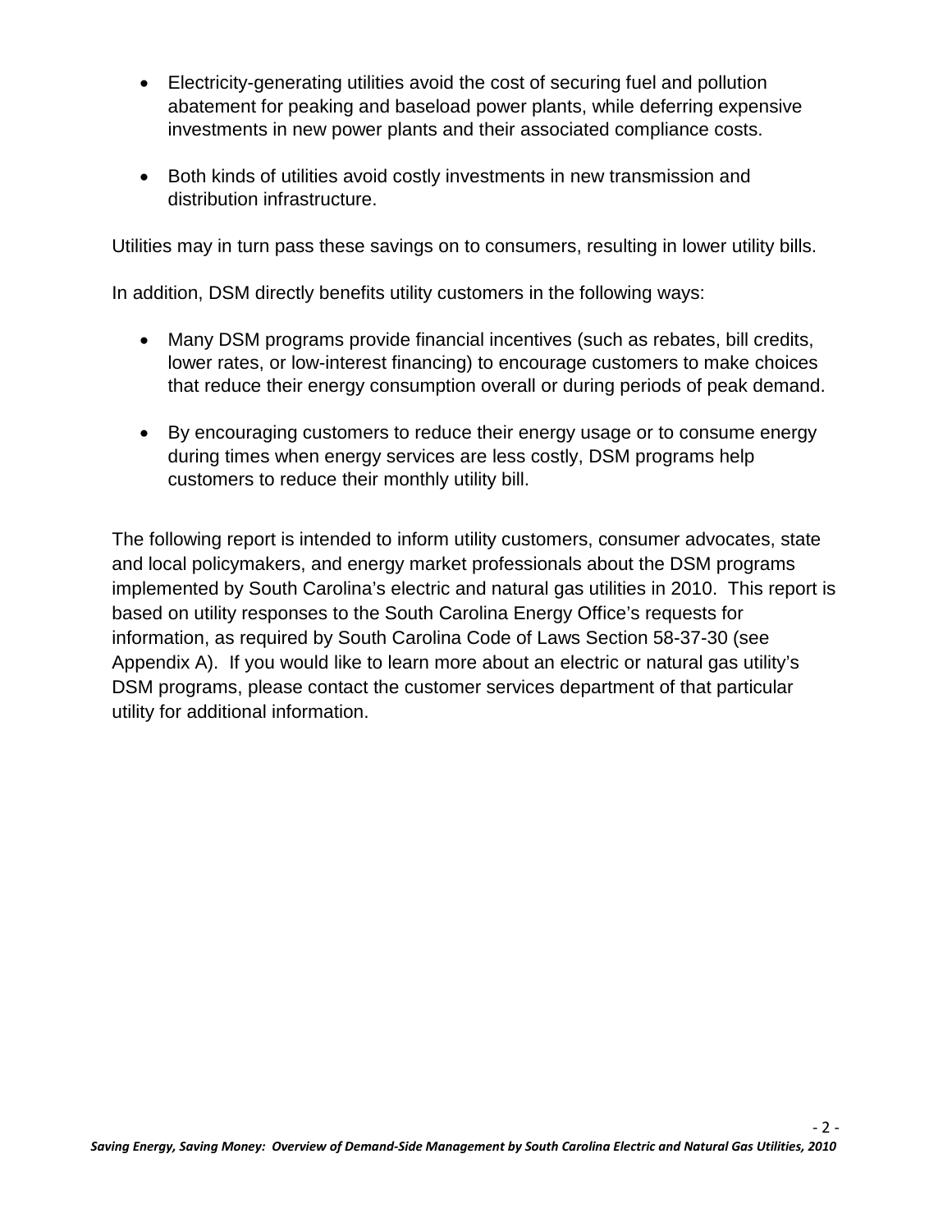- Electricity-generating utilities avoid the cost of securing fuel and pollution abatement for peaking and baseload power plants, while deferring expensive investments in new power plants and their associated compliance costs.

- Both kinds of utilities avoid costly investments in new transmission and distribution infrastructure.

Utilities may in turn pass these savings on to consumers, resulting in lower utility bills.

In addition, DSM directly benefits utility customers in the following ways:

- Many DSM programs provide financial incentives (such as rebates, bill credits, lower rates, or low-interest financing) to encourage customers to make choices that reduce their energy consumption overall or during periods of peak demand.

- By encouraging customers to reduce their energy usage or to consume energy during times when energy services are less costly, DSM programs help customers to reduce their monthly utility bill.

The following report is intended to inform utility customers, consumer advocates, state and local policymakers, and energy market professionals about the DSM programs implemented by South Carolina's electric and natural gas utilities in 2010. This report is based on utility responses to the South Carolina Energy Office's requests for information, as required by South Carolina Code of Laws Section 58-37-30 (see Appendix A). If you would like to learn more about an electric or natural gas utility's DSM programs, please contact the customer services department of that particular utility for additional information.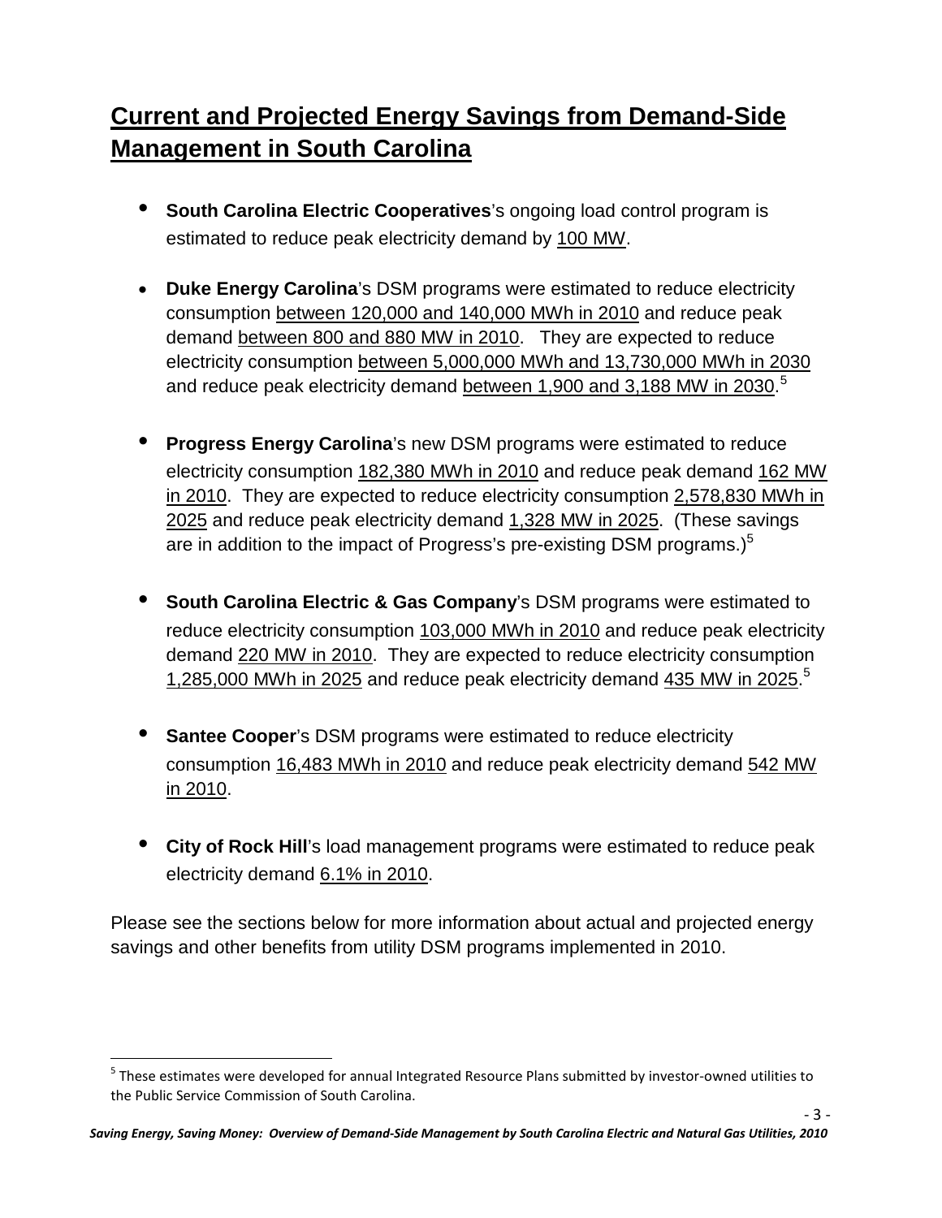## Current and Projected Energy Savings from Demand-Side Management in South Carolina

- **South Carolina Electric Cooperatives**'s ongoing load control program is estimated to reduce peak electricity demand by 100 MW.

- **Duke Energy Carolina**'s DSM programs were estimated to reduce electricity consumption between 120,000 and 140,000 MWh in 2010 and reduce peak demand between 800 and 880 MW in 2010. They are expected to reduce electricity consumption between 5,000,000 MWh and 13,730,000 MWh in 2030 and reduce peak electricity demand between 1,900 and 3,188 MW in 2030.[5]

- **Progress Energy Carolina**'s new DSM programs were estimated to reduce electricity consumption 182,380 MWh in 2010 and reduce peak demand 162 MW in 2010. They are expected to reduce electricity consumption 2,578,830 MWh in 2025 and reduce peak electricity demand 1,328 MW in 2025. (These savings are in addition to the impact of Progress's pre-existing DSM programs.)[5]

- **South Carolina Electric & Gas Company**'s DSM programs were estimated to reduce electricity consumption 103,000 MWh in 2010 and reduce peak electricity demand 220 MW in 2010. They are expected to reduce electricity consumption 1,285,000 MWh in 2025 and reduce peak electricity demand 435 MW in 2025.[5]

- **Santee Cooper**'s DSM programs were estimated to reduce electricity consumption 16,483 MWh in 2010 and reduce peak electricity demand 542 MW in 2010.

- **City of Rock Hill**'s load management programs were estimated to reduce peak electricity demand 6.1% in 2010.

Please see the sections below for more information about actual and projected energy savings and other benefits from utility DSM programs implemented in 2010.

[5] These estimates were developed for annual Integrated Resource Plans submitted by investor-owned utilities to the Public Service Commission of South Carolina.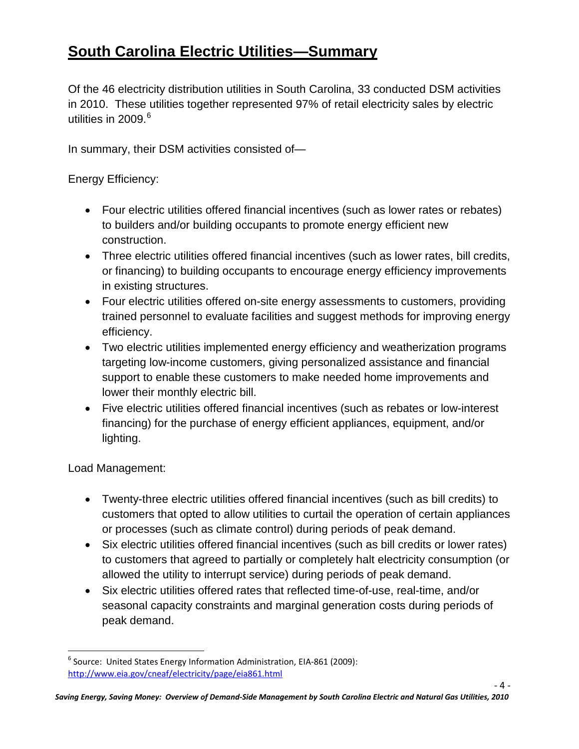# South Carolina Electric Utilities—Summary

Of the 46 electricity distribution utilities in South Carolina, 33 conducted DSM activities in 2010. These utilities together represented 97% of retail electricity sales by electric utilities in 2009.[6]

In summary, their DSM activities consisted of—

Energy Efficiency:

- Four electric utilities offered financial incentives (such as lower rates or rebates) to builders and/or building occupants to promote energy efficient new construction.
- Three electric utilities offered financial incentives (such as lower rates, bill credits, or financing) to building occupants to encourage energy efficiency improvements in existing structures.
- Four electric utilities offered on-site energy assessments to customers, providing trained personnel to evaluate facilities and suggest methods for improving energy efficiency.
- Two electric utilities implemented energy efficiency and weatherization programs targeting low-income customers, giving personalized assistance and financial support to enable these customers to make needed home improvements and lower their monthly electric bill.
- Five electric utilities offered financial incentives (such as rebates or low-interest financing) for the purchase of energy efficient appliances, equipment, and/or lighting.

Load Management:

- Twenty-three electric utilities offered financial incentives (such as bill credits) to customers that opted to allow utilities to curtail the operation of certain appliances or processes (such as climate control) during periods of peak demand.
- Six electric utilities offered financial incentives (such as bill credits or lower rates) to customers that agreed to partially or completely halt electricity consumption (or allowed the utility to interrupt service) during periods of peak demand.
- Six electric utilities offered rates that reflected time-of-use, real-time, and/or seasonal capacity constraints and marginal generation costs during periods of peak demand.

[6] Source: United States Energy Information Administration, EIA-861 (2009): http://www.eia.gov/cneaf/electricity/page/eia861.html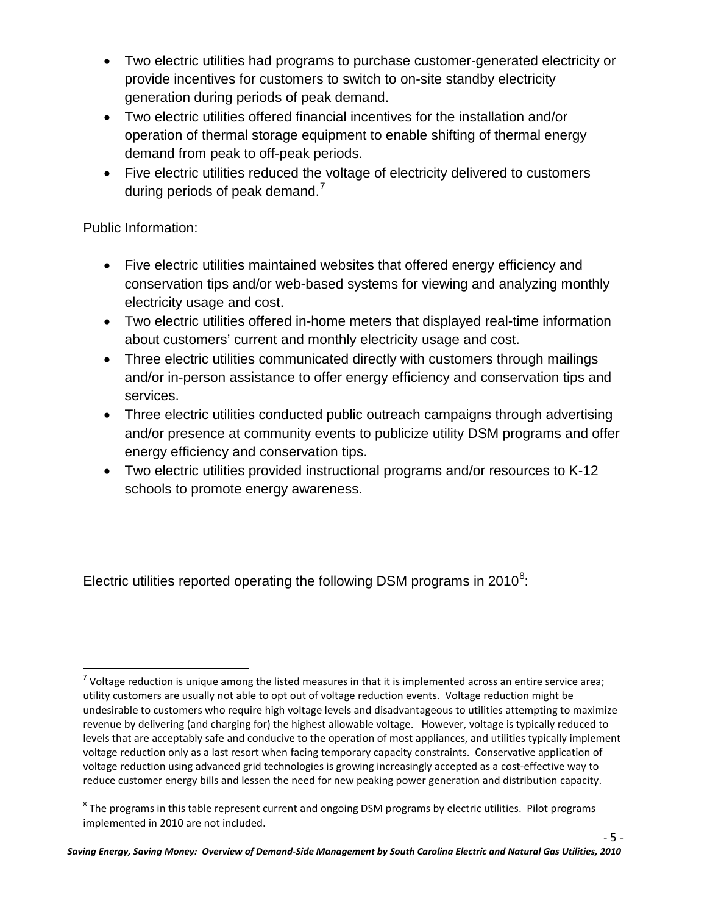- Two electric utilities had programs to purchase customer-generated electricity or provide incentives for customers to switch to on-site standby electricity generation during periods of peak demand.
- Two electric utilities offered financial incentives for the installation and/or operation of thermal storage equipment to enable shifting of thermal energy demand from peak to off-peak periods.
- Five electric utilities reduced the voltage of electricity delivered to customers during periods of peak demand.[7]

Public Information:

- Five electric utilities maintained websites that offered energy efficiency and conservation tips and/or web-based systems for viewing and analyzing monthly electricity usage and cost.
- Two electric utilities offered in-home meters that displayed real-time information about customers' current and monthly electricity usage and cost.
- Three electric utilities communicated directly with customers through mailings and/or in-person assistance to offer energy efficiency and conservation tips and services.
- Three electric utilities conducted public outreach campaigns through advertising and/or presence at community events to publicize utility DSM programs and offer energy efficiency and conservation tips.
- Two electric utilities provided instructional programs and/or resources to K-12 schools to promote energy awareness.

Electric utilities reported operating the following DSM programs in 2010[8]:

[7] Voltage reduction is unique among the listed measures in that it is implemented across an entire service area; utility customers are usually not able to opt out of voltage reduction events. Voltage reduction might be undesirable to customers who require high voltage levels and disadvantageous to utilities attempting to maximize revenue by delivering (and charging for) the highest allowable voltage. However, voltage is typically reduced to levels that are acceptably safe and conducive to the operation of most appliances, and utilities typically implement voltage reduction only as a last resort when facing temporary capacity constraints. Conservative application of voltage reduction using advanced grid technologies is growing increasingly accepted as a cost-effective way to reduce customer energy bills and lessen the need for new peaking power generation and distribution capacity.

[8] The programs in this table represent current and ongoing DSM programs by electric utilities. Pilot programs implemented in 2010 are not included.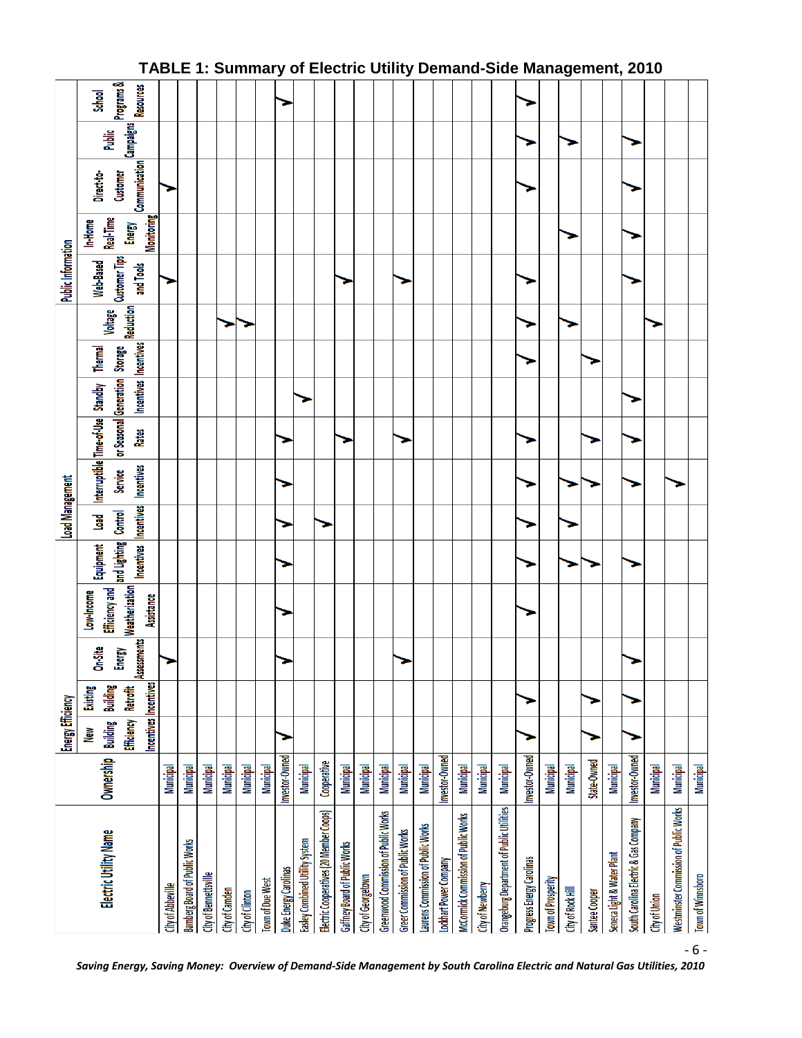## TABLE 1: Summary of Electric Utility Demand-Side Management, 2010

| Electric Utility Name | Ownership | Energy Efficiency | | | | | Load Management | | | | | | Public Information | | | | |
|---|---|---|---|---|---|---|---|---|---|---|---|---|---|---|---|---|---|
| | | New Building Efficiency Incentives | Existing Building Retrofit Incentives | On-Site Energy Assessments | Low-Income Efficiency and Weatherization Assistance | Equipment and Lighting Incentives | Load Control Incentives | Interruptible Service Incentives | Time-of-Use or Seasonal Rates | Standby Generation Incentives | Thermal Storage Incentives | Voltage Reduction | Web-Based Customer Tips and Tools | In-Home Real-Time Energy Monitoring | Direct-to-Customer Communication | Public Campaigns | School Programs & Resources |
| City of Abbeville | Municipal | | | ✓ | | | | | | | | | ✓ | | ✓ | | |
| Bamberg Board of Public Works | Municipal | | | | | | | | | | | | | | | | |
| City of Bennettsville | Municipal | | | | | | | | | | | | | | | | |
| City of Camden | Municipal | | | | | | | | | | | ✓ | | | | | |
| City of Clinton | Municipal | | | | | | | | | | | ✓ | | | | | |
| Town of Due West | Municipal | | | | | | | | | | | | | | | | |
| Duke Energy Carolinas | Investor-Owned | ✓ | | ✓ | ✓ | ✓ | ✓ | ✓ | ✓ | | | | | | | | ✓ |
| Easley Combined Utility System | Municipal | | | | | | | | | ✓ | | | | | | | |
| Electric Cooperatives (20 Member Coops) | Cooperative | | | | | | ✓ | | | | | | | | | | |
| Gaffney Board of Public Works | Municipal | | | | | | | | ✓ | | | | ✓ | | | | |
| City of Georgetown | Municipal | | | | | | | | | | | | | | | | |
| Greenwood Commission of Public Works | Municipal | | | | | | | | | | | | | | | | |
| Greer Commission of Public Works | Municipal | | | ✓ | | | | | ✓ | | | | ✓ | | | | |
| Laurens Commission of Public Works | Municipal | | | | | | | | | | | | | | | | |
| Lockhart Power Company | Investor-Owned | | | | | | | | | | | | | | | | |
| McCormick Commission of Public Works | Municipal | | | | | | | | | | | | | | | | |
| City of Newberry | Municipal | | | | | | | | | | | | | | | | |
| Orangeburg Department of Public Utilities | Municipal | | | | | | | | | | | | | | | | |
| Progress Energy Carolinas | Investor-Owned | ✓ | ✓ | | ✓ | ✓ | ✓ | ✓ | ✓ | | ✓ | ✓ | ✓ | | ✓ | ✓ | ✓ |
| Town of Prosperity | Municipal | | | | | | | | | | | | | | | | |
| City of Rock Hill | Municipal | | | | | ✓ | ✓ | ✓ | | | | ✓ | | ✓ | | ✓ | |
| Santee Cooper | State-Owned | ✓ | ✓ | | | ✓ | | ✓ | ✓ | | ✓ | | | | | | |
| Seneca Light & Water Plant | Municipal | | | | | | | | | | | | | | | | |
| South Carolina Electric & Gas Company | Investor-Owned | ✓ | ✓ | ✓ | | ✓ | | ✓ | ✓ | ✓ | | | ✓ | ✓ | ✓ | ✓ | |
| City of Union | Municipal | | | | | | | | | | | ✓ | | | | | |
| Westminster Commission of Public Works | Municipal | | | | | | | ✓ | | | | | | | | | |
| Town of Winnsboro | Municipal | | | | | | | | | | | | | | | | |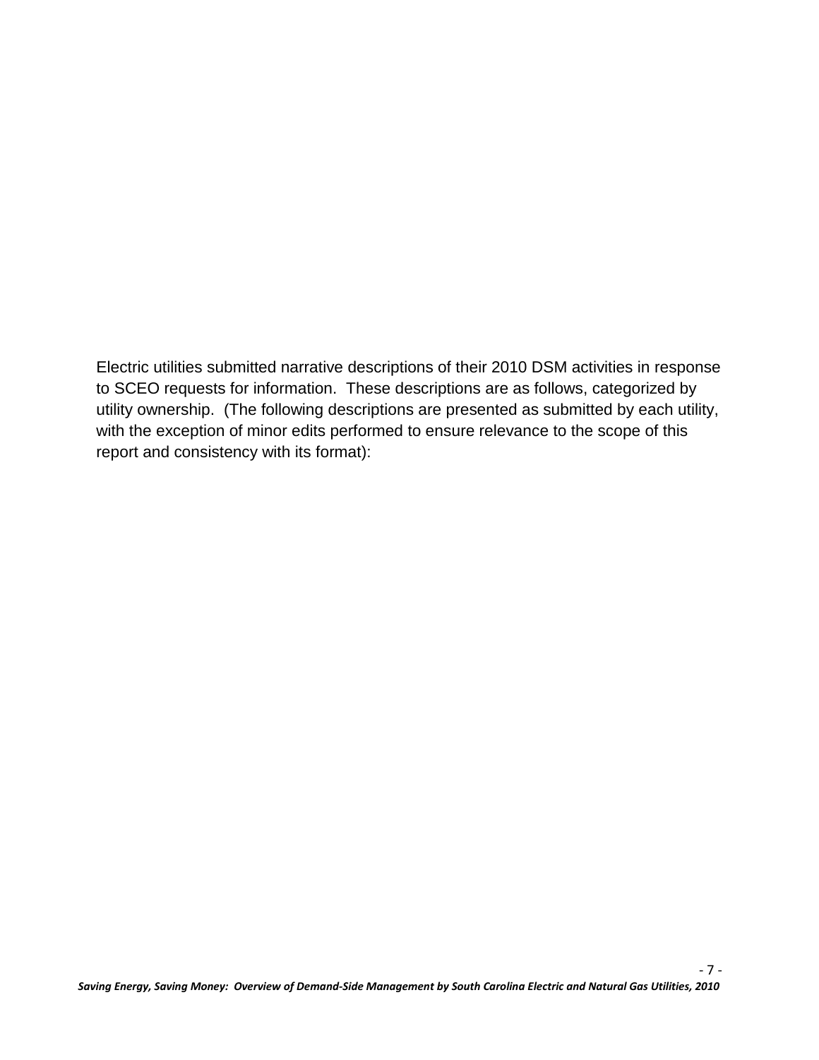Electric utilities submitted narrative descriptions of their 2010 DSM activities in response to SCEO requests for information. These descriptions are as follows, categorized by utility ownership. (The following descriptions are presented as submitted by each utility, with the exception of minor edits performed to ensure relevance to the scope of this report and consistency with its format):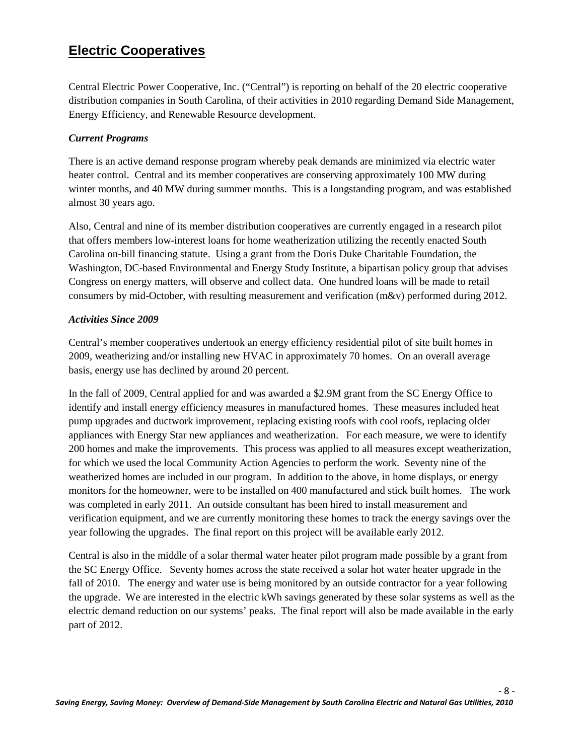## Electric Cooperatives

Central Electric Power Cooperative, Inc. ("Central") is reporting on behalf of the 20 electric cooperative distribution companies in South Carolina, of their activities in 2010 regarding Demand Side Management, Energy Efficiency, and Renewable Resource development.

### *Current Programs*

There is an active demand response program whereby peak demands are minimized via electric water heater control. Central and its member cooperatives are conserving approximately 100 MW during winter months, and 40 MW during summer months. This is a longstanding program, and was established almost 30 years ago.

Also, Central and nine of its member distribution cooperatives are currently engaged in a research pilot that offers members low-interest loans for home weatherization utilizing the recently enacted South Carolina on-bill financing statute. Using a grant from the Doris Duke Charitable Foundation, the Washington, DC-based Environmental and Energy Study Institute, a bipartisan policy group that advises Congress on energy matters, will observe and collect data. One hundred loans will be made to retail consumers by mid-October, with resulting measurement and verification (m&v) performed during 2012.

### *Activities Since 2009*

Central's member cooperatives undertook an energy efficiency residential pilot of site built homes in 2009, weatherizing and/or installing new HVAC in approximately 70 homes. On an overall average basis, energy use has declined by around 20 percent.

In the fall of 2009, Central applied for and was awarded a $2.9M grant from the SC Energy Office to identify and install energy efficiency measures in manufactured homes. These measures included heat pump upgrades and ductwork improvement, replacing existing roofs with cool roofs, replacing older appliances with Energy Star new appliances and weatherization. For each measure, we were to identify 200 homes and make the improvements. This process was applied to all measures except weatherization, for which we used the local Community Action Agencies to perform the work. Seventy nine of the weatherized homes are included in our program. In addition to the above, in home displays, or energy monitors for the homeowner, were to be installed on 400 manufactured and stick built homes. The work was completed in early 2011. An outside consultant has been hired to install measurement and verification equipment, and we are currently monitoring these homes to track the energy savings over the year following the upgrades. The final report on this project will be available early 2012.

Central is also in the middle of a solar thermal water heater pilot program made possible by a grant from the SC Energy Office. Seventy homes across the state received a solar hot water heater upgrade in the fall of 2010. The energy and water use is being monitored by an outside contractor for a year following the upgrade. We are interested in the electric kWh savings generated by these solar systems as well as the electric demand reduction on our systems' peaks. The final report will also be made available in the early part of 2012.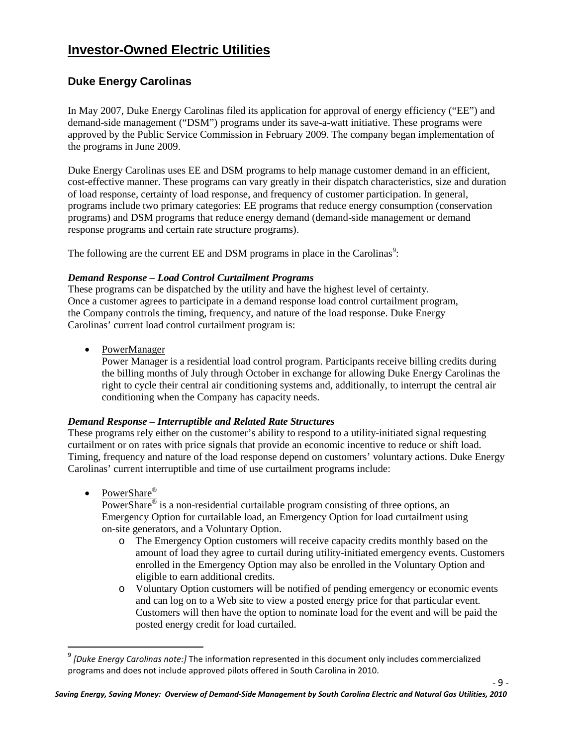# Investor-Owned Electric Utilities

## Duke Energy Carolinas

In May 2007, Duke Energy Carolinas filed its application for approval of energy efficiency ("EE") and demand-side management ("DSM") programs under its save-a-watt initiative. These programs were approved by the Public Service Commission in February 2009. The company began implementation of the programs in June 2009.

Duke Energy Carolinas uses EE and DSM programs to help manage customer demand in an efficient, cost-effective manner. These programs can vary greatly in their dispatch characteristics, size and duration of load response, certainty of load response, and frequency of customer participation. In general, programs include two primary categories: EE programs that reduce energy consumption (conservation programs) and DSM programs that reduce energy demand (demand-side management or demand response programs and certain rate structure programs).

The following are the current EE and DSM programs in place in the Carolinas[9]:

***Demand Response – Load Control Curtailment Programs***

These programs can be dispatched by the utility and have the highest level of certainty. Once a customer agrees to participate in a demand response load control curtailment program, the Company controls the timing, frequency, and nature of the load response. Duke Energy Carolinas' current load control curtailment program is:

- PowerManager

  Power Manager is a residential load control program. Participants receive billing credits during the billing months of July through October in exchange for allowing Duke Energy Carolinas the right to cycle their central air conditioning systems and, additionally, to interrupt the central air conditioning when the Company has capacity needs.

***Demand Response – Interruptible and Related Rate Structures***

These programs rely either on the customer's ability to respond to a utility-initiated signal requesting curtailment or on rates with price signals that provide an economic incentive to reduce or shift load. Timing, frequency and nature of the load response depend on customers' voluntary actions. Duke Energy Carolinas' current interruptible and time of use curtailment programs include:

- PowerShare®

  PowerShare® is a non-residential curtailable program consisting of three options, an Emergency Option for curtailable load, an Emergency Option for load curtailment using on-site generators, and a Voluntary Option.
  - The Emergency Option customers will receive capacity credits monthly based on the amount of load they agree to curtail during utility-initiated emergency events. Customers enrolled in the Emergency Option may also be enrolled in the Voluntary Option and eligible to earn additional credits.
  - Voluntary Option customers will be notified of pending emergency or economic events and can log on to a Web site to view a posted energy price for that particular event. Customers will then have the option to nominate load for the event and will be paid the posted energy credit for load curtailed.

---

[9] *[Duke Energy Carolinas note:]* The information represented in this document only includes commercialized programs and does not include approved pilots offered in South Carolina in 2010.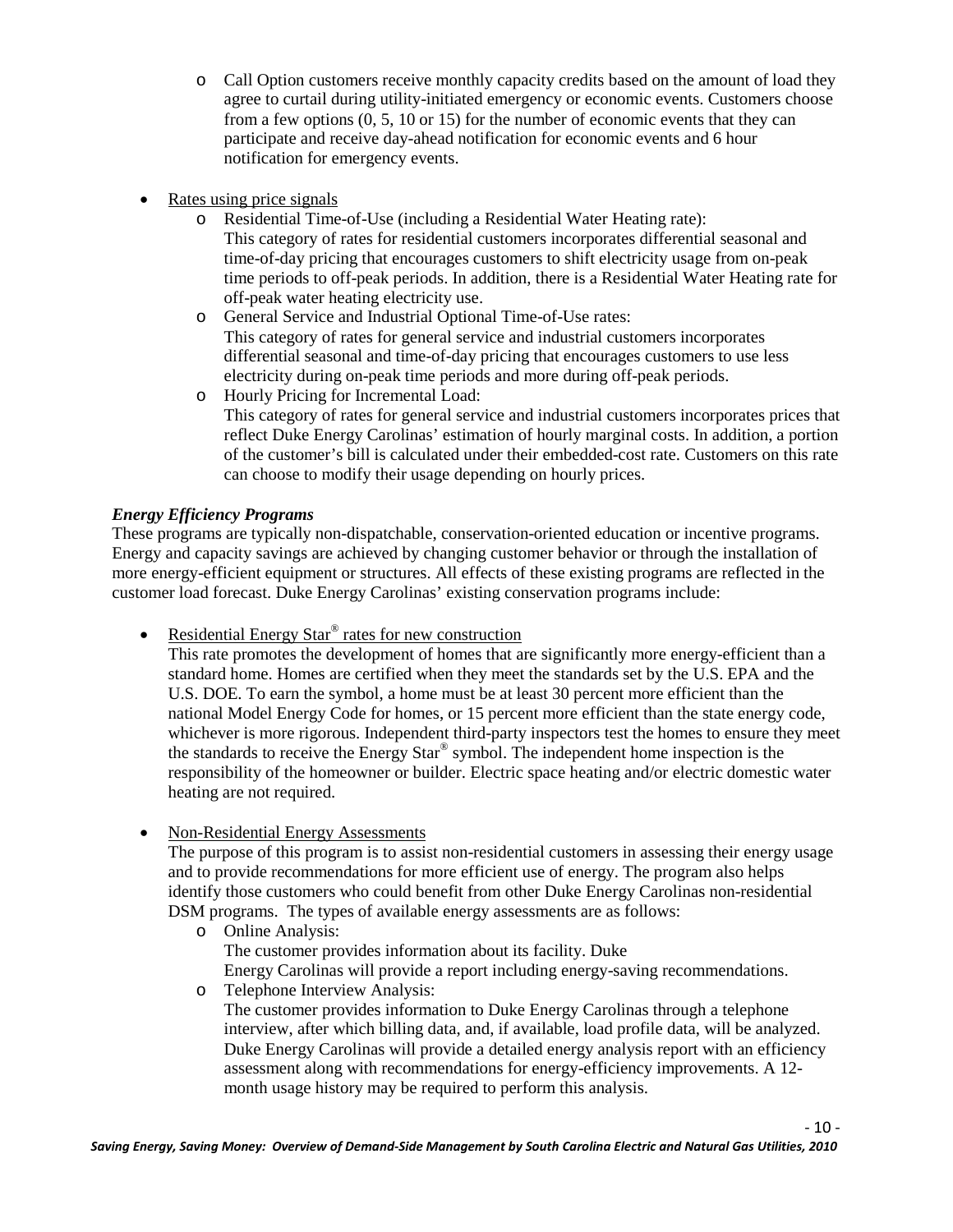- Call Option customers receive monthly capacity credits based on the amount of load they agree to curtail during utility-initiated emergency or economic events. Customers choose from a few options (0, 5, 10 or 15) for the number of economic events that they can participate and receive day-ahead notification for economic events and 6 hour notification for emergency events.

- Rates using price signals
  - Residential Time-of-Use (including a Residential Water Heating rate): This category of rates for residential customers incorporates differential seasonal and time-of-day pricing that encourages customers to shift electricity usage from on-peak time periods to off-peak periods. In addition, there is a Residential Water Heating rate for off-peak water heating electricity use.
  - General Service and Industrial Optional Time-of-Use rates: This category of rates for general service and industrial customers incorporates differential seasonal and time-of-day pricing that encourages customers to use less electricity during on-peak time periods and more during off-peak periods.
  - Hourly Pricing for Incremental Load: This category of rates for general service and industrial customers incorporates prices that reflect Duke Energy Carolinas' estimation of hourly marginal costs. In addition, a portion of the customer's bill is calculated under their embedded-cost rate. Customers on this rate can choose to modify their usage depending on hourly prices.

***Energy Efficiency Programs***

These programs are typically non-dispatchable, conservation-oriented education or incentive programs. Energy and capacity savings are achieved by changing customer behavior or through the installation of more energy-efficient equipment or structures. All effects of these existing programs are reflected in the customer load forecast. Duke Energy Carolinas' existing conservation programs include:

- Residential Energy Star® rates for new construction

  This rate promotes the development of homes that are significantly more energy-efficient than a standard home. Homes are certified when they meet the standards set by the U.S. EPA and the U.S. DOE. To earn the symbol, a home must be at least 30 percent more efficient than the national Model Energy Code for homes, or 15 percent more efficient than the state energy code, whichever is more rigorous. Independent third-party inspectors test the homes to ensure they meet the standards to receive the Energy Star® symbol. The independent home inspection is the responsibility of the homeowner or builder. Electric space heating and/or electric domestic water heating are not required.

- Non-Residential Energy Assessments

  The purpose of this program is to assist non-residential customers in assessing their energy usage and to provide recommendations for more efficient use of energy. The program also helps identify those customers who could benefit from other Duke Energy Carolinas non-residential DSM programs. The types of available energy assessments are as follows:
  - Online Analysis: The customer provides information about its facility. Duke Energy Carolinas will provide a report including energy-saving recommendations.
  - Telephone Interview Analysis: The customer provides information to Duke Energy Carolinas through a telephone interview, after which billing data, and, if available, load profile data, will be analyzed. Duke Energy Carolinas will provide a detailed energy analysis report with an efficiency assessment along with recommendations for energy-efficiency improvements. A 12-month usage history may be required to perform this analysis.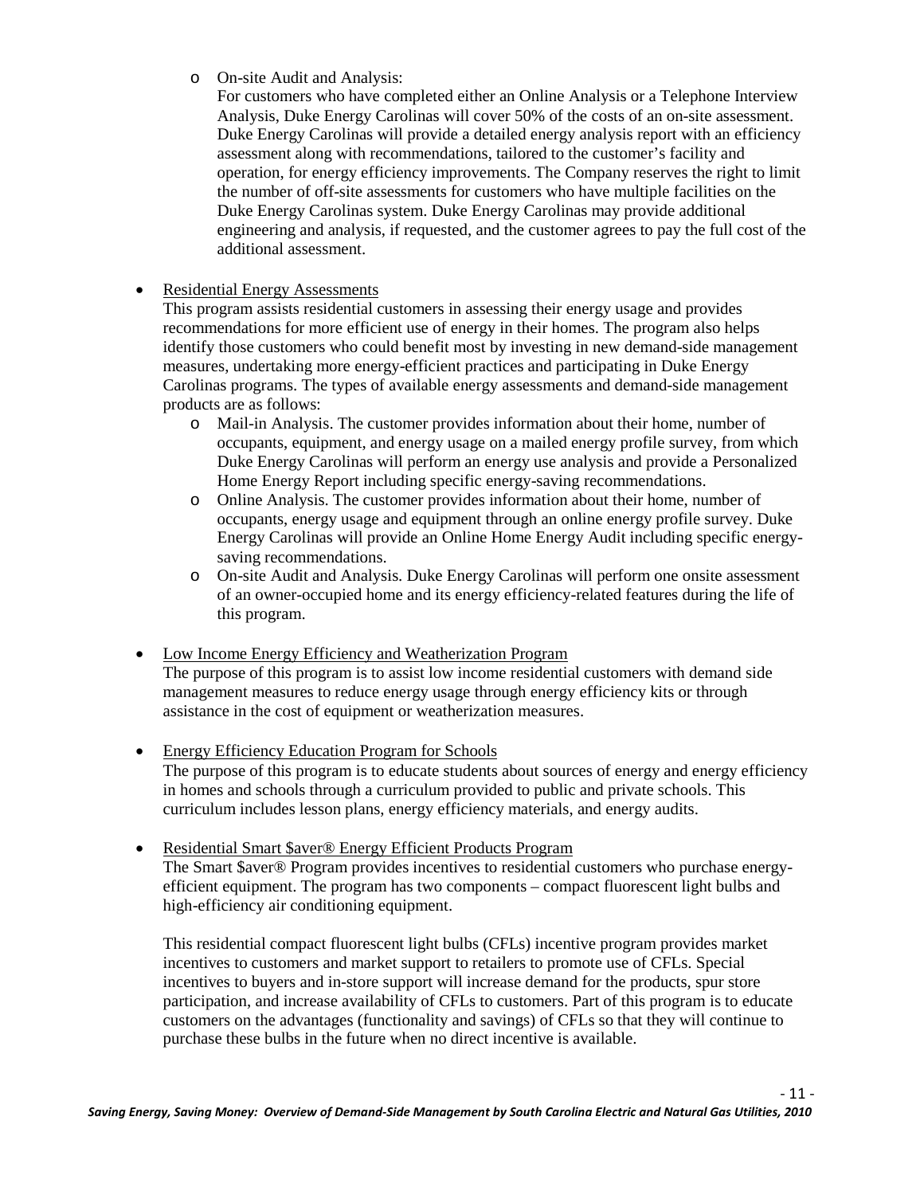- On-site Audit and Analysis:
  For customers who have completed either an Online Analysis or a Telephone Interview Analysis, Duke Energy Carolinas will cover 50% of the costs of an on-site assessment. Duke Energy Carolinas will provide a detailed energy analysis report with an efficiency assessment along with recommendations, tailored to the customer's facility and operation, for energy efficiency improvements. The Company reserves the right to limit the number of off-site assessments for customers who have multiple facilities on the Duke Energy Carolinas system. Duke Energy Carolinas may provide additional engineering and analysis, if requested, and the customer agrees to pay the full cost of the additional assessment.

- <u>Residential Energy Assessments</u>
  This program assists residential customers in assessing their energy usage and provides recommendations for more efficient use of energy in their homes. The program also helps identify those customers who could benefit most by investing in new demand-side management measures, undertaking more energy-efficient practices and participating in Duke Energy Carolinas programs. The types of available energy assessments and demand-side management products are as follows:
  - Mail-in Analysis. The customer provides information about their home, number of occupants, equipment, and energy usage on a mailed energy profile survey, from which Duke Energy Carolinas will perform an energy use analysis and provide a Personalized Home Energy Report including specific energy-saving recommendations.
  - Online Analysis. The customer provides information about their home, number of occupants, energy usage and equipment through an online energy profile survey. Duke Energy Carolinas will provide an Online Home Energy Audit including specific energy-saving recommendations.
  - On-site Audit and Analysis. Duke Energy Carolinas will perform one onsite assessment of an owner-occupied home and its energy efficiency-related features during the life of this program.

- <u>Low Income Energy Efficiency and Weatherization Program</u>
  The purpose of this program is to assist low income residential customers with demand side management measures to reduce energy usage through energy efficiency kits or through assistance in the cost of equipment or weatherization measures.

- <u>Energy Efficiency Education Program for Schools</u>
  The purpose of this program is to educate students about sources of energy and energy efficiency in homes and schools through a curriculum provided to public and private schools. This curriculum includes lesson plans, energy efficiency materials, and energy audits.

- <u>Residential Smart $aver® Energy Efficient Products Program</u>
  The Smart $aver® Program provides incentives to residential customers who purchase energy-efficient equipment. The program has two components – compact fluorescent light bulbs and high-efficiency air conditioning equipment.

  This residential compact fluorescent light bulbs (CFLs) incentive program provides market incentives to customers and market support to retailers to promote use of CFLs. Special incentives to buyers and in-store support will increase demand for the products, spur store participation, and increase availability of CFLs to customers. Part of this program is to educate customers on the advantages (functionality and savings) of CFLs so that they will continue to purchase these bulbs in the future when no direct incentive is available.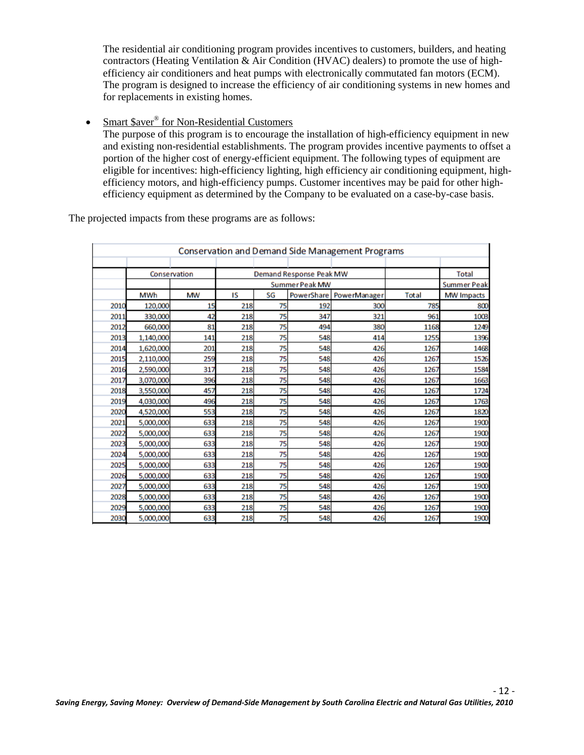The residential air conditioning program provides incentives to customers, builders, and heating contractors (Heating Ventilation & Air Condition (HVAC) dealers) to promote the use of high-efficiency air conditioners and heat pumps with electronically commutated fan motors (ECM). The program is designed to increase the efficiency of air conditioning systems in new homes and for replacements in existing homes.

- Smart $aver® for Non-Residential Customers

  The purpose of this program is to encourage the installation of high-efficiency equipment in new and existing non-residential establishments. The program provides incentive payments to offset a portion of the higher cost of energy-efficient equipment. The following types of equipment are eligible for incentives: high-efficiency lighting, high efficiency air conditioning equipment, high-efficiency motors, and high-efficiency pumps. Customer incentives may be paid for other high-efficiency equipment as determined by the Company to be evaluated on a case-by-case basis.

The projected impacts from these programs are as follows:

| Conservation and Demand Side Management Programs | | | | | | | | |
|---|---|---|---|---|---|---|---|---|
| | Conservation | | Demand Response Peak MW | | | | | Total |
| | | | Summer Peak MW | | | | | Summer Peak |
| | MWh | MW | IS | SG | PowerShare | PowerManager | Total | MW Impacts |
| 2010 | 120,000 | 15 | 218 | 75 | 192 | 300 | 785 | 800 |
| 2011 | 330,000 | 42 | 218 | 75 | 347 | 321 | 961 | 1003 |
| 2012 | 660,000 | 81 | 218 | 75 | 494 | 380 | 1168 | 1249 |
| 2013 | 1,140,000 | 141 | 218 | 75 | 548 | 414 | 1255 | 1396 |
| 2014 | 1,620,000 | 201 | 218 | 75 | 548 | 426 | 1267 | 1468 |
| 2015 | 2,110,000 | 259 | 218 | 75 | 548 | 426 | 1267 | 1526 |
| 2016 | 2,590,000 | 317 | 218 | 75 | 548 | 426 | 1267 | 1584 |
| 2017 | 3,070,000 | 396 | 218 | 75 | 548 | 426 | 1267 | 1663 |
| 2018 | 3,550,000 | 457 | 218 | 75 | 548 | 426 | 1267 | 1724 |
| 2019 | 4,030,000 | 496 | 218 | 75 | 548 | 426 | 1267 | 1763 |
| 2020 | 4,520,000 | 553 | 218 | 75 | 548 | 426 | 1267 | 1820 |
| 2021 | 5,000,000 | 633 | 218 | 75 | 548 | 426 | 1267 | 1900 |
| 2022 | 5,000,000 | 633 | 218 | 75 | 548 | 426 | 1267 | 1900 |
| 2023 | 5,000,000 | 633 | 218 | 75 | 548 | 426 | 1267 | 1900 |
| 2024 | 5,000,000 | 633 | 218 | 75 | 548 | 426 | 1267 | 1900 |
| 2025 | 5,000,000 | 633 | 218 | 75 | 548 | 426 | 1267 | 1900 |
| 2026 | 5,000,000 | 633 | 218 | 75 | 548 | 426 | 1267 | 1900 |
| 2027 | 5,000,000 | 633 | 218 | 75 | 548 | 426 | 1267 | 1900 |
| 2028 | 5,000,000 | 633 | 218 | 75 | 548 | 426 | 1267 | 1900 |
| 2029 | 5,000,000 | 633 | 218 | 75 | 548 | 426 | 1267 | 1900 |
| 2030 | 5,000,000 | 633 | 218 | 75 | 548 | 426 | 1267 | 1900 |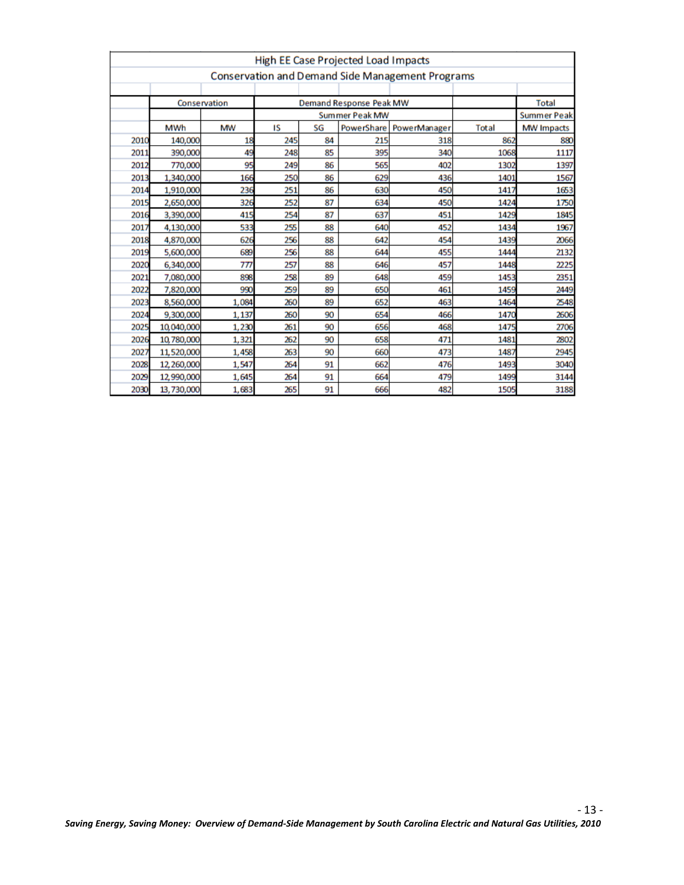| High EE Case Projected Load Impacts | | | | | | | | |
|---|---|---|---|---|---|---|---|---|
| Conservation and Demand Side Management Programs | | | | | | | | |
| | Conservation | | Demand Response Peak MW | | | | | Total |
| | | | Summer Peak MW | | | | | Summer Peak |
| | MWh | MW | IS | SG | PowerShare | PowerManager | Total | MW Impacts |
| 2010 | 140,000 | 18 | 245 | 84 | 215 | 318 | 862 | 880 |
| 2011 | 390,000 | 49 | 248 | 85 | 395 | 340 | 1068 | 1117 |
| 2012 | 770,000 | 95 | 249 | 86 | 565 | 402 | 1302 | 1397 |
| 2013 | 1,340,000 | 166 | 250 | 86 | 629 | 436 | 1401 | 1567 |
| 2014 | 1,910,000 | 236 | 251 | 86 | 630 | 450 | 1417 | 1653 |
| 2015 | 2,650,000 | 326 | 252 | 87 | 634 | 450 | 1424 | 1750 |
| 2016 | 3,390,000 | 415 | 254 | 87 | 637 | 451 | 1429 | 1845 |
| 2017 | 4,130,000 | 533 | 255 | 88 | 640 | 452 | 1434 | 1967 |
| 2018 | 4,870,000 | 626 | 256 | 88 | 642 | 454 | 1439 | 2066 |
| 2019 | 5,600,000 | 689 | 256 | 88 | 644 | 455 | 1444 | 2132 |
| 2020 | 6,340,000 | 777 | 257 | 88 | 646 | 457 | 1448 | 2225 |
| 2021 | 7,080,000 | 898 | 258 | 89 | 648 | 459 | 1453 | 2351 |
| 2022 | 7,820,000 | 990 | 259 | 89 | 650 | 461 | 1459 | 2449 |
| 2023 | 8,560,000 | 1,084 | 260 | 89 | 652 | 463 | 1464 | 2548 |
| 2024 | 9,300,000 | 1,137 | 260 | 90 | 654 | 466 | 1470 | 2606 |
| 2025 | 10,040,000 | 1,230 | 261 | 90 | 656 | 468 | 1475 | 2706 |
| 2026 | 10,780,000 | 1,321 | 262 | 90 | 658 | 471 | 1481 | 2802 |
| 2027 | 11,520,000 | 1,458 | 263 | 90 | 660 | 473 | 1487 | 2945 |
| 2028 | 12,260,000 | 1,547 | 264 | 91 | 662 | 476 | 1493 | 3040 |
| 2029 | 12,990,000 | 1,645 | 264 | 91 | 664 | 479 | 1499 | 3144 |
| 2030 | 13,730,000 | 1,683 | 265 | 91 | 666 | 482 | 1505 | 3188 |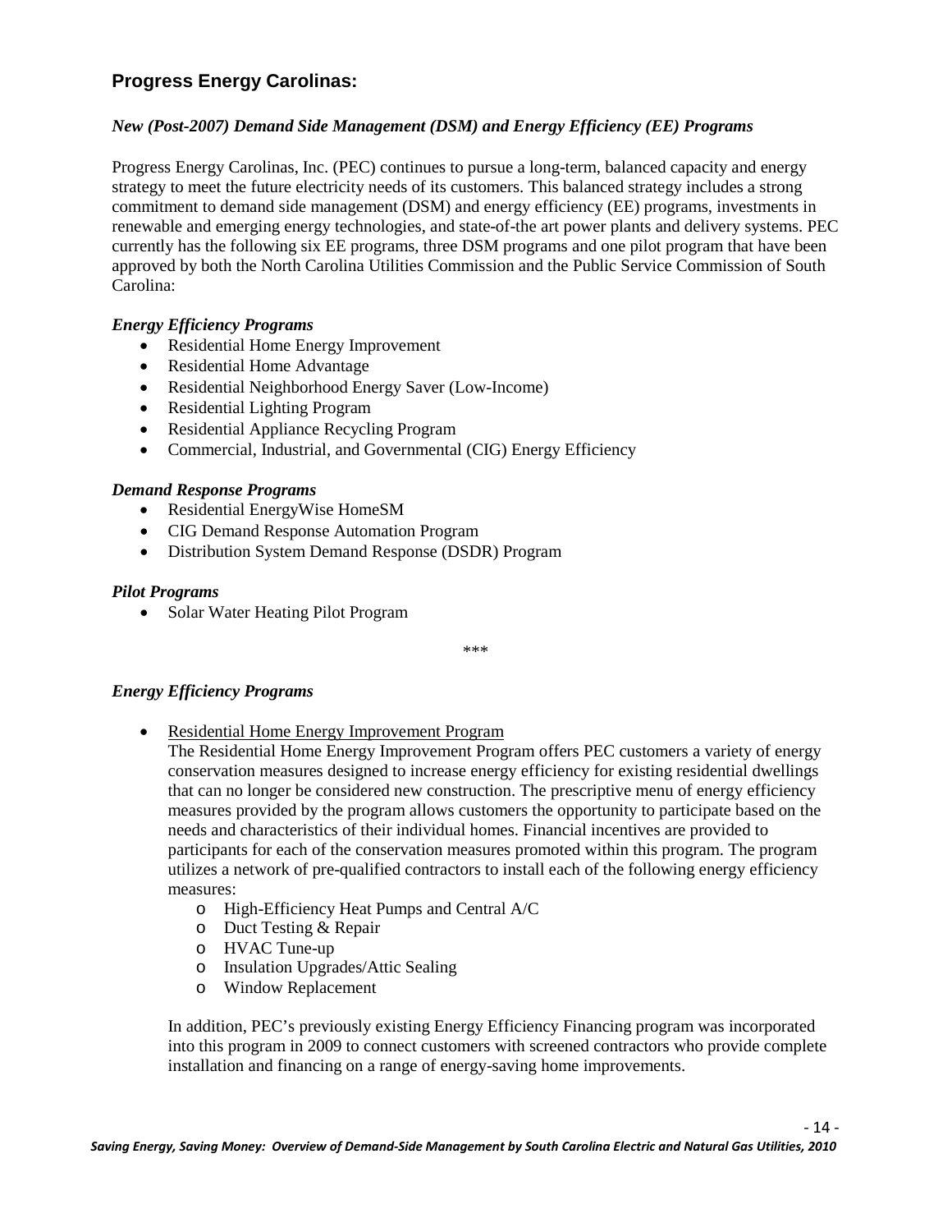## Progress Energy Carolinas:

### *New (Post-2007) Demand Side Management (DSM) and Energy Efficiency (EE) Programs*

Progress Energy Carolinas, Inc. (PEC) continues to pursue a long-term, balanced capacity and energy strategy to meet the future electricity needs of its customers. This balanced strategy includes a strong commitment to demand side management (DSM) and energy efficiency (EE) programs, investments in renewable and emerging energy technologies, and state-of-the art power plants and delivery systems. PEC currently has the following six EE programs, three DSM programs and one pilot program that have been approved by both the North Carolina Utilities Commission and the Public Service Commission of South Carolina:

***Energy Efficiency Programs***

- Residential Home Energy Improvement
- Residential Home Advantage
- Residential Neighborhood Energy Saver (Low-Income)
- Residential Lighting Program
- Residential Appliance Recycling Program
- Commercial, Industrial, and Governmental (CIG) Energy Efficiency

***Demand Response Programs***

- Residential EnergyWise HomeSM
- CIG Demand Response Automation Program
- Distribution System Demand Response (DSDR) Program

***Pilot Programs***

- Solar Water Heating Pilot Program

\*\*\*

***Energy Efficiency Programs***

- Residential Home Energy Improvement Program

  The Residential Home Energy Improvement Program offers PEC customers a variety of energy conservation measures designed to increase energy efficiency for existing residential dwellings that can no longer be considered new construction. The prescriptive menu of energy efficiency measures provided by the program allows customers the opportunity to participate based on the needs and characteristics of their individual homes. Financial incentives are provided to participants for each of the conservation measures promoted within this program. The program utilizes a network of pre-qualified contractors to install each of the following energy efficiency measures:
  - High-Efficiency Heat Pumps and Central A/C
  - Duct Testing & Repair
  - HVAC Tune-up
  - Insulation Upgrades/Attic Sealing
  - Window Replacement

  In addition, PEC's previously existing Energy Efficiency Financing program was incorporated into this program in 2009 to connect customers with screened contractors who provide complete installation and financing on a range of energy-saving home improvements.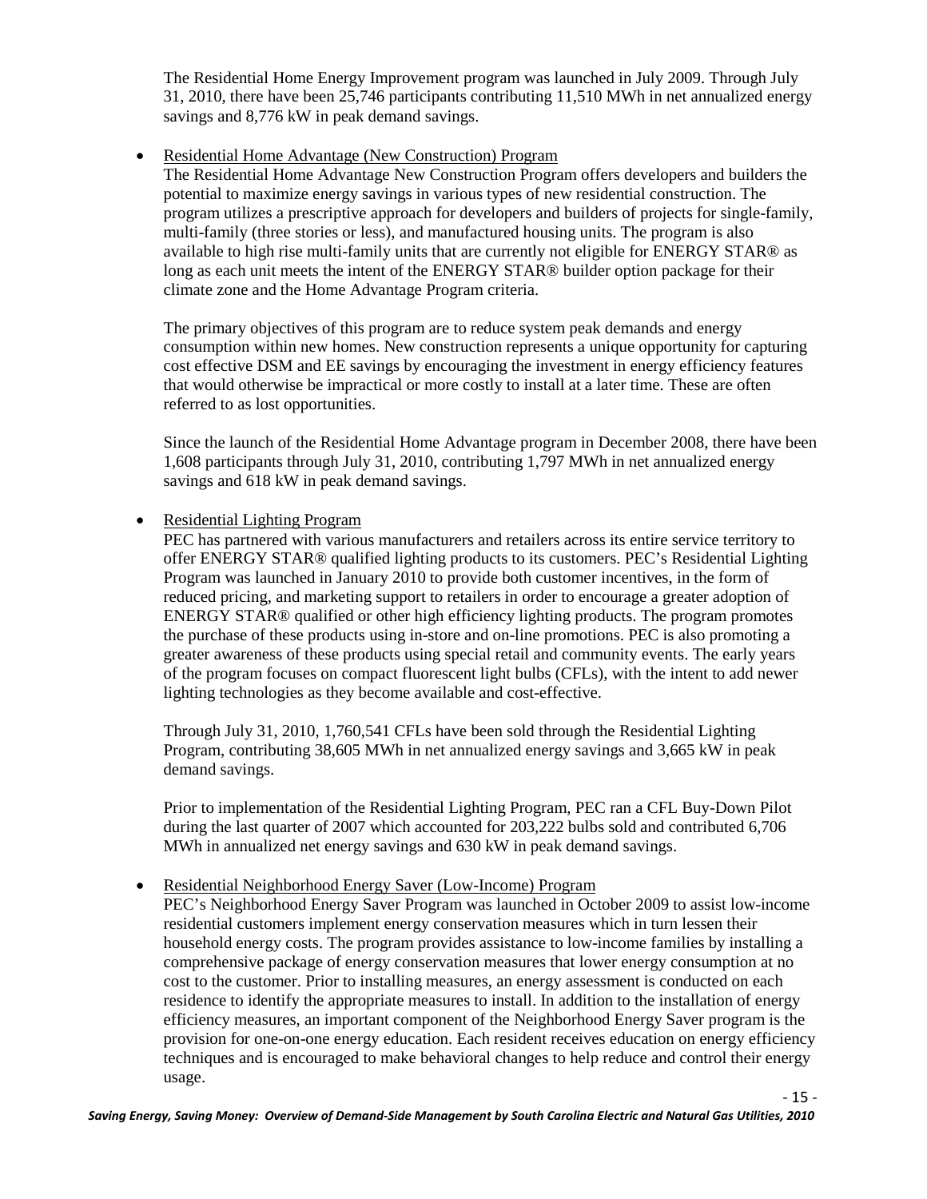The Residential Home Energy Improvement program was launched in July 2009. Through July 31, 2010, there have been 25,746 participants contributing 11,510 MWh in net annualized energy savings and 8,776 kW in peak demand savings.

- Residential Home Advantage (New Construction) Program

  The Residential Home Advantage New Construction Program offers developers and builders the potential to maximize energy savings in various types of new residential construction. The program utilizes a prescriptive approach for developers and builders of projects for single-family, multi-family (three stories or less), and manufactured housing units. The program is also available to high rise multi-family units that are currently not eligible for ENERGY STAR® as long as each unit meets the intent of the ENERGY STAR® builder option package for their climate zone and the Home Advantage Program criteria.

  The primary objectives of this program are to reduce system peak demands and energy consumption within new homes. New construction represents a unique opportunity for capturing cost effective DSM and EE savings by encouraging the investment in energy efficiency features that would otherwise be impractical or more costly to install at a later time. These are often referred to as lost opportunities.

  Since the launch of the Residential Home Advantage program in December 2008, there have been 1,608 participants through July 31, 2010, contributing 1,797 MWh in net annualized energy savings and 618 kW in peak demand savings.

- Residential Lighting Program

  PEC has partnered with various manufacturers and retailers across its entire service territory to offer ENERGY STAR® qualified lighting products to its customers. PEC's Residential Lighting Program was launched in January 2010 to provide both customer incentives, in the form of reduced pricing, and marketing support to retailers in order to encourage a greater adoption of ENERGY STAR® qualified or other high efficiency lighting products. The program promotes the purchase of these products using in-store and on-line promotions. PEC is also promoting a greater awareness of these products using special retail and community events. The early years of the program focuses on compact fluorescent light bulbs (CFLs), with the intent to add newer lighting technologies as they become available and cost-effective.

  Through July 31, 2010, 1,760,541 CFLs have been sold through the Residential Lighting Program, contributing 38,605 MWh in net annualized energy savings and 3,665 kW in peak demand savings.

  Prior to implementation of the Residential Lighting Program, PEC ran a CFL Buy-Down Pilot during the last quarter of 2007 which accounted for 203,222 bulbs sold and contributed 6,706 MWh in annualized net energy savings and 630 kW in peak demand savings.

- Residential Neighborhood Energy Saver (Low-Income) Program

  PEC's Neighborhood Energy Saver Program was launched in October 2009 to assist low-income residential customers implement energy conservation measures which in turn lessen their household energy costs. The program provides assistance to low-income families by installing a comprehensive package of energy conservation measures that lower energy consumption at no cost to the customer. Prior to installing measures, an energy assessment is conducted on each residence to identify the appropriate measures to install. In addition to the installation of energy efficiency measures, an important component of the Neighborhood Energy Saver program is the provision for one-on-one energy education. Each resident receives education on energy efficiency techniques and is encouraged to make behavioral changes to help reduce and control their energy usage.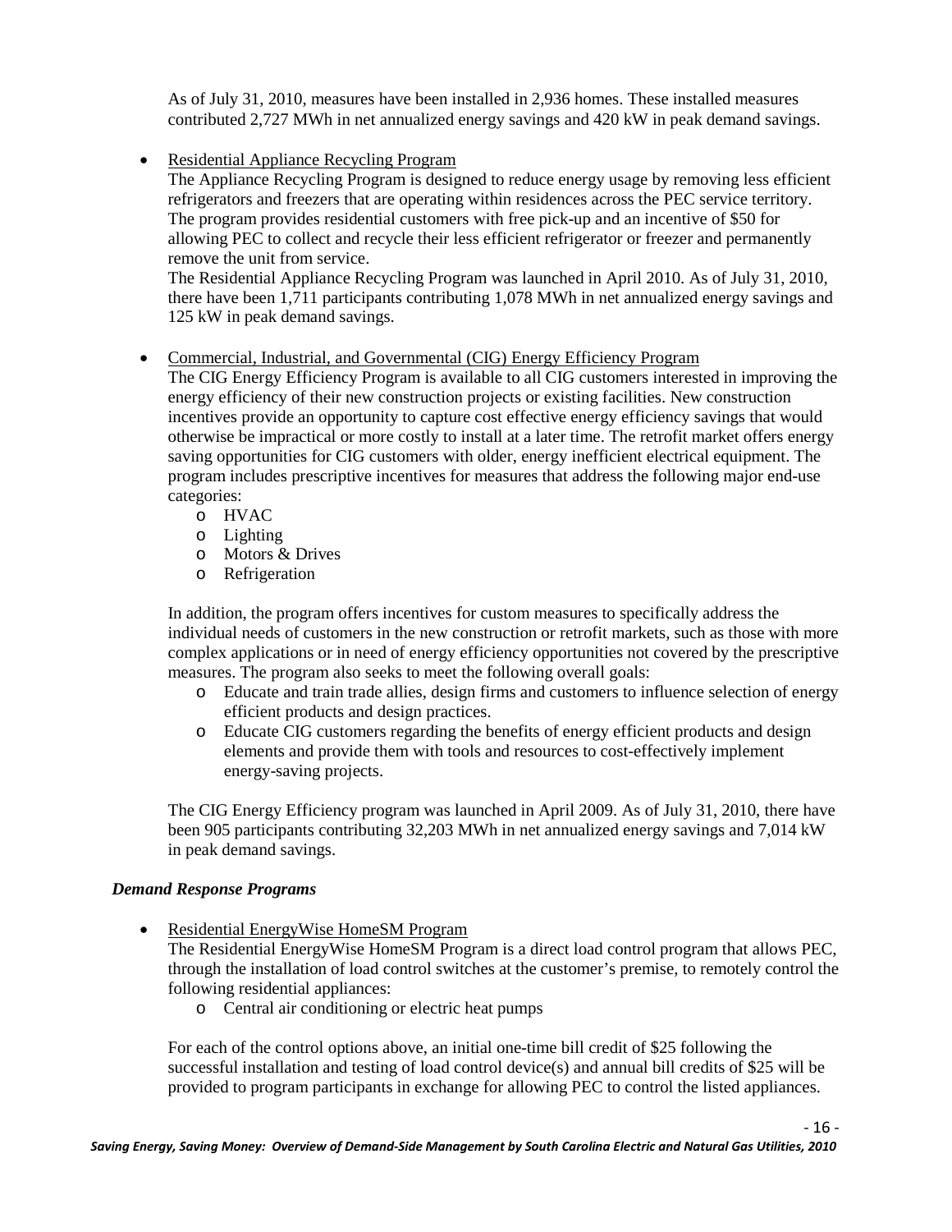As of July 31, 2010, measures have been installed in 2,936 homes. These installed measures contributed 2,727 MWh in net annualized energy savings and 420 kW in peak demand savings.

- Residential Appliance Recycling Program

  The Appliance Recycling Program is designed to reduce energy usage by removing less efficient refrigerators and freezers that are operating within residences across the PEC service territory. The program provides residential customers with free pick-up and an incentive of $50 for allowing PEC to collect and recycle their less efficient refrigerator or freezer and permanently remove the unit from service.

  The Residential Appliance Recycling Program was launched in April 2010. As of July 31, 2010, there have been 1,711 participants contributing 1,078 MWh in net annualized energy savings and 125 kW in peak demand savings.

- Commercial, Industrial, and Governmental (CIG) Energy Efficiency Program

  The CIG Energy Efficiency Program is available to all CIG customers interested in improving the energy efficiency of their new construction projects or existing facilities. New construction incentives provide an opportunity to capture cost effective energy efficiency savings that would otherwise be impractical or more costly to install at a later time. The retrofit market offers energy saving opportunities for CIG customers with older, energy inefficient electrical equipment. The program includes prescriptive incentives for measures that address the following major end-use categories:

  - HVAC
  - Lighting
  - Motors & Drives
  - Refrigeration

  In addition, the program offers incentives for custom measures to specifically address the individual needs of customers in the new construction or retrofit markets, such as those with more complex applications or in need of energy efficiency opportunities not covered by the prescriptive measures. The program also seeks to meet the following overall goals:

  - Educate and train trade allies, design firms and customers to influence selection of energy efficient products and design practices.
  - Educate CIG customers regarding the benefits of energy efficient products and design elements and provide them with tools and resources to cost-effectively implement energy-saving projects.

  The CIG Energy Efficiency program was launched in April 2009. As of July 31, 2010, there have been 905 participants contributing 32,203 MWh in net annualized energy savings and 7,014 kW in peak demand savings.

***Demand Response Programs***

- Residential EnergyWise HomeSM Program

  The Residential EnergyWise HomeSM Program is a direct load control program that allows PEC, through the installation of load control switches at the customer's premise, to remotely control the following residential appliances:

  - Central air conditioning or electric heat pumps

  For each of the control options above, an initial one-time bill credit of $25 following the successful installation and testing of load control device(s) and annual bill credits of $25 will be provided to program participants in exchange for allowing PEC to control the listed appliances.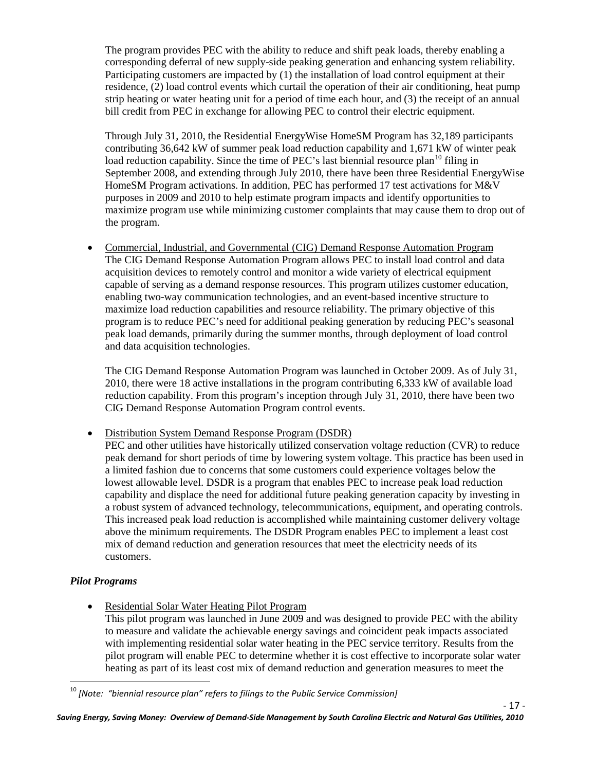The program provides PEC with the ability to reduce and shift peak loads, thereby enabling a corresponding deferral of new supply-side peaking generation and enhancing system reliability. Participating customers are impacted by (1) the installation of load control equipment at their residence, (2) load control events which curtail the operation of their air conditioning, heat pump strip heating or water heating unit for a period of time each hour, and (3) the receipt of an annual bill credit from PEC in exchange for allowing PEC to control their electric equipment.

Through July 31, 2010, the Residential EnergyWise HomeSM Program has 32,189 participants contributing 36,642 kW of summer peak load reduction capability and 1,671 kW of winter peak load reduction capability. Since the time of PEC's last biennial resource plan[10] filing in September 2008, and extending through July 2010, there have been three Residential EnergyWise HomeSM Program activations. In addition, PEC has performed 17 test activations for M&V purposes in 2009 and 2010 to help estimate program impacts and identify opportunities to maximize program use while minimizing customer complaints that may cause them to drop out of the program.

- <u>Commercial, Industrial, and Governmental (CIG) Demand Response Automation Program</u>
  The CIG Demand Response Automation Program allows PEC to install load control and data acquisition devices to remotely control and monitor a wide variety of electrical equipment capable of serving as a demand response resources. This program utilizes customer education, enabling two-way communication technologies, and an event-based incentive structure to maximize load reduction capabilities and resource reliability. The primary objective of this program is to reduce PEC's need for additional peaking generation by reducing PEC's seasonal peak load demands, primarily during the summer months, through deployment of load control and data acquisition technologies.

  The CIG Demand Response Automation Program was launched in October 2009. As of July 31, 2010, there were 18 active installations in the program contributing 6,333 kW of available load reduction capability. From this program's inception through July 31, 2010, there have been two CIG Demand Response Automation Program control events.

- <u>Distribution System Demand Response Program (DSDR)</u>
  PEC and other utilities have historically utilized conservation voltage reduction (CVR) to reduce peak demand for short periods of time by lowering system voltage. This practice has been used in a limited fashion due to concerns that some customers could experience voltages below the lowest allowable level. DSDR is a program that enables PEC to increase peak load reduction capability and displace the need for additional future peaking generation capacity by investing in a robust system of advanced technology, telecommunications, equipment, and operating controls. This increased peak load reduction is accomplished while maintaining customer delivery voltage above the minimum requirements. The DSDR Program enables PEC to implement a least cost mix of demand reduction and generation resources that meet the electricity needs of its customers.

### *Pilot Programs*

- <u>Residential Solar Water Heating Pilot Program</u>
  This pilot program was launched in June 2009 and was designed to provide PEC with the ability to measure and validate the achievable energy savings and coincident peak impacts associated with implementing residential solar water heating in the PEC service territory. Results from the pilot program will enable PEC to determine whether it is cost effective to incorporate solar water heating as part of its least cost mix of demand reduction and generation measures to meet the

[10] *[Note: "biennial resource plan" refers to filings to the Public Service Commission]*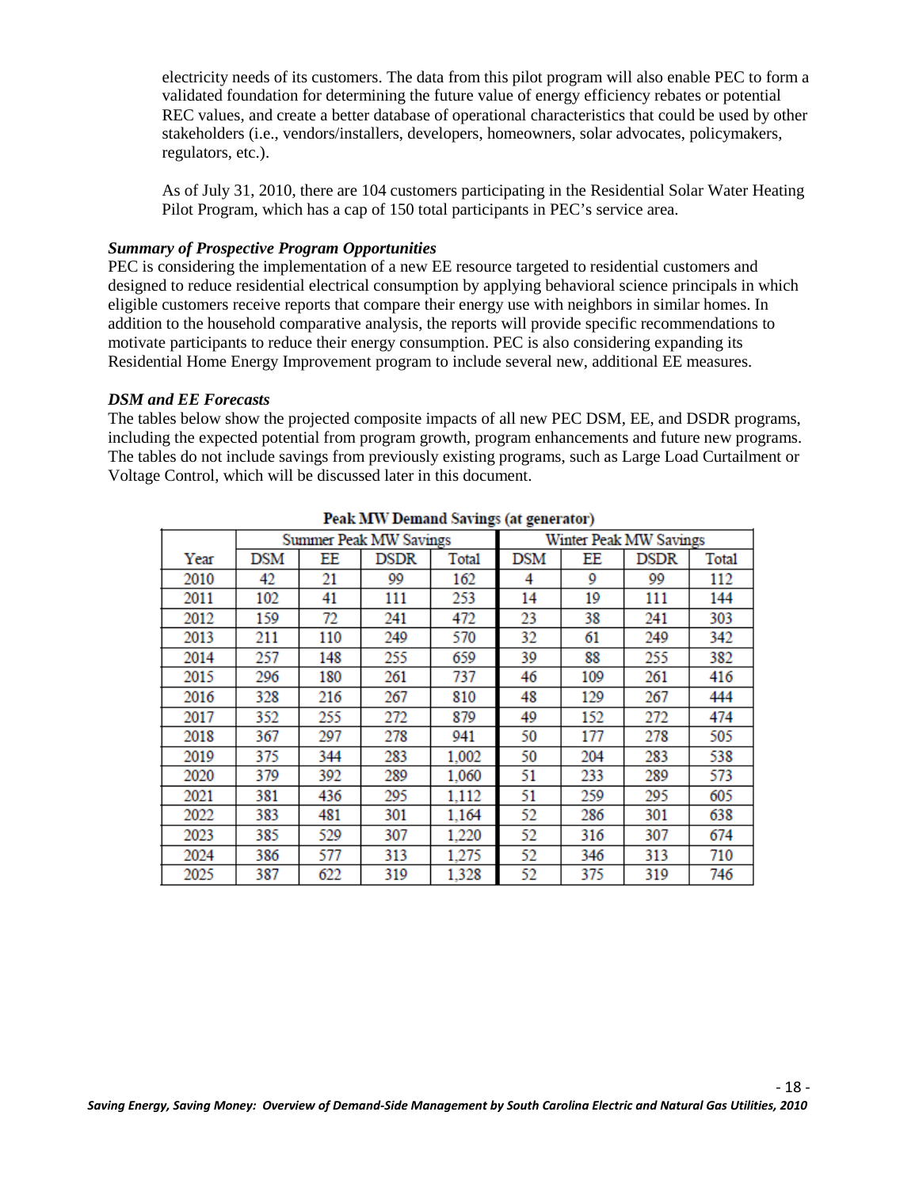electricity needs of its customers. The data from this pilot program will also enable PEC to form a validated foundation for determining the future value of energy efficiency rebates or potential REC values, and create a better database of operational characteristics that could be used by other stakeholders (i.e., vendors/installers, developers, homeowners, solar advocates, policymakers, regulators, etc.).

As of July 31, 2010, there are 104 customers participating in the Residential Solar Water Heating Pilot Program, which has a cap of 150 total participants in PEC's service area.

***Summary of Prospective Program Opportunities***

PEC is considering the implementation of a new EE resource targeted to residential customers and designed to reduce residential electrical consumption by applying behavioral science principals in which eligible customers receive reports that compare their energy use with neighbors in similar homes. In addition to the household comparative analysis, the reports will provide specific recommendations to motivate participants to reduce their energy consumption. PEC is also considering expanding its Residential Home Energy Improvement program to include several new, additional EE measures.

***DSM and EE Forecasts***

The tables below show the projected composite impacts of all new PEC DSM, EE, and DSDR programs, including the expected potential from program growth, program enhancements and future new programs. The tables do not include savings from previously existing programs, such as Large Load Curtailment or Voltage Control, which will be discussed later in this document.

**Peak MW Demand Savings (at generator)**

| | Summer Peak MW Savings | | | | Winter Peak MW Savings | | | |
|---|---|---|---|---|---|---|---|---|
| Year | DSM | EE | DSDR | Total | DSM | EE | DSDR | Total |
| 2010 | 42 | 21 | 99 | 162 | 4 | 9 | 99 | 112 |
| 2011 | 102 | 41 | 111 | 253 | 14 | 19 | 111 | 144 |
| 2012 | 159 | 72 | 241 | 472 | 23 | 38 | 241 | 303 |
| 2013 | 211 | 110 | 249 | 570 | 32 | 61 | 249 | 342 |
| 2014 | 257 | 148 | 255 | 659 | 39 | 88 | 255 | 382 |
| 2015 | 296 | 180 | 261 | 737 | 46 | 109 | 261 | 416 |
| 2016 | 328 | 216 | 267 | 810 | 48 | 129 | 267 | 444 |
| 2017 | 352 | 255 | 272 | 879 | 49 | 152 | 272 | 474 |
| 2018 | 367 | 297 | 278 | 941 | 50 | 177 | 278 | 505 |
| 2019 | 375 | 344 | 283 | 1,002 | 50 | 204 | 283 | 538 |
| 2020 | 379 | 392 | 289 | 1,060 | 51 | 233 | 289 | 573 |
| 2021 | 381 | 436 | 295 | 1,112 | 51 | 259 | 295 | 605 |
| 2022 | 383 | 481 | 301 | 1,164 | 52 | 286 | 301 | 638 |
| 2023 | 385 | 529 | 307 | 1,220 | 52 | 316 | 307 | 674 |
| 2024 | 386 | 577 | 313 | 1,275 | 52 | 346 | 313 | 710 |
| 2025 | 387 | 622 | 319 | 1,328 | 52 | 375 | 319 | 746 |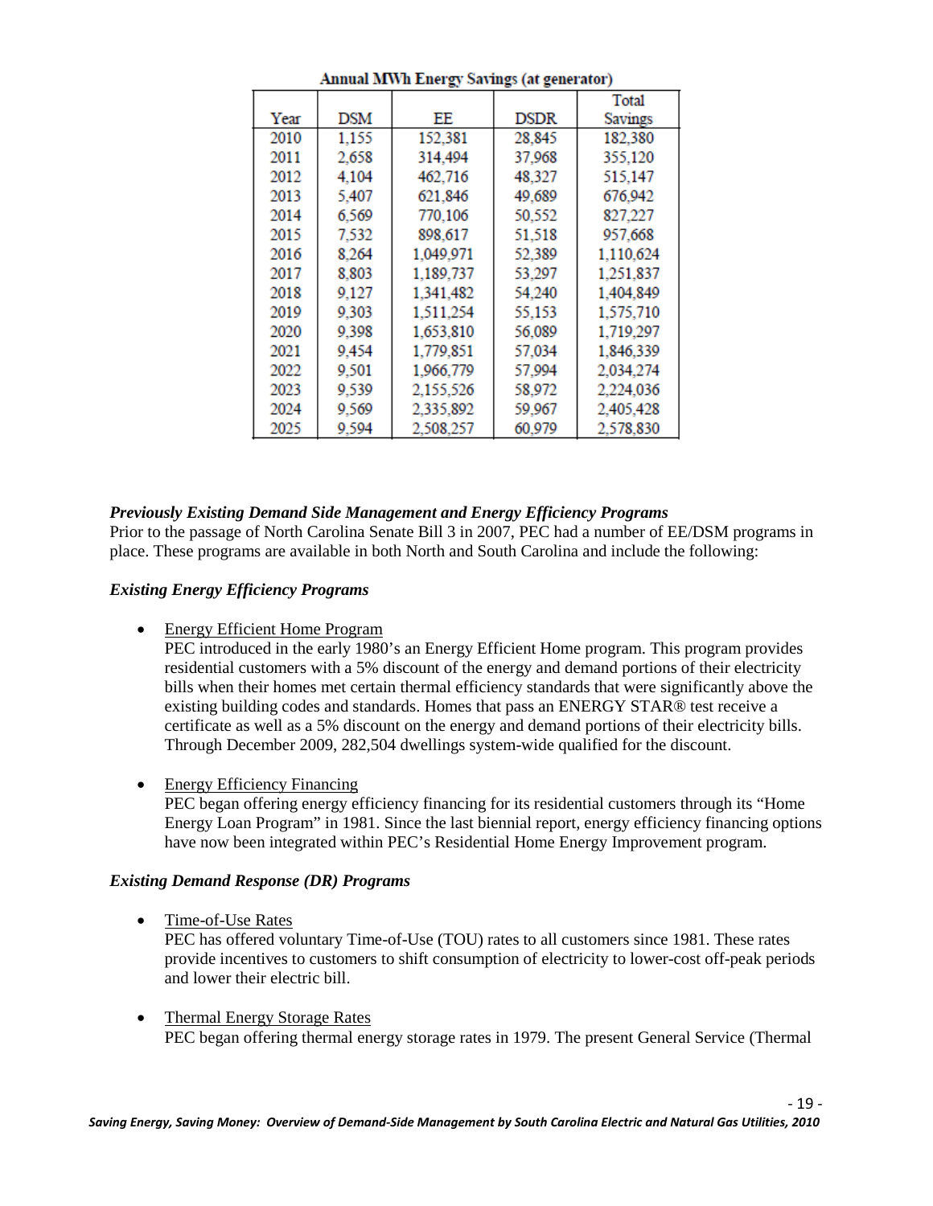**Annual MWh Energy Savings (at generator)**

| Year | DSM | EE | DSDR | Total Savings |
|---|---|---|---|---|
| 2010 | 1,155 | 152,381 | 28,845 | 182,380 |
| 2011 | 2,658 | 314,494 | 37,968 | 355,120 |
| 2012 | 4,104 | 462,716 | 48,327 | 515,147 |
| 2013 | 5,407 | 621,846 | 49,689 | 676,942 |
| 2014 | 6,569 | 770,106 | 50,552 | 827,227 |
| 2015 | 7,532 | 898,617 | 51,518 | 957,668 |
| 2016 | 8,264 | 1,049,971 | 52,389 | 1,110,624 |
| 2017 | 8,803 | 1,189,737 | 53,297 | 1,251,837 |
| 2018 | 9,127 | 1,341,482 | 54,240 | 1,404,849 |
| 2019 | 9,303 | 1,511,254 | 55,153 | 1,575,710 |
| 2020 | 9,398 | 1,653,810 | 56,089 | 1,719,297 |
| 2021 | 9,454 | 1,779,851 | 57,034 | 1,846,339 |
| 2022 | 9,501 | 1,966,779 | 57,994 | 2,034,274 |
| 2023 | 9,539 | 2,155,526 | 58,972 | 2,224,036 |
| 2024 | 9,569 | 2,335,892 | 59,967 | 2,405,428 |
| 2025 | 9,594 | 2,508,257 | 60,979 | 2,578,830 |

***Previously Existing Demand Side Management and Energy Efficiency Programs***

Prior to the passage of North Carolina Senate Bill 3 in 2007, PEC had a number of EE/DSM programs in place. These programs are available in both North and South Carolina and include the following:

***Existing Energy Efficiency Programs***

- Energy Efficient Home Program
  PEC introduced in the early 1980's an Energy Efficient Home program. This program provides residential customers with a 5% discount of the energy and demand portions of their electricity bills when their homes met certain thermal efficiency standards that were significantly above the existing building codes and standards. Homes that pass an ENERGY STAR® test receive a certificate as well as a 5% discount on the energy and demand portions of their electricity bills. Through December 2009, 282,504 dwellings system-wide qualified for the discount.

- Energy Efficiency Financing
  PEC began offering energy efficiency financing for its residential customers through its "Home Energy Loan Program" in 1981. Since the last biennial report, energy efficiency financing options have now been integrated within PEC's Residential Home Energy Improvement program.

***Existing Demand Response (DR) Programs***

- Time-of-Use Rates
  PEC has offered voluntary Time-of-Use (TOU) rates to all customers since 1981. These rates provide incentives to customers to shift consumption of electricity to lower-cost off-peak periods and lower their electric bill.

- Thermal Energy Storage Rates
  PEC began offering thermal energy storage rates in 1979. The present General Service (Thermal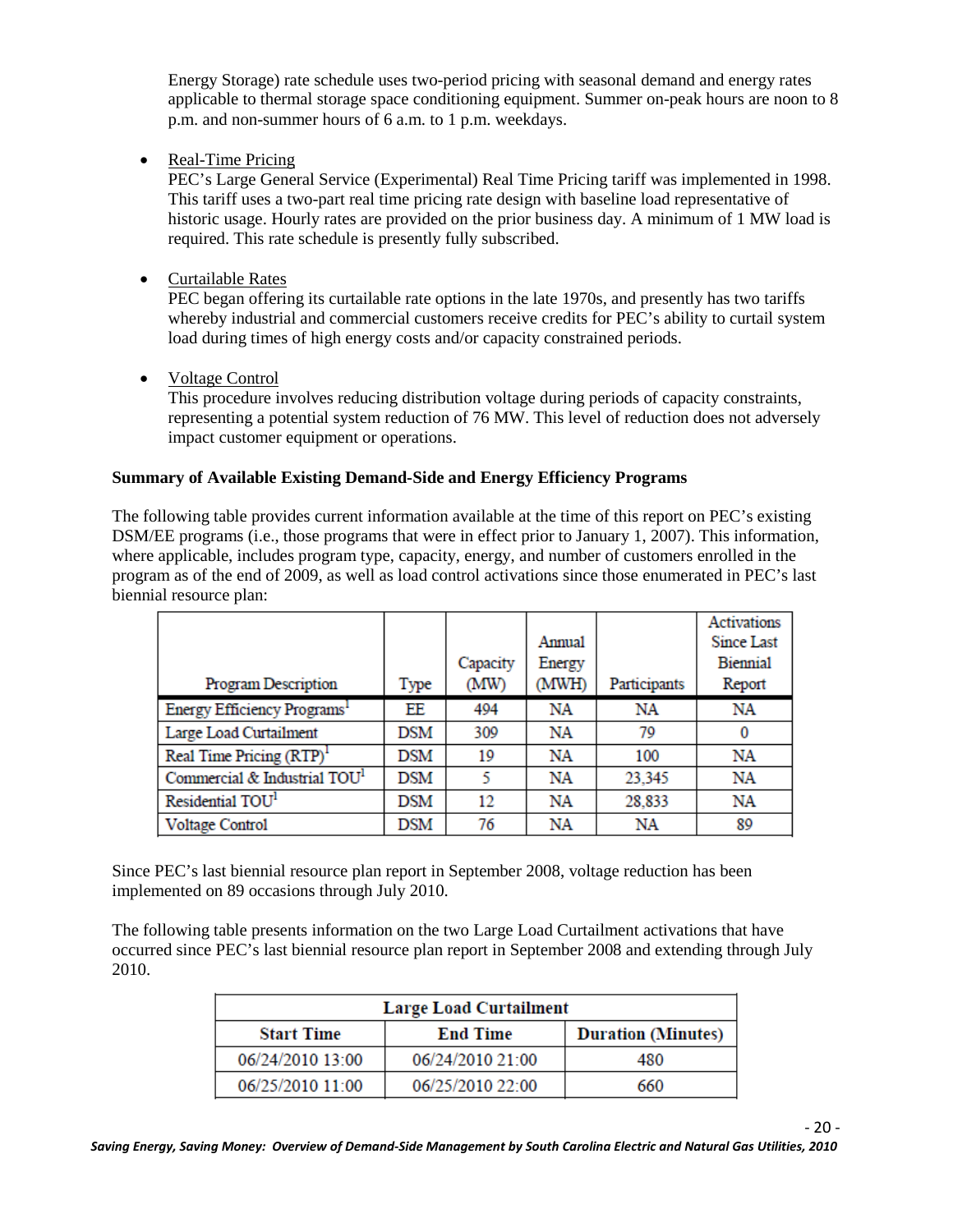Energy Storage) rate schedule uses two-period pricing with seasonal demand and energy rates applicable to thermal storage space conditioning equipment. Summer on-peak hours are noon to 8 p.m. and non-summer hours of 6 a.m. to 1 p.m. weekdays.

- Real-Time Pricing
  PEC's Large General Service (Experimental) Real Time Pricing tariff was implemented in 1998. This tariff uses a two-part real time pricing rate design with baseline load representative of historic usage. Hourly rates are provided on the prior business day. A minimum of 1 MW load is required. This rate schedule is presently fully subscribed.

- Curtailable Rates
  PEC began offering its curtailable rate options in the late 1970s, and presently has two tariffs whereby industrial and commercial customers receive credits for PEC's ability to curtail system load during times of high energy costs and/or capacity constrained periods.

- Voltage Control
  This procedure involves reducing distribution voltage during periods of capacity constraints, representing a potential system reduction of 76 MW. This level of reduction does not adversely impact customer equipment or operations.

**Summary of Available Existing Demand-Side and Energy Efficiency Programs**

The following table provides current information available at the time of this report on PEC's existing DSM/EE programs (i.e., those programs that were in effect prior to January 1, 2007). This information, where applicable, includes program type, capacity, energy, and number of customers enrolled in the program as of the end of 2009, as well as load control activations since those enumerated in PEC's last biennial resource plan:

| Program Description | Type | Capacity (MW) | Annual Energy (MWH) | Participants | Activations Since Last Biennial Report |
|---|---|---|---|---|---|
| Energy Efficiency Programs[1] | EE | 494 | NA | NA | NA |
| Large Load Curtailment | DSM | 309 | NA | 79 | 0 |
| Real Time Pricing (RTP)[1] | DSM | 19 | NA | 100 | NA |
| Commercial & Industrial TOU[1] | DSM | 5 | NA | 23,345 | NA |
| Residential TOU[1] | DSM | 12 | NA | 28,833 | NA |
| Voltage Control | DSM | 76 | NA | NA | 89 |

Since PEC's last biennial resource plan report in September 2008, voltage reduction has been implemented on 89 occasions through July 2010.

The following table presents information on the two Large Load Curtailment activations that have occurred since PEC's last biennial resource plan report in September 2008 and extending through July 2010.

| Large Load Curtailment | | |
|---|---|---|
| **Start Time** | **End Time** | **Duration (Minutes)** |
| 06/24/2010 13:00 | 06/24/2010 21:00 | 480 |
| 06/25/2010 11:00 | 06/25/2010 22:00 | 660 |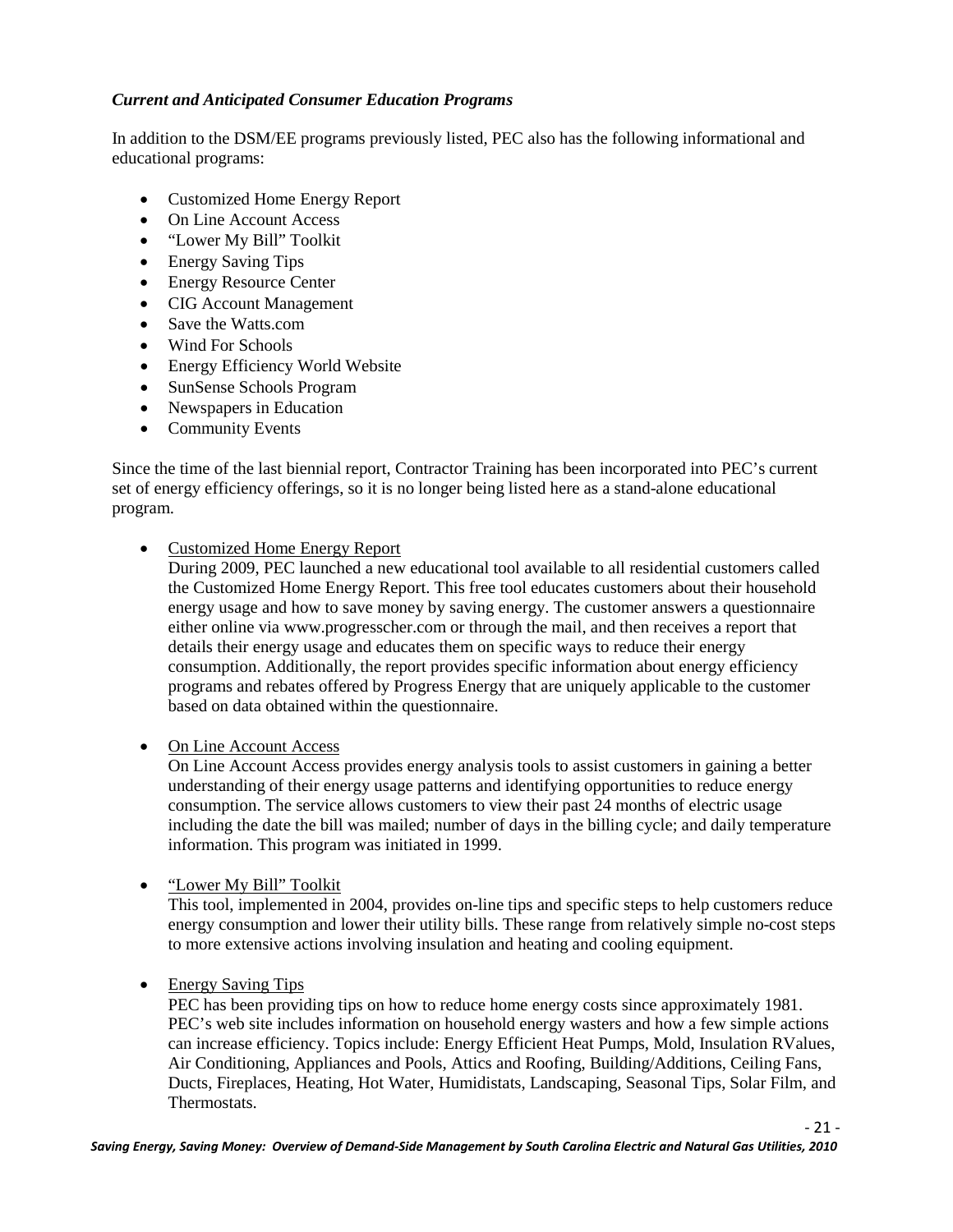### *Current and Anticipated Consumer Education Programs*

In addition to the DSM/EE programs previously listed, PEC also has the following informational and educational programs:

- Customized Home Energy Report
- On Line Account Access
- "Lower My Bill" Toolkit
- Energy Saving Tips
- Energy Resource Center
- CIG Account Management
- Save the Watts.com
- Wind For Schools
- Energy Efficiency World Website
- SunSense Schools Program
- Newspapers in Education
- Community Events

Since the time of the last biennial report, Contractor Training has been incorporated into PEC's current set of energy efficiency offerings, so it is no longer being listed here as a stand-alone educational program.

- <u>Customized Home Energy Report</u>
  During 2009, PEC launched a new educational tool available to all residential customers called the Customized Home Energy Report. This free tool educates customers about their household energy usage and how to save money by saving energy. The customer answers a questionnaire either online via www.progresscher.com or through the mail, and then receives a report that details their energy usage and educates them on specific ways to reduce their energy consumption. Additionally, the report provides specific information about energy efficiency programs and rebates offered by Progress Energy that are uniquely applicable to the customer based on data obtained within the questionnaire.

- <u>On Line Account Access</u>
  On Line Account Access provides energy analysis tools to assist customers in gaining a better understanding of their energy usage patterns and identifying opportunities to reduce energy consumption. The service allows customers to view their past 24 months of electric usage including the date the bill was mailed; number of days in the billing cycle; and daily temperature information. This program was initiated in 1999.

- <u>"Lower My Bill" Toolkit</u>
  This tool, implemented in 2004, provides on-line tips and specific steps to help customers reduce energy consumption and lower their utility bills. These range from relatively simple no-cost steps to more extensive actions involving insulation and heating and cooling equipment.

- <u>Energy Saving Tips</u>
  PEC has been providing tips on how to reduce home energy costs since approximately 1981. PEC's web site includes information on household energy wasters and how a few simple actions can increase efficiency. Topics include: Energy Efficient Heat Pumps, Mold, Insulation RValues, Air Conditioning, Appliances and Pools, Attics and Roofing, Building/Additions, Ceiling Fans, Ducts, Fireplaces, Heating, Hot Water, Humidistats, Landscaping, Seasonal Tips, Solar Film, and Thermostats.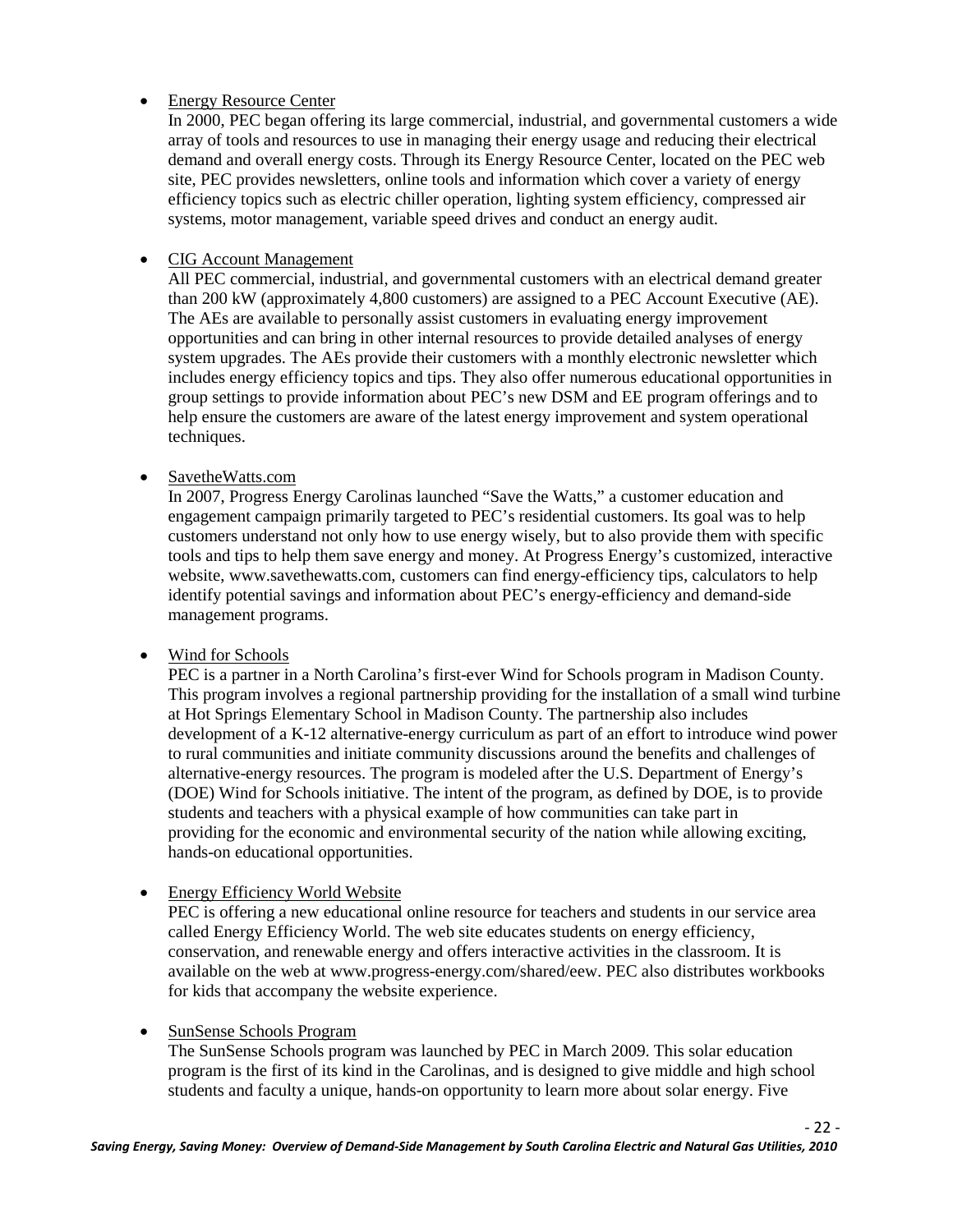- Energy Resource Center

  In 2000, PEC began offering its large commercial, industrial, and governmental customers a wide array of tools and resources to use in managing their energy usage and reducing their electrical demand and overall energy costs. Through its Energy Resource Center, located on the PEC web site, PEC provides newsletters, online tools and information which cover a variety of energy efficiency topics such as electric chiller operation, lighting system efficiency, compressed air systems, motor management, variable speed drives and conduct an energy audit.

- CIG Account Management

  All PEC commercial, industrial, and governmental customers with an electrical demand greater than 200 kW (approximately 4,800 customers) are assigned to a PEC Account Executive (AE). The AEs are available to personally assist customers in evaluating energy improvement opportunities and can bring in other internal resources to provide detailed analyses of energy system upgrades. The AEs provide their customers with a monthly electronic newsletter which includes energy efficiency topics and tips. They also offer numerous educational opportunities in group settings to provide information about PEC's new DSM and EE program offerings and to help ensure the customers are aware of the latest energy improvement and system operational techniques.

- SavetheWatts.com

  In 2007, Progress Energy Carolinas launched "Save the Watts," a customer education and engagement campaign primarily targeted to PEC's residential customers. Its goal was to help customers understand not only how to use energy wisely, but to also provide them with specific tools and tips to help them save energy and money. At Progress Energy's customized, interactive website, www.savethewatts.com, customers can find energy-efficiency tips, calculators to help identify potential savings and information about PEC's energy-efficiency and demand-side management programs.

- Wind for Schools

  PEC is a partner in a North Carolina's first-ever Wind for Schools program in Madison County. This program involves a regional partnership providing for the installation of a small wind turbine at Hot Springs Elementary School in Madison County. The partnership also includes development of a K-12 alternative-energy curriculum as part of an effort to introduce wind power to rural communities and initiate community discussions around the benefits and challenges of alternative-energy resources. The program is modeled after the U.S. Department of Energy's (DOE) Wind for Schools initiative. The intent of the program, as defined by DOE, is to provide students and teachers with a physical example of how communities can take part in providing for the economic and environmental security of the nation while allowing exciting, hands-on educational opportunities.

- Energy Efficiency World Website

  PEC is offering a new educational online resource for teachers and students in our service area called Energy Efficiency World. The web site educates students on energy efficiency, conservation, and renewable energy and offers interactive activities in the classroom. It is available on the web at www.progress-energy.com/shared/eew. PEC also distributes workbooks for kids that accompany the website experience.

- SunSense Schools Program

  The SunSense Schools program was launched by PEC in March 2009. This solar education program is the first of its kind in the Carolinas, and is designed to give middle and high school students and faculty a unique, hands-on opportunity to learn more about solar energy. Five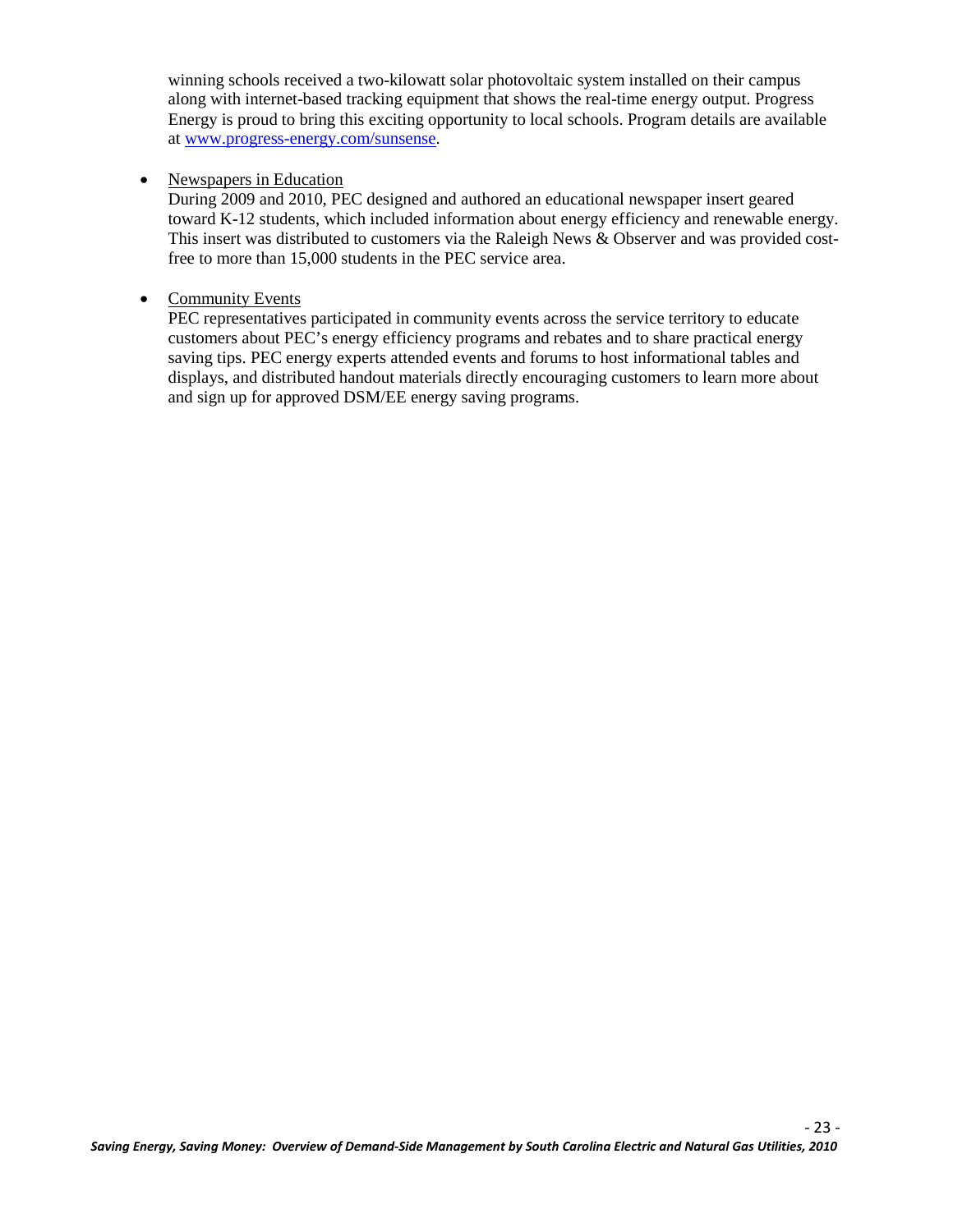winning schools received a two-kilowatt solar photovoltaic system installed on their campus along with internet-based tracking equipment that shows the real-time energy output. Progress Energy is proud to bring this exciting opportunity to local schools. Program details are available at www.progress-energy.com/sunsense.

- Newspapers in Education

  During 2009 and 2010, PEC designed and authored an educational newspaper insert geared toward K-12 students, which included information about energy efficiency and renewable energy. This insert was distributed to customers via the Raleigh News & Observer and was provided cost-free to more than 15,000 students in the PEC service area.

- Community Events

  PEC representatives participated in community events across the service territory to educate customers about PEC's energy efficiency programs and rebates and to share practical energy saving tips. PEC energy experts attended events and forums to host informational tables and displays, and distributed handout materials directly encouraging customers to learn more about and sign up for approved DSM/EE energy saving programs.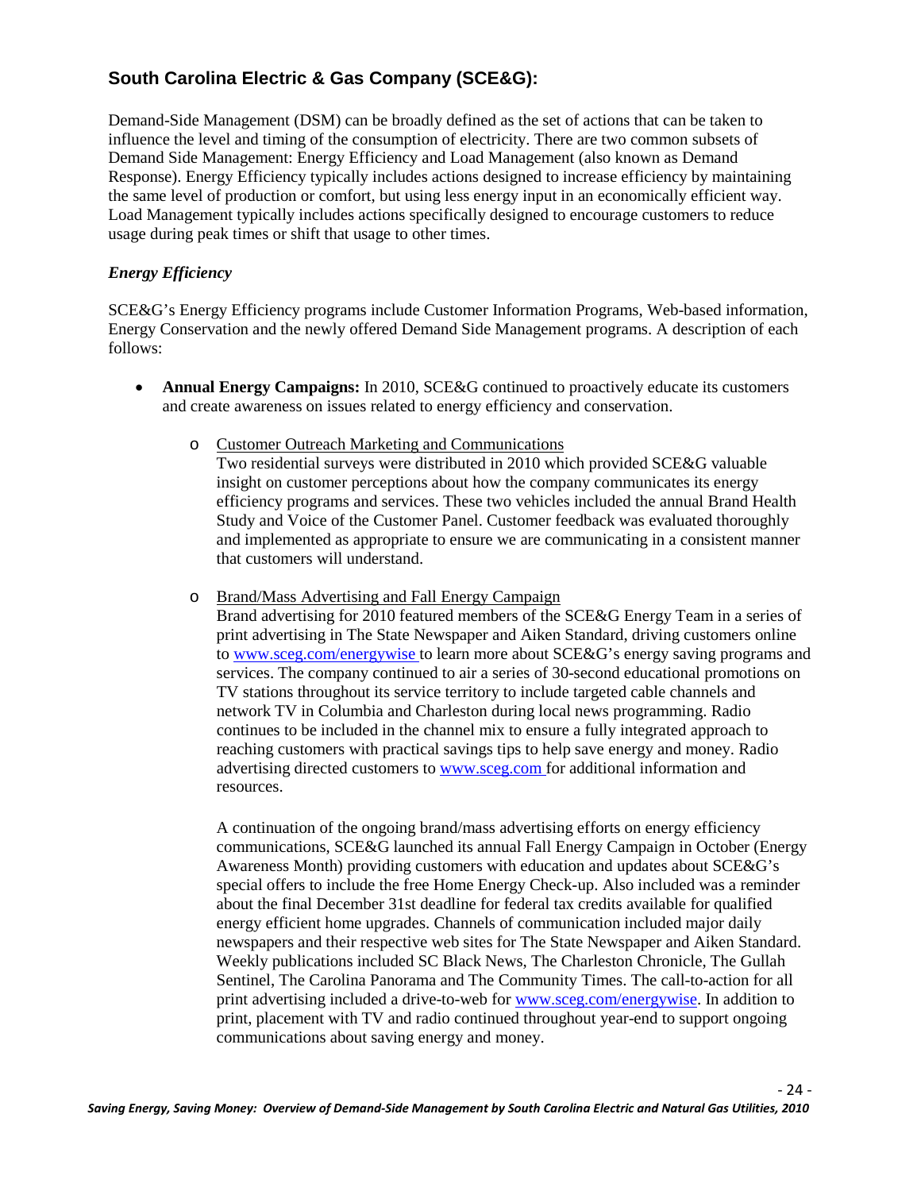## South Carolina Electric & Gas Company (SCE&G):

Demand-Side Management (DSM) can be broadly defined as the set of actions that can be taken to influence the level and timing of the consumption of electricity. There are two common subsets of Demand Side Management: Energy Efficiency and Load Management (also known as Demand Response). Energy Efficiency typically includes actions designed to increase efficiency by maintaining the same level of production or comfort, but using less energy input in an economically efficient way. Load Management typically includes actions specifically designed to encourage customers to reduce usage during peak times or shift that usage to other times.

### *Energy Efficiency*

SCE&G's Energy Efficiency programs include Customer Information Programs, Web-based information, Energy Conservation and the newly offered Demand Side Management programs. A description of each follows:

- **Annual Energy Campaigns:** In 2010, SCE&G continued to proactively educate its customers and create awareness on issues related to energy efficiency and conservation.
  - Customer Outreach Marketing and Communications
    Two residential surveys were distributed in 2010 which provided SCE&G valuable insight on customer perceptions about how the company communicates its energy efficiency programs and services. These two vehicles included the annual Brand Health Study and Voice of the Customer Panel. Customer feedback was evaluated thoroughly and implemented as appropriate to ensure we are communicating in a consistent manner that customers will understand.
  - Brand/Mass Advertising and Fall Energy Campaign
    Brand advertising for 2010 featured members of the SCE&G Energy Team in a series of print advertising in The State Newspaper and Aiken Standard, driving customers online to www.sceg.com/energywise to learn more about SCE&G's energy saving programs and services. The company continued to air a series of 30-second educational promotions on TV stations throughout its service territory to include targeted cable channels and network TV in Columbia and Charleston during local news programming. Radio continues to be included in the channel mix to ensure a fully integrated approach to reaching customers with practical savings tips to help save energy and money. Radio advertising directed customers to www.sceg.com for additional information and resources.

    A continuation of the ongoing brand/mass advertising efforts on energy efficiency communications, SCE&G launched its annual Fall Energy Campaign in October (Energy Awareness Month) providing customers with education and updates about SCE&G's special offers to include the free Home Energy Check-up. Also included was a reminder about the final December 31st deadline for federal tax credits available for qualified energy efficient home upgrades. Channels of communication included major daily newspapers and their respective web sites for The State Newspaper and Aiken Standard. Weekly publications included SC Black News, The Charleston Chronicle, The Gullah Sentinel, The Carolina Panorama and The Community Times. The call-to-action for all print advertising included a drive-to-web for www.sceg.com/energywise. In addition to print, placement with TV and radio continued throughout year-end to support ongoing communications about saving energy and money.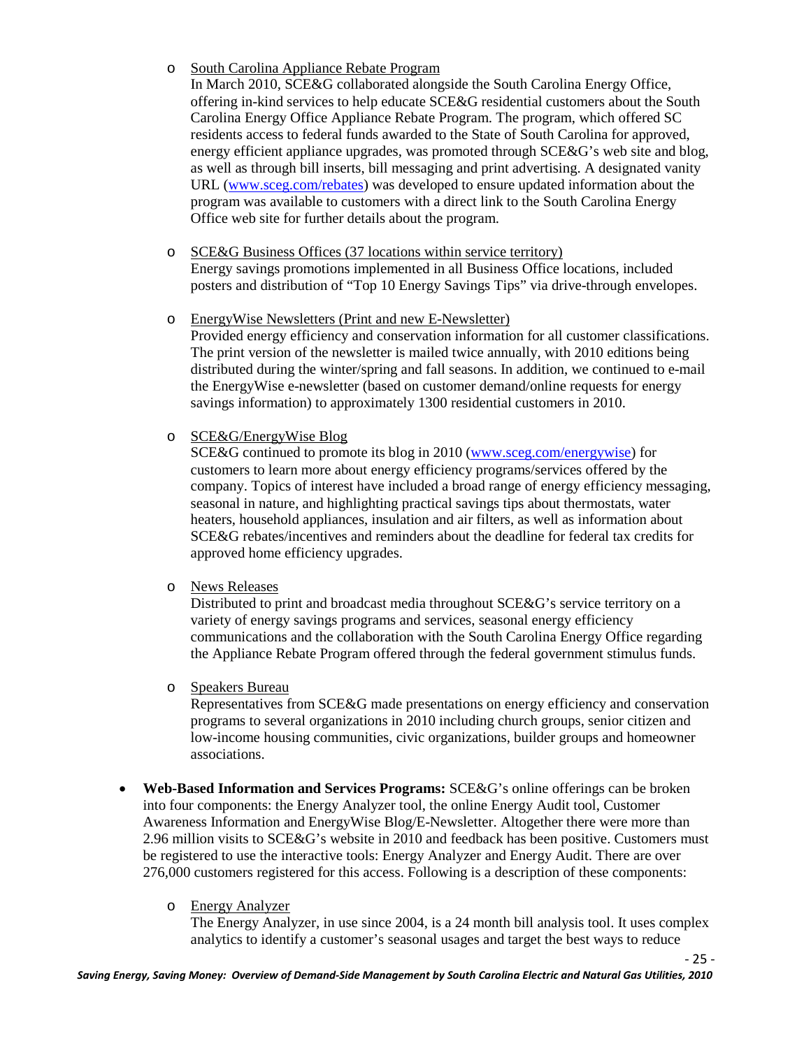- South Carolina Appliance Rebate Program

  In March 2010, SCE&G collaborated alongside the South Carolina Energy Office, offering in-kind services to help educate SCE&G residential customers about the South Carolina Energy Office Appliance Rebate Program. The program, which offered SC residents access to federal funds awarded to the State of South Carolina for approved, energy efficient appliance upgrades, was promoted through SCE&G's web site and blog, as well as through bill inserts, bill messaging and print advertising. A designated vanity URL (www.sceg.com/rebates) was developed to ensure updated information about the program was available to customers with a direct link to the South Carolina Energy Office web site for further details about the program.

- SCE&G Business Offices (37 locations within service territory)

  Energy savings promotions implemented in all Business Office locations, included posters and distribution of "Top 10 Energy Savings Tips" via drive-through envelopes.

- EnergyWise Newsletters (Print and new E-Newsletter)

  Provided energy efficiency and conservation information for all customer classifications. The print version of the newsletter is mailed twice annually, with 2010 editions being distributed during the winter/spring and fall seasons. In addition, we continued to e-mail the EnergyWise e-newsletter (based on customer demand/online requests for energy savings information) to approximately 1300 residential customers in 2010.

- SCE&G/EnergyWise Blog

  SCE&G continued to promote its blog in 2010 (www.sceg.com/energywise) for customers to learn more about energy efficiency programs/services offered by the company. Topics of interest have included a broad range of energy efficiency messaging, seasonal in nature, and highlighting practical savings tips about thermostats, water heaters, household appliances, insulation and air filters, as well as information about SCE&G rebates/incentives and reminders about the deadline for federal tax credits for approved home efficiency upgrades.

- News Releases

  Distributed to print and broadcast media throughout SCE&G's service territory on a variety of energy savings programs and services, seasonal energy efficiency communications and the collaboration with the South Carolina Energy Office regarding the Appliance Rebate Program offered through the federal government stimulus funds.

- Speakers Bureau

  Representatives from SCE&G made presentations on energy efficiency and conservation programs to several organizations in 2010 including church groups, senior citizen and low-income housing communities, civic organizations, builder groups and homeowner associations.

- **Web-Based Information and Services Programs:** SCE&G's online offerings can be broken into four components: the Energy Analyzer tool, the online Energy Audit tool, Customer Awareness Information and EnergyWise Blog/E-Newsletter. Altogether there were more than 2.96 million visits to SCE&G's website in 2010 and feedback has been positive. Customers must be registered to use the interactive tools: Energy Analyzer and Energy Audit. There are over 276,000 customers registered for this access. Following is a description of these components:

  - Energy Analyzer

    The Energy Analyzer, in use since 2004, is a 24 month bill analysis tool. It uses complex analytics to identify a customer's seasonal usages and target the best ways to reduce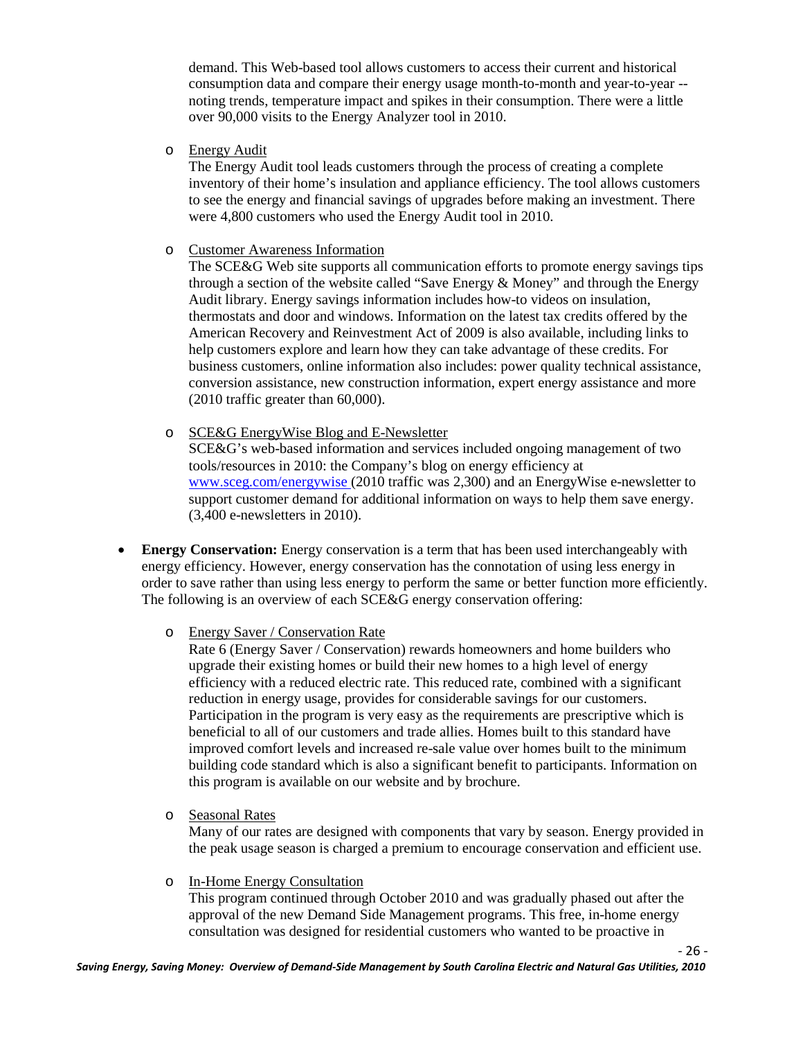demand. This Web-based tool allows customers to access their current and historical consumption data and compare their energy usage month-to-month and year-to-year -- noting trends, temperature impact and spikes in their consumption. There were a little over 90,000 visits to the Energy Analyzer tool in 2010.

  - Energy Audit

    The Energy Audit tool leads customers through the process of creating a complete inventory of their home's insulation and appliance efficiency. The tool allows customers to see the energy and financial savings of upgrades before making an investment. There were 4,800 customers who used the Energy Audit tool in 2010.

  - Customer Awareness Information

    The SCE&G Web site supports all communication efforts to promote energy savings tips through a section of the website called "Save Energy & Money" and through the Energy Audit library. Energy savings information includes how-to videos on insulation, thermostats and door and windows. Information on the latest tax credits offered by the American Recovery and Reinvestment Act of 2009 is also available, including links to help customers explore and learn how they can take advantage of these credits. For business customers, online information also includes: power quality technical assistance, conversion assistance, new construction information, expert energy assistance and more (2010 traffic greater than 60,000).

  - SCE&G EnergyWise Blog and E-Newsletter

    SCE&G's web-based information and services included ongoing management of two tools/resources in 2010: the Company's blog on energy efficiency at [www.sceg.com/energywise](http://www.sceg.com/energywise) (2010 traffic was 2,300) and an EnergyWise e-newsletter to support customer demand for additional information on ways to help them save energy. (3,400 e-newsletters in 2010).

- **Energy Conservation:** Energy conservation is a term that has been used interchangeably with energy efficiency. However, energy conservation has the connotation of using less energy in order to save rather than using less energy to perform the same or better function more efficiently. The following is an overview of each SCE&G energy conservation offering:

  - Energy Saver / Conservation Rate

    Rate 6 (Energy Saver / Conservation) rewards homeowners and home builders who upgrade their existing homes or build their new homes to a high level of energy efficiency with a reduced electric rate. This reduced rate, combined with a significant reduction in energy usage, provides for considerable savings for our customers. Participation in the program is very easy as the requirements are prescriptive which is beneficial to all of our customers and trade allies. Homes built to this standard have improved comfort levels and increased re-sale value over homes built to the minimum building code standard which is also a significant benefit to participants. Information on this program is available on our website and by brochure.

  - Seasonal Rates

    Many of our rates are designed with components that vary by season. Energy provided in the peak usage season is charged a premium to encourage conservation and efficient use.

  - In-Home Energy Consultation

    This program continued through October 2010 and was gradually phased out after the approval of the new Demand Side Management programs. This free, in-home energy consultation was designed for residential customers who wanted to be proactive in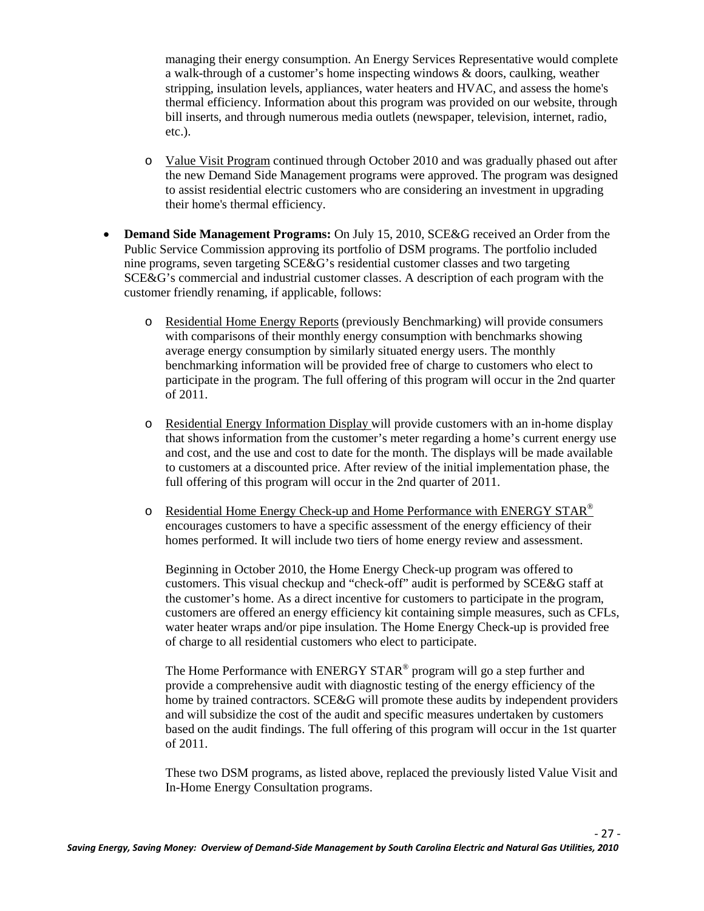managing their energy consumption. An Energy Services Representative would complete a walk-through of a customer's home inspecting windows & doors, caulking, weather stripping, insulation levels, appliances, water heaters and HVAC, and assess the home's thermal efficiency. Information about this program was provided on our website, through bill inserts, and through numerous media outlets (newspaper, television, internet, radio, etc.).

- Value Visit Program continued through October 2010 and was gradually phased out after the new Demand Side Management programs were approved. The program was designed to assist residential electric customers who are considering an investment in upgrading their home's thermal efficiency.

- **Demand Side Management Programs:** On July 15, 2010, SCE&G received an Order from the Public Service Commission approving its portfolio of DSM programs. The portfolio included nine programs, seven targeting SCE&G's residential customer classes and two targeting SCE&G's commercial and industrial customer classes. A description of each program with the customer friendly renaming, if applicable, follows:

  - Residential Home Energy Reports (previously Benchmarking) will provide consumers with comparisons of their monthly energy consumption with benchmarks showing average energy consumption by similarly situated energy users. The monthly benchmarking information will be provided free of charge to customers who elect to participate in the program. The full offering of this program will occur in the 2nd quarter of 2011.

  - Residential Energy Information Display will provide customers with an in-home display that shows information from the customer's meter regarding a home's current energy use and cost, and the use and cost to date for the month. The displays will be made available to customers at a discounted price. After review of the initial implementation phase, the full offering of this program will occur in the 2nd quarter of 2011.

  - Residential Home Energy Check-up and Home Performance with ENERGY STAR® encourages customers to have a specific assessment of the energy efficiency of their homes performed. It will include two tiers of home energy review and assessment.

    Beginning in October 2010, the Home Energy Check-up program was offered to customers. This visual checkup and "check-off" audit is performed by SCE&G staff at the customer's home. As a direct incentive for customers to participate in the program, customers are offered an energy efficiency kit containing simple measures, such as CFLs, water heater wraps and/or pipe insulation. The Home Energy Check-up is provided free of charge to all residential customers who elect to participate.

    The Home Performance with ENERGY STAR® program will go a step further and provide a comprehensive audit with diagnostic testing of the energy efficiency of the home by trained contractors. SCE&G will promote these audits by independent providers and will subsidize the cost of the audit and specific measures undertaken by customers based on the audit findings. The full offering of this program will occur in the 1st quarter of 2011.

    These two DSM programs, as listed above, replaced the previously listed Value Visit and In-Home Energy Consultation programs.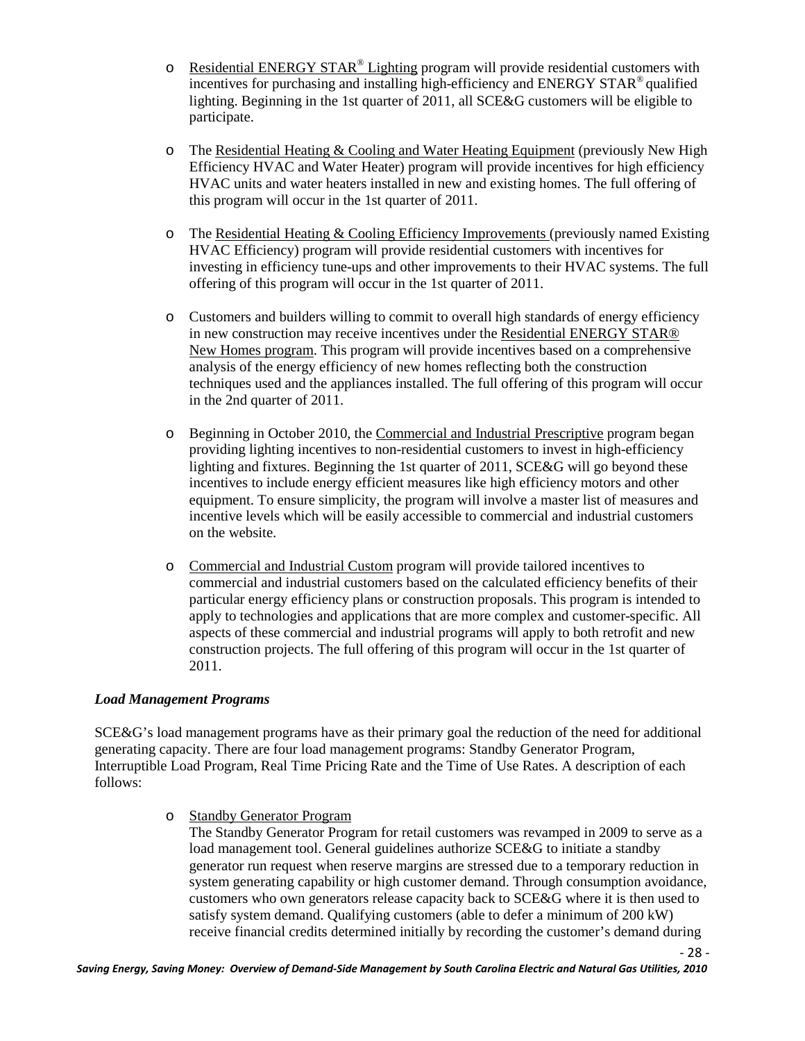- Residential ENERGY STAR® Lighting program will provide residential customers with incentives for purchasing and installing high-efficiency and ENERGY STAR® qualified lighting. Beginning in the 1st quarter of 2011, all SCE&G customers will be eligible to participate.

- The Residential Heating & Cooling and Water Heating Equipment (previously New High Efficiency HVAC and Water Heater) program will provide incentives for high efficiency HVAC units and water heaters installed in new and existing homes. The full offering of this program will occur in the 1st quarter of 2011.

- The Residential Heating & Cooling Efficiency Improvements (previously named Existing HVAC Efficiency) program will provide residential customers with incentives for investing in efficiency tune-ups and other improvements to their HVAC systems. The full offering of this program will occur in the 1st quarter of 2011.

- Customers and builders willing to commit to overall high standards of energy efficiency in new construction may receive incentives under the Residential ENERGY STAR® New Homes program. This program will provide incentives based on a comprehensive analysis of the energy efficiency of new homes reflecting both the construction techniques used and the appliances installed. The full offering of this program will occur in the 2nd quarter of 2011.

- Beginning in October 2010, the Commercial and Industrial Prescriptive program began providing lighting incentives to non-residential customers to invest in high-efficiency lighting and fixtures. Beginning the 1st quarter of 2011, SCE&G will go beyond these incentives to include energy efficient measures like high efficiency motors and other equipment. To ensure simplicity, the program will involve a master list of measures and incentive levels which will be easily accessible to commercial and industrial customers on the website.

- Commercial and Industrial Custom program will provide tailored incentives to commercial and industrial customers based on the calculated efficiency benefits of their particular energy efficiency plans or construction proposals. This program is intended to apply to technologies and applications that are more complex and customer-specific. All aspects of these commercial and industrial programs will apply to both retrofit and new construction projects. The full offering of this program will occur in the 1st quarter of 2011.

***Load Management Programs***

SCE&G's load management programs have as their primary goal the reduction of the need for additional generating capacity. There are four load management programs: Standby Generator Program, Interruptible Load Program, Real Time Pricing Rate and the Time of Use Rates. A description of each follows:

- Standby Generator Program

  The Standby Generator Program for retail customers was revamped in 2009 to serve as a load management tool. General guidelines authorize SCE&G to initiate a standby generator run request when reserve margins are stressed due to a temporary reduction in system generating capability or high customer demand. Through consumption avoidance, customers who own generators release capacity back to SCE&G where it is then used to satisfy system demand. Qualifying customers (able to defer a minimum of 200 kW) receive financial credits determined initially by recording the customer's demand during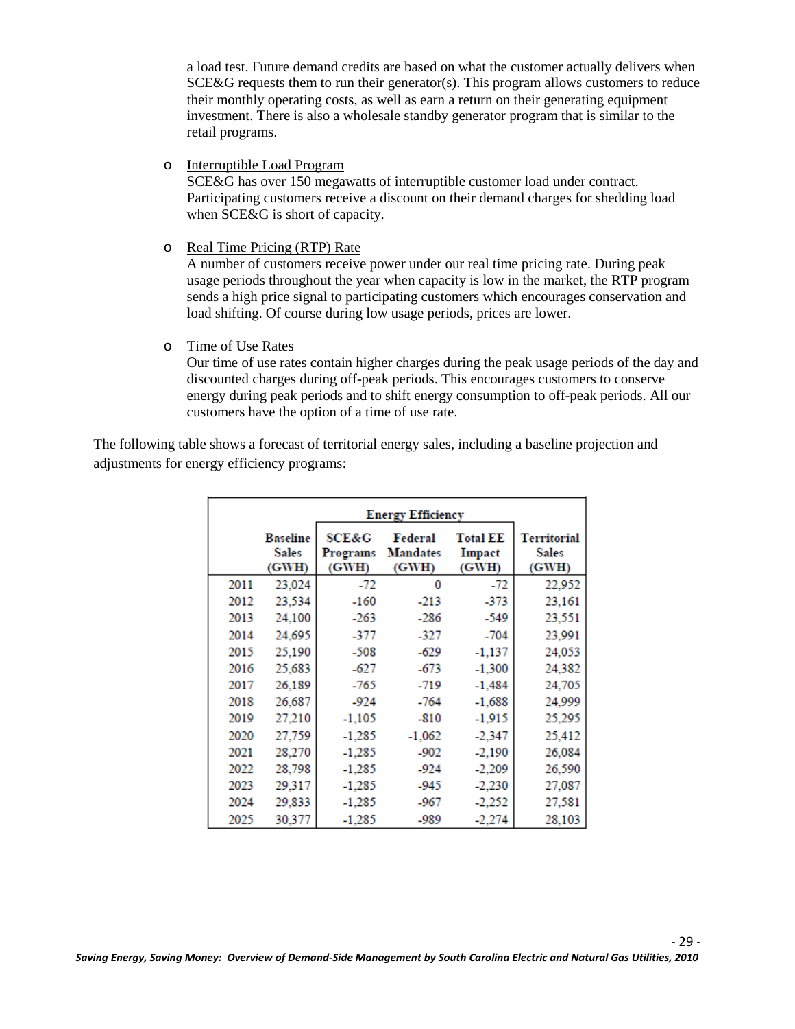a load test. Future demand credits are based on what the customer actually delivers when SCE&G requests them to run their generator(s). This program allows customers to reduce their monthly operating costs, as well as earn a return on their generating equipment investment. There is also a wholesale standby generator program that is similar to the retail programs.

- Interruptible Load Program
  SCE&G has over 150 megawatts of interruptible customer load under contract. Participating customers receive a discount on their demand charges for shedding load when SCE&G is short of capacity.

- Real Time Pricing (RTP) Rate
  A number of customers receive power under our real time pricing rate. During peak usage periods throughout the year when capacity is low in the market, the RTP program sends a high price signal to participating customers which encourages conservation and load shifting. Of course during low usage periods, prices are lower.

- Time of Use Rates
  Our time of use rates contain higher charges during the peak usage periods of the day and discounted charges during off-peak periods. This encourages customers to conserve energy during peak periods and to shift energy consumption to off-peak periods. All our customers have the option of a time of use rate.

The following table shows a forecast of territorial energy sales, including a baseline projection and adjustments for energy efficiency programs:

| | | Energy Efficiency | | | |
|---|---|---|---|---|---|
| | Baseline Sales (GWH) | SCE&G Programs (GWH) | Federal Mandates (GWH) | Total EE Impact (GWH) | Territorial Sales (GWH) |
| 2011 | 23,024 | -72 | 0 | -72 | 22,952 |
| 2012 | 23,534 | -160 | -213 | -373 | 23,161 |
| 2013 | 24,100 | -263 | -286 | -549 | 23,551 |
| 2014 | 24,695 | -377 | -327 | -704 | 23,991 |
| 2015 | 25,190 | -508 | -629 | -1,137 | 24,053 |
| 2016 | 25,683 | -627 | -673 | -1,300 | 24,382 |
| 2017 | 26,189 | -765 | -719 | -1,484 | 24,705 |
| 2018 | 26,687 | -924 | -764 | -1,688 | 24,999 |
| 2019 | 27,210 | -1,105 | -810 | -1,915 | 25,295 |
| 2020 | 27,759 | -1,285 | -1,062 | -2,347 | 25,412 |
| 2021 | 28,270 | -1,285 | -902 | -2,190 | 26,084 |
| 2022 | 28,798 | -1,285 | -924 | -2,209 | 26,590 |
| 2023 | 29,317 | -1,285 | -945 | -2,230 | 27,087 |
| 2024 | 29,833 | -1,285 | -967 | -2,252 | 27,581 |
| 2025 | 30,377 | -1,285 | -989 | -2,274 | 28,103 |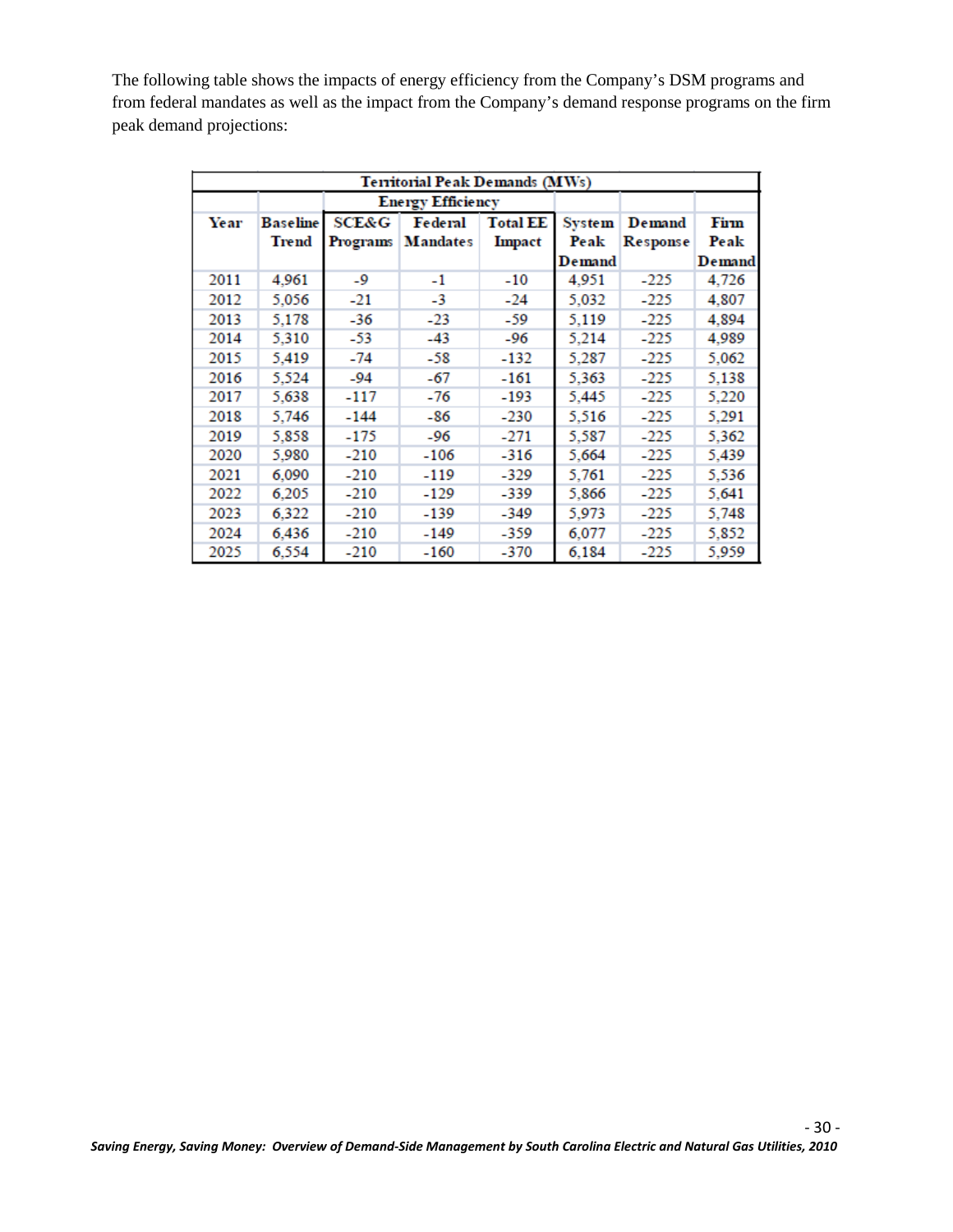The following table shows the impacts of energy efficiency from the Company's DSM programs and from federal mandates as well as the impact from the Company's demand response programs on the firm peak demand projections:

| Territorial Peak Demands (MWs) | | | | | | | |
|---|---|---|---|---|---|---|---|
| | | Energy Efficiency | | | | | |
| Year | Baseline Trend | SCE&G Programs | Federal Mandates | Total EE Impact | System Peak Demand | Demand Response | Firm Peak Demand |
| 2011 | 4,961 | -9 | -1 | -10 | 4,951 | -225 | 4,726 |
| 2012 | 5,056 | -21 | -3 | -24 | 5,032 | -225 | 4,807 |
| 2013 | 5,178 | -36 | -23 | -59 | 5,119 | -225 | 4,894 |
| 2014 | 5,310 | -53 | -43 | -96 | 5,214 | -225 | 4,989 |
| 2015 | 5,419 | -74 | -58 | -132 | 5,287 | -225 | 5,062 |
| 2016 | 5,524 | -94 | -67 | -161 | 5,363 | -225 | 5,138 |
| 2017 | 5,638 | -117 | -76 | -193 | 5,445 | -225 | 5,220 |
| 2018 | 5,746 | -144 | -86 | -230 | 5,516 | -225 | 5,291 |
| 2019 | 5,858 | -175 | -96 | -271 | 5,587 | -225 | 5,362 |
| 2020 | 5,980 | -210 | -106 | -316 | 5,664 | -225 | 5,439 |
| 2021 | 6,090 | -210 | -119 | -329 | 5,761 | -225 | 5,536 |
| 2022 | 6,205 | -210 | -129 | -339 | 5,866 | -225 | 5,641 |
| 2023 | 6,322 | -210 | -139 | -349 | 5,973 | -225 | 5,748 |
| 2024 | 6,436 | -210 | -149 | -359 | 6,077 | -225 | 5,852 |
| 2025 | 6,554 | -210 | -160 | -370 | 6,184 | -225 | 5,959 |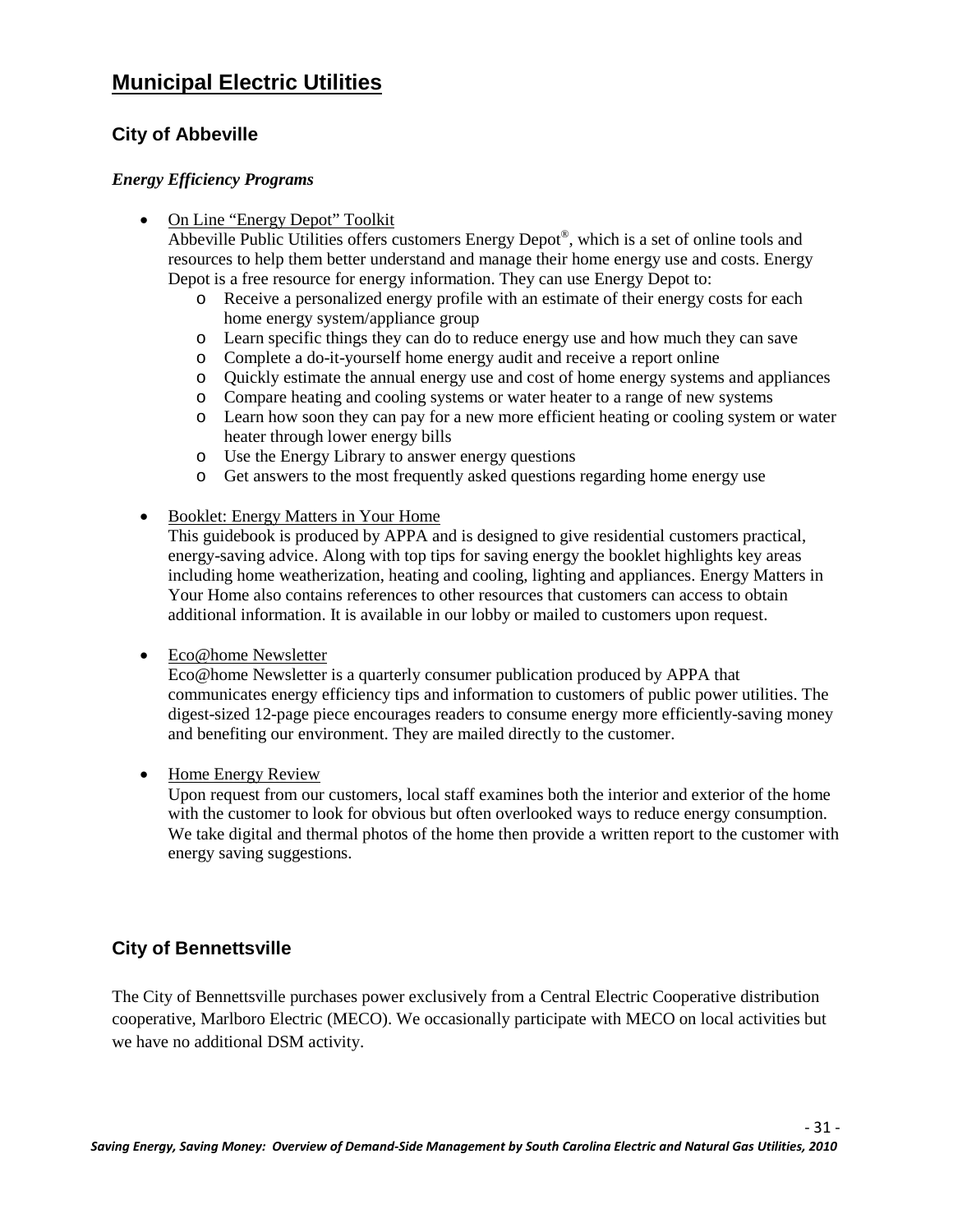# Municipal Electric Utilities

## City of Abbeville

### *Energy Efficiency Programs*

- On Line "Energy Depot" Toolkit
  Abbeville Public Utilities offers customers Energy Depot®, which is a set of online tools and resources to help them better understand and manage their home energy use and costs. Energy Depot is a free resource for energy information. They can use Energy Depot to:
  - Receive a personalized energy profile with an estimate of their energy costs for each home energy system/appliance group
  - Learn specific things they can do to reduce energy use and how much they can save
  - Complete a do-it-yourself home energy audit and receive a report online
  - Quickly estimate the annual energy use and cost of home energy systems and appliances
  - Compare heating and cooling systems or water heater to a range of new systems
  - Learn how soon they can pay for a new more efficient heating or cooling system or water heater through lower energy bills
  - Use the Energy Library to answer energy questions
  - Get answers to the most frequently asked questions regarding home energy use

- Booklet: Energy Matters in Your Home
  This guidebook is produced by APPA and is designed to give residential customers practical, energy-saving advice. Along with top tips for saving energy the booklet highlights key areas including home weatherization, heating and cooling, lighting and appliances. Energy Matters in Your Home also contains references to other resources that customers can access to obtain additional information. It is available in our lobby or mailed to customers upon request.

- Eco@home Newsletter
  Eco@home Newsletter is a quarterly consumer publication produced by APPA that communicates energy efficiency tips and information to customers of public power utilities. The digest-sized 12-page piece encourages readers to consume energy more efficiently-saving money and benefiting our environment. They are mailed directly to the customer.

- Home Energy Review
  Upon request from our customers, local staff examines both the interior and exterior of the home with the customer to look for obvious but often overlooked ways to reduce energy consumption. We take digital and thermal photos of the home then provide a written report to the customer with energy saving suggestions.

## City of Bennettsville

The City of Bennettsville purchases power exclusively from a Central Electric Cooperative distribution cooperative, Marlboro Electric (MECO). We occasionally participate with MECO on local activities but we have no additional DSM activity.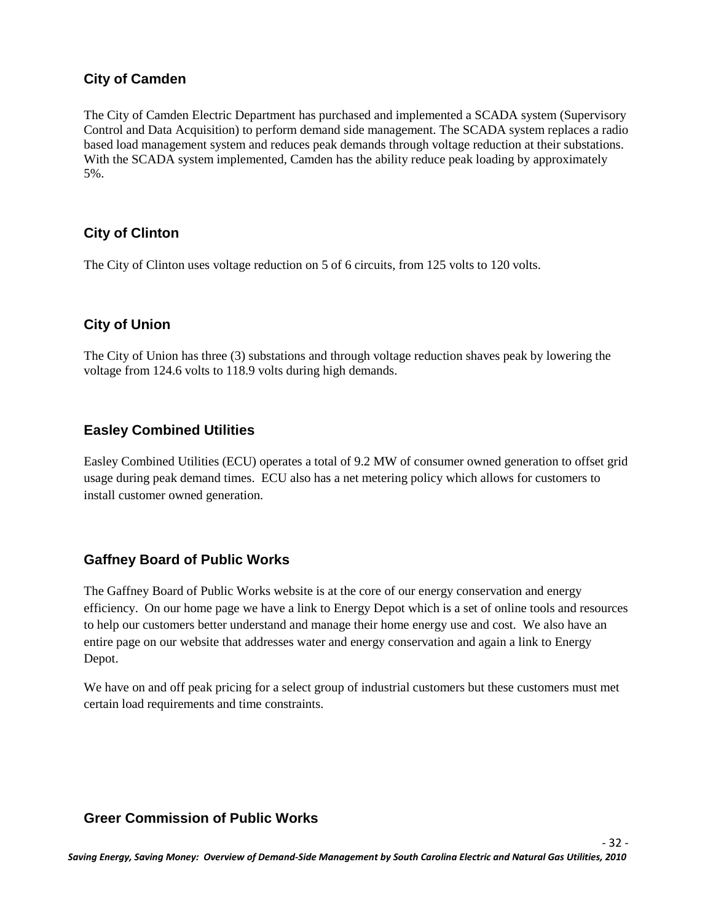### City of Camden

The City of Camden Electric Department has purchased and implemented a SCADA system (Supervisory Control and Data Acquisition) to perform demand side management. The SCADA system replaces a radio based load management system and reduces peak demands through voltage reduction at their substations. With the SCADA system implemented, Camden has the ability reduce peak loading by approximately 5%.

### City of Clinton

The City of Clinton uses voltage reduction on 5 of 6 circuits, from 125 volts to 120 volts.

### City of Union

The City of Union has three (3) substations and through voltage reduction shaves peak by lowering the voltage from 124.6 volts to 118.9 volts during high demands.

### Easley Combined Utilities

Easley Combined Utilities (ECU) operates a total of 9.2 MW of consumer owned generation to offset grid usage during peak demand times. ECU also has a net metering policy which allows for customers to install customer owned generation.

### Gaffney Board of Public Works

The Gaffney Board of Public Works website is at the core of our energy conservation and energy efficiency. On our home page we have a link to Energy Depot which is a set of online tools and resources to help our customers better understand and manage their home energy use and cost. We also have an entire page on our website that addresses water and energy conservation and again a link to Energy Depot.

We have on and off peak pricing for a select group of industrial customers but these customers must met certain load requirements and time constraints.

### Greer Commission of Public Works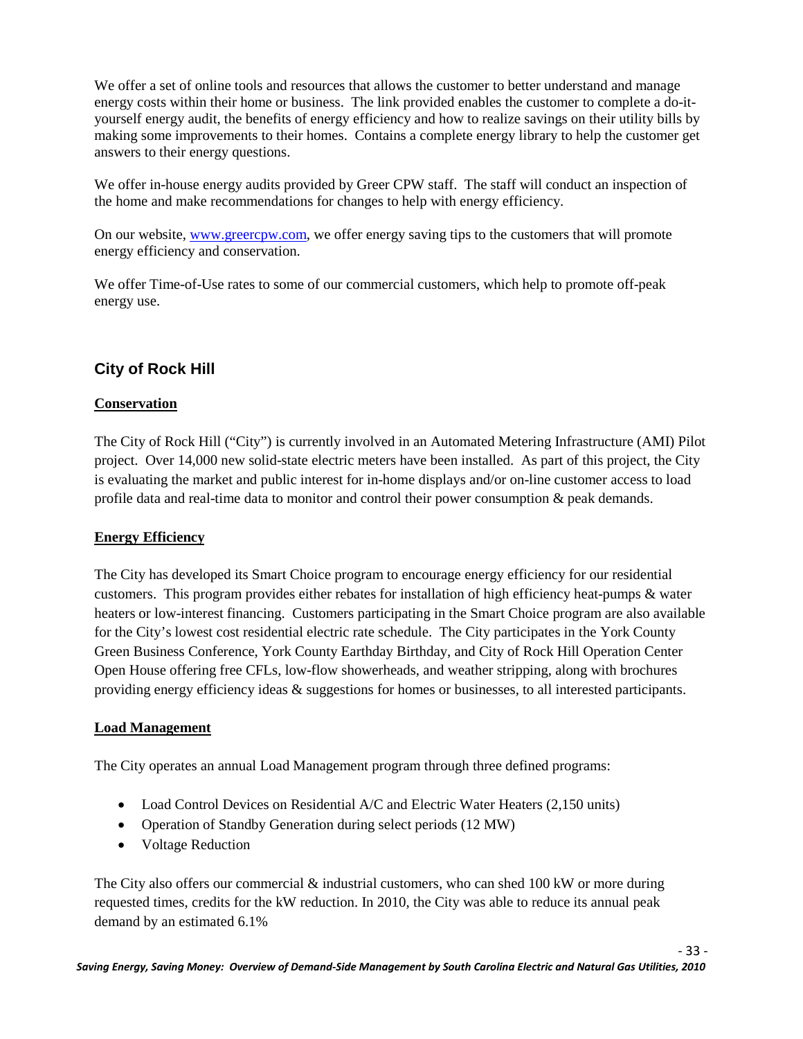We offer a set of online tools and resources that allows the customer to better understand and manage energy costs within their home or business. The link provided enables the customer to complete a do-it-yourself energy audit, the benefits of energy efficiency and how to realize savings on their utility bills by making some improvements to their homes. Contains a complete energy library to help the customer get answers to their energy questions.

We offer in-house energy audits provided by Greer CPW staff. The staff will conduct an inspection of the home and make recommendations for changes to help with energy efficiency.

On our website, [www.greercpw.com](http://www.greercpw.com), we offer energy saving tips to the customers that will promote energy efficiency and conservation.

We offer Time-of-Use rates to some of our commercial customers, which help to promote off-peak energy use.

## City of Rock Hill

### Conservation

The City of Rock Hill ("City") is currently involved in an Automated Metering Infrastructure (AMI) Pilot project. Over 14,000 new solid-state electric meters have been installed. As part of this project, the City is evaluating the market and public interest for in-home displays and/or on-line customer access to load profile data and real-time data to monitor and control their power consumption & peak demands.

### Energy Efficiency

The City has developed its Smart Choice program to encourage energy efficiency for our residential customers. This program provides either rebates for installation of high efficiency heat-pumps & water heaters or low-interest financing. Customers participating in the Smart Choice program are also available for the City's lowest cost residential electric rate schedule. The City participates in the York County Green Business Conference, York County Earthday Birthday, and City of Rock Hill Operation Center Open House offering free CFLs, low-flow showerheads, and weather stripping, along with brochures providing energy efficiency ideas & suggestions for homes or businesses, to all interested participants.

### Load Management

The City operates an annual Load Management program through three defined programs:

- Load Control Devices on Residential A/C and Electric Water Heaters (2,150 units)
- Operation of Standby Generation during select periods (12 MW)
- Voltage Reduction

The City also offers our commercial & industrial customers, who can shed 100 kW or more during requested times, credits for the kW reduction. In 2010, the City was able to reduce its annual peak demand by an estimated 6.1%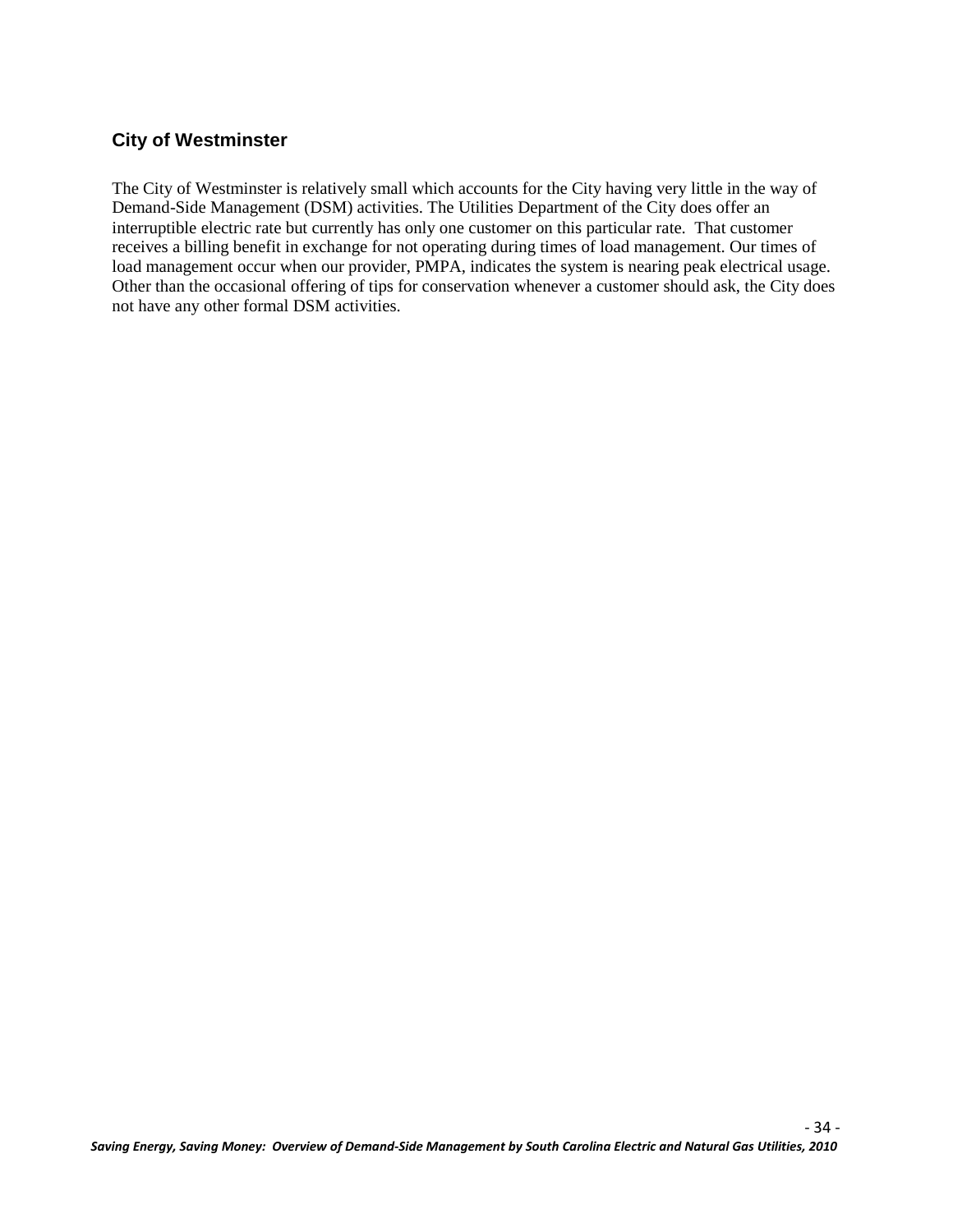### City of Westminster

The City of Westminster is relatively small which accounts for the City having very little in the way of Demand-Side Management (DSM) activities. The Utilities Department of the City does offer an interruptible electric rate but currently has only one customer on this particular rate. That customer receives a billing benefit in exchange for not operating during times of load management. Our times of load management occur when our provider, PMPA, indicates the system is nearing peak electrical usage. Other than the occasional offering of tips for conservation whenever a customer should ask, the City does not have any other formal DSM activities.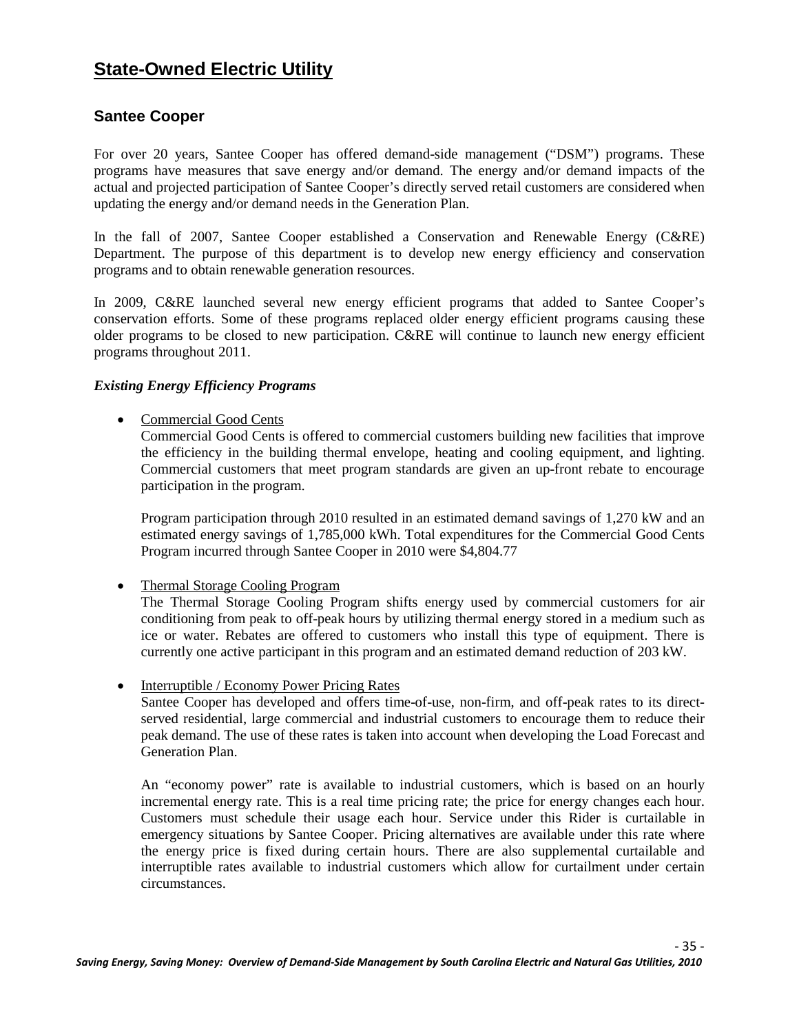# State-Owned Electric Utility

## Santee Cooper

For over 20 years, Santee Cooper has offered demand-side management ("DSM") programs. These programs have measures that save energy and/or demand. The energy and/or demand impacts of the actual and projected participation of Santee Cooper's directly served retail customers are considered when updating the energy and/or demand needs in the Generation Plan.

In the fall of 2007, Santee Cooper established a Conservation and Renewable Energy (C&RE) Department. The purpose of this department is to develop new energy efficiency and conservation programs and to obtain renewable generation resources.

In 2009, C&RE launched several new energy efficient programs that added to Santee Cooper's conservation efforts. Some of these programs replaced older energy efficient programs causing these older programs to be closed to new participation. C&RE will continue to launch new energy efficient programs throughout 2011.

### *Existing Energy Efficiency Programs*

- Commercial Good Cents

  Commercial Good Cents is offered to commercial customers building new facilities that improve the efficiency in the building thermal envelope, heating and cooling equipment, and lighting. Commercial customers that meet program standards are given an up-front rebate to encourage participation in the program.

  Program participation through 2010 resulted in an estimated demand savings of 1,270 kW and an estimated energy savings of 1,785,000 kWh. Total expenditures for the Commercial Good Cents Program incurred through Santee Cooper in 2010 were $4,804.77

- Thermal Storage Cooling Program

  The Thermal Storage Cooling Program shifts energy used by commercial customers for air conditioning from peak to off-peak hours by utilizing thermal energy stored in a medium such as ice or water. Rebates are offered to customers who install this type of equipment. There is currently one active participant in this program and an estimated demand reduction of 203 kW.

- Interruptible / Economy Power Pricing Rates

  Santee Cooper has developed and offers time-of-use, non-firm, and off-peak rates to its direct-served residential, large commercial and industrial customers to encourage them to reduce their peak demand. The use of these rates is taken into account when developing the Load Forecast and Generation Plan.

  An "economy power" rate is available to industrial customers, which is based on an hourly incremental energy rate. This is a real time pricing rate; the price for energy changes each hour. Customers must schedule their usage each hour. Service under this Rider is curtailable in emergency situations by Santee Cooper. Pricing alternatives are available under this rate where the energy price is fixed during certain hours. There are also supplemental curtailable and interruptible rates available to industrial customers which allow for curtailment under certain circumstances.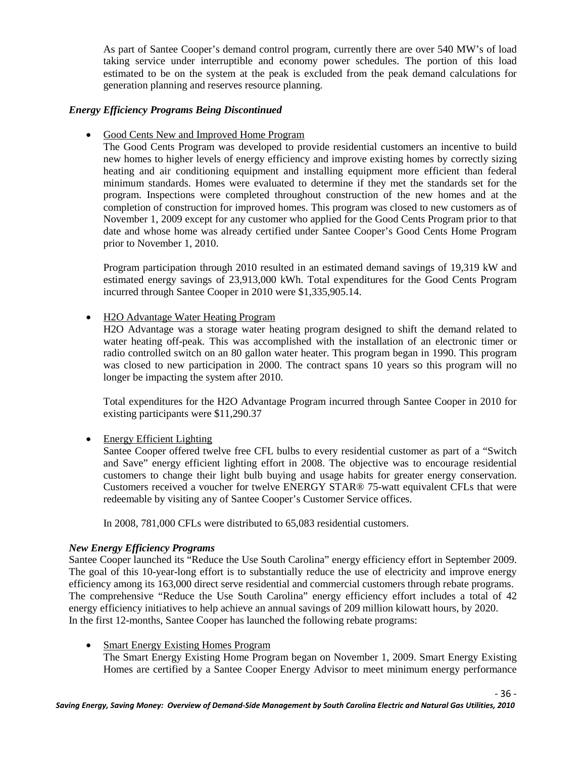As part of Santee Cooper's demand control program, currently there are over 540 MW's of load taking service under interruptible and economy power schedules. The portion of this load estimated to be on the system at the peak is excluded from the peak demand calculations for generation planning and reserves resource planning.

### *Energy Efficiency Programs Being Discontinued*

- Good Cents New and Improved Home Program

  The Good Cents Program was developed to provide residential customers an incentive to build new homes to higher levels of energy efficiency and improve existing homes by correctly sizing heating and air conditioning equipment and installing equipment more efficient than federal minimum standards. Homes were evaluated to determine if they met the standards set for the program. Inspections were completed throughout construction of the new homes and at the completion of construction for improved homes. This program was closed to new customers as of November 1, 2009 except for any customer who applied for the Good Cents Program prior to that date and whose home was already certified under Santee Cooper's Good Cents Home Program prior to November 1, 2010.

  Program participation through 2010 resulted in an estimated demand savings of 19,319 kW and estimated energy savings of 23,913,000 kWh. Total expenditures for the Good Cents Program incurred through Santee Cooper in 2010 were $1,335,905.14.

- H2O Advantage Water Heating Program

  H2O Advantage was a storage water heating program designed to shift the demand related to water heating off-peak. This was accomplished with the installation of an electronic timer or radio controlled switch on an 80 gallon water heater. This program began in 1990. This program was closed to new participation in 2000. The contract spans 10 years so this program will no longer be impacting the system after 2010.

  Total expenditures for the H2O Advantage Program incurred through Santee Cooper in 2010 for existing participants were $11,290.37

- Energy Efficient Lighting

  Santee Cooper offered twelve free CFL bulbs to every residential customer as part of a "Switch and Save" energy efficient lighting effort in 2008. The objective was to encourage residential customers to change their light bulb buying and usage habits for greater energy conservation. Customers received a voucher for twelve ENERGY STAR® 75-watt equivalent CFLs that were redeemable by visiting any of Santee Cooper's Customer Service offices.

  In 2008, 781,000 CFLs were distributed to 65,083 residential customers.

### *New Energy Efficiency Programs*

Santee Cooper launched its "Reduce the Use South Carolina" energy efficiency effort in September 2009. The goal of this 10-year-long effort is to substantially reduce the use of electricity and improve energy efficiency among its 163,000 direct serve residential and commercial customers through rebate programs. The comprehensive "Reduce the Use South Carolina" energy efficiency effort includes a total of 42 energy efficiency initiatives to help achieve an annual savings of 209 million kilowatt hours, by 2020. In the first 12-months, Santee Cooper has launched the following rebate programs:

- Smart Energy Existing Homes Program

  The Smart Energy Existing Home Program began on November 1, 2009. Smart Energy Existing Homes are certified by a Santee Cooper Energy Advisor to meet minimum energy performance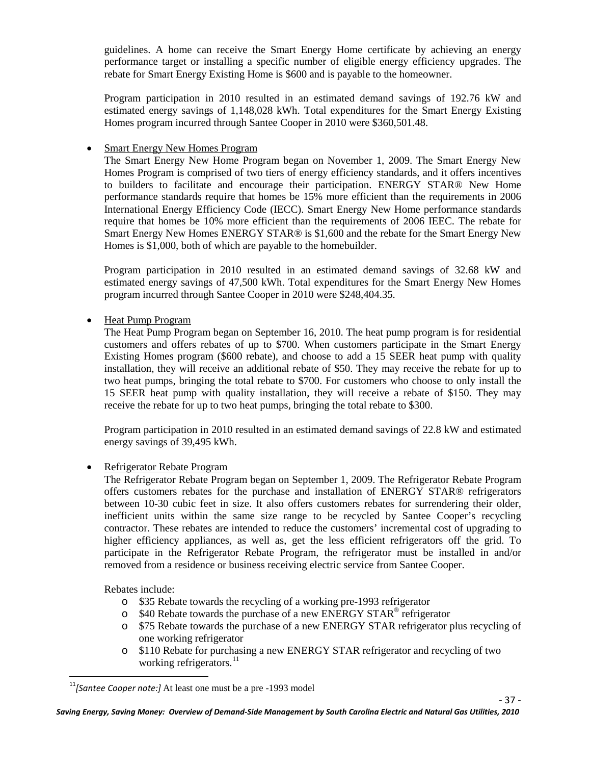guidelines. A home can receive the Smart Energy Home certificate by achieving an energy performance target or installing a specific number of eligible energy efficiency upgrades. The rebate for Smart Energy Existing Home is $600 and is payable to the homeowner.

Program participation in 2010 resulted in an estimated demand savings of 192.76 kW and estimated energy savings of 1,148,028 kWh. Total expenditures for the Smart Energy Existing Homes program incurred through Santee Cooper in 2010 were $360,501.48.

- Smart Energy New Homes Program

  The Smart Energy New Home Program began on November 1, 2009. The Smart Energy New Homes Program is comprised of two tiers of energy efficiency standards, and it offers incentives to builders to facilitate and encourage their participation. ENERGY STAR® New Home performance standards require that homes be 15% more efficient than the requirements in 2006 International Energy Efficiency Code (IECC). Smart Energy New Home performance standards require that homes be 10% more efficient than the requirements of 2006 IEEC. The rebate for Smart Energy New Homes ENERGY STAR® is $1,600 and the rebate for the Smart Energy New Homes is $1,000, both of which are payable to the homebuilder.

  Program participation in 2010 resulted in an estimated demand savings of 32.68 kW and estimated energy savings of 47,500 kWh. Total expenditures for the Smart Energy New Homes program incurred through Santee Cooper in 2010 were $248,404.35.

- Heat Pump Program

  The Heat Pump Program began on September 16, 2010. The heat pump program is for residential customers and offers rebates of up to $700. When customers participate in the Smart Energy Existing Homes program ($600 rebate), and choose to add a 15 SEER heat pump with quality installation, they will receive an additional rebate of $50. They may receive the rebate for up to two heat pumps, bringing the total rebate to $700. For customers who choose to only install the 15 SEER heat pump with quality installation, they will receive a rebate of $150. They may receive the rebate for up to two heat pumps, bringing the total rebate to $300.

  Program participation in 2010 resulted in an estimated demand savings of 22.8 kW and estimated energy savings of 39,495 kWh.

- Refrigerator Rebate Program

  The Refrigerator Rebate Program began on September 1, 2009. The Refrigerator Rebate Program offers customers rebates for the purchase and installation of ENERGY STAR® refrigerators between 10-30 cubic feet in size. It also offers customers rebates for surrendering their older, inefficient units within the same size range to be recycled by Santee Cooper's recycling contractor. These rebates are intended to reduce the customers' incremental cost of upgrading to higher efficiency appliances, as well as, get the less efficient refrigerators off the grid. To participate in the Refrigerator Rebate Program, the refrigerator must be installed in and/or removed from a residence or business receiving electric service from Santee Cooper.

  Rebates include:

  - $35 Rebate towards the recycling of a working pre-1993 refrigerator
  - $40 Rebate towards the purchase of a new ENERGY STAR® refrigerator
  - $75 Rebate towards the purchase of a new ENERGY STAR refrigerator plus recycling of one working refrigerator
  - $110 Rebate for purchasing a new ENERGY STAR refrigerator and recycling of two working refrigerators.[11]

[11] *[Santee Cooper note:]* At least one must be a pre -1993 model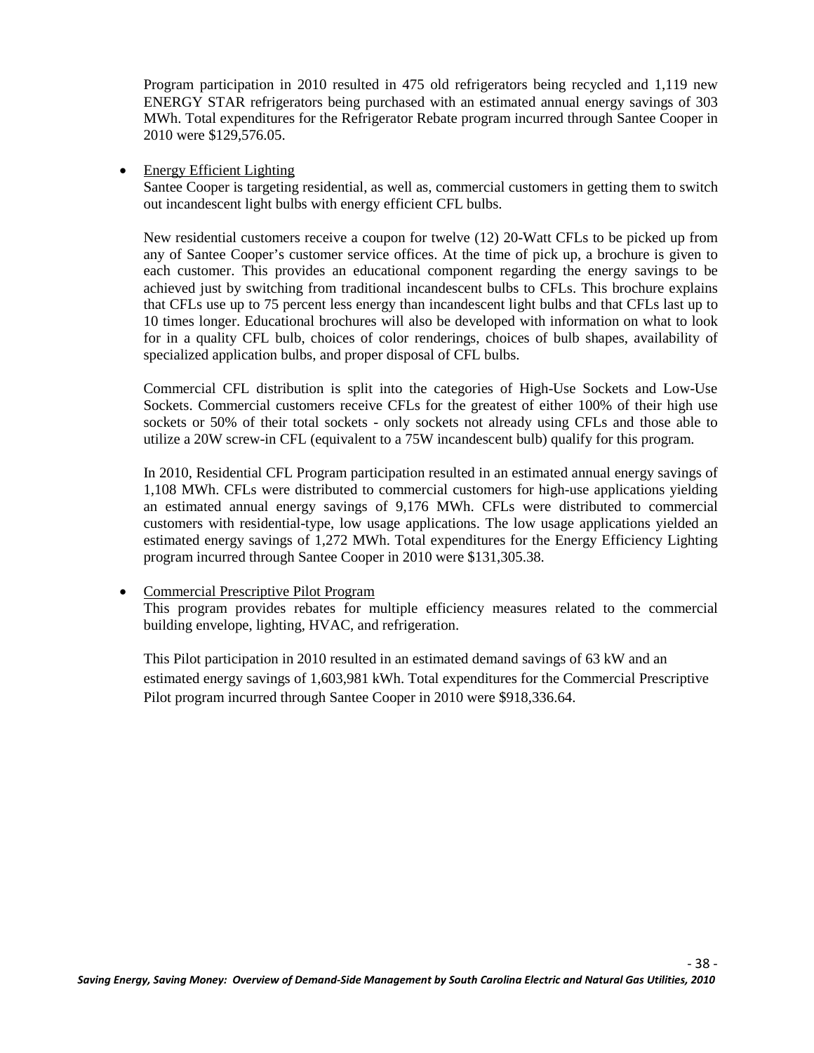Program participation in 2010 resulted in 475 old refrigerators being recycled and 1,119 new ENERGY STAR refrigerators being purchased with an estimated annual energy savings of 303 MWh. Total expenditures for the Refrigerator Rebate program incurred through Santee Cooper in 2010 were $129,576.05.

- Energy Efficient Lighting

  Santee Cooper is targeting residential, as well as, commercial customers in getting them to switch out incandescent light bulbs with energy efficient CFL bulbs.

  New residential customers receive a coupon for twelve (12) 20-Watt CFLs to be picked up from any of Santee Cooper's customer service offices. At the time of pick up, a brochure is given to each customer. This provides an educational component regarding the energy savings to be achieved just by switching from traditional incandescent bulbs to CFLs. This brochure explains that CFLs use up to 75 percent less energy than incandescent light bulbs and that CFLs last up to 10 times longer. Educational brochures will also be developed with information on what to look for in a quality CFL bulb, choices of color renderings, choices of bulb shapes, availability of specialized application bulbs, and proper disposal of CFL bulbs.

  Commercial CFL distribution is split into the categories of High-Use Sockets and Low-Use Sockets. Commercial customers receive CFLs for the greatest of either 100% of their high use sockets or 50% of their total sockets - only sockets not already using CFLs and those able to utilize a 20W screw-in CFL (equivalent to a 75W incandescent bulb) qualify for this program.

  In 2010, Residential CFL Program participation resulted in an estimated annual energy savings of 1,108 MWh. CFLs were distributed to commercial customers for high-use applications yielding an estimated annual energy savings of 9,176 MWh. CFLs were distributed to commercial customers with residential-type, low usage applications. The low usage applications yielded an estimated energy savings of 1,272 MWh. Total expenditures for the Energy Efficiency Lighting program incurred through Santee Cooper in 2010 were $131,305.38.

- Commercial Prescriptive Pilot Program

  This program provides rebates for multiple efficiency measures related to the commercial building envelope, lighting, HVAC, and refrigeration.

  This Pilot participation in 2010 resulted in an estimated demand savings of 63 kW and an estimated energy savings of 1,603,981 kWh. Total expenditures for the Commercial Prescriptive Pilot program incurred through Santee Cooper in 2010 were $918,336.64.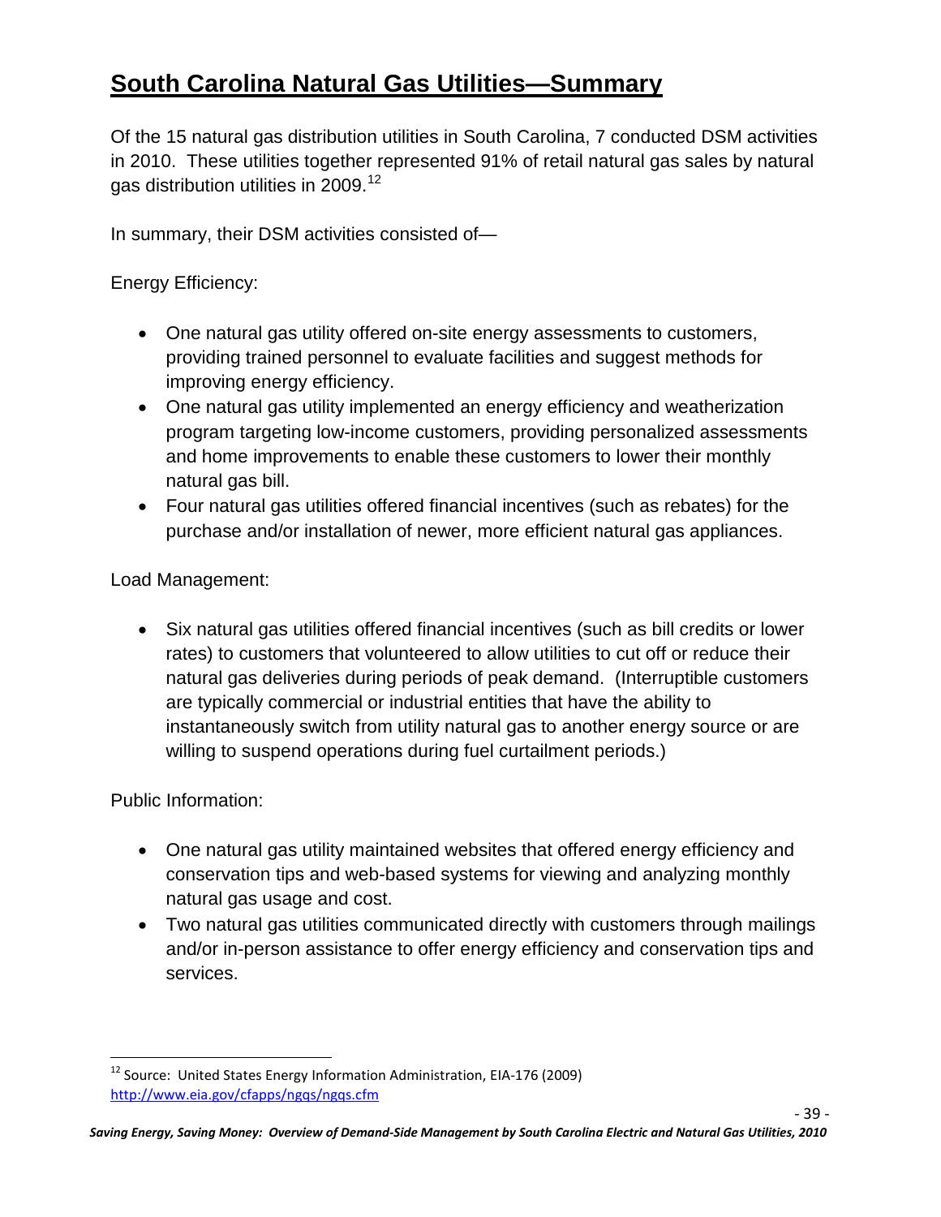# South Carolina Natural Gas Utilities—Summary

Of the 15 natural gas distribution utilities in South Carolina, 7 conducted DSM activities in 2010. These utilities together represented 91% of retail natural gas sales by natural gas distribution utilities in 2009.[12]

In summary, their DSM activities consisted of—

Energy Efficiency:

- One natural gas utility offered on-site energy assessments to customers, providing trained personnel to evaluate facilities and suggest methods for improving energy efficiency.
- One natural gas utility implemented an energy efficiency and weatherization program targeting low-income customers, providing personalized assessments and home improvements to enable these customers to lower their monthly natural gas bill.
- Four natural gas utilities offered financial incentives (such as rebates) for the purchase and/or installation of newer, more efficient natural gas appliances.

Load Management:

- Six natural gas utilities offered financial incentives (such as bill credits or lower rates) to customers that volunteered to allow utilities to cut off or reduce their natural gas deliveries during periods of peak demand. (Interruptible customers are typically commercial or industrial entities that have the ability to instantaneously switch from utility natural gas to another energy source or are willing to suspend operations during fuel curtailment periods.)

Public Information:

- One natural gas utility maintained websites that offered energy efficiency and conservation tips and web-based systems for viewing and analyzing monthly natural gas usage and cost.
- Two natural gas utilities communicated directly with customers through mailings and/or in-person assistance to offer energy efficiency and conservation tips and services.

[12] Source: United States Energy Information Administration, EIA-176 (2009) http://www.eia.gov/cfapps/ngqs/ngqs.cfm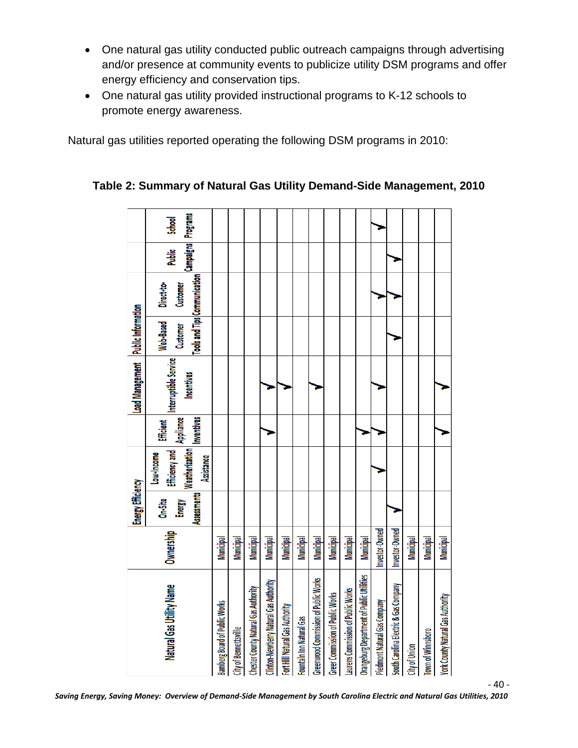- One natural gas utility conducted public outreach campaigns through advertising and/or presence at community events to publicize utility DSM programs and offer energy efficiency and conservation tips.
- One natural gas utility provided instructional programs to K-12 schools to promote energy awareness.

Natural gas utilities reported operating the following DSM programs in 2010:

**Table 2: Summary of Natural Gas Utility Demand-Side Management, 2010**

| Natural Gas Utility Name | Ownership | Energy Efficiency | | | Load Management | Public Information | | | |
|---|---|---|---|---|---|---|---|---|---|
| | | On-Site Energy Assessments | Low-Income Efficiency and Weatherization Assistance | Efficient Appliance Inventives | Interruptible Service Incentives | Web-Based Customer Tools and Tips | Direct-to-Customer Communication | Public Campaigns | School Programs |
| Bamberg Board of Public Works | Municipal | | | | | | | | |
| City of Bennettsville | Municipal | | | | | | | | |
| Chester County Natural Gas Authority | Municipal | | | | | | | | |
| Clinton-Newberry Natural Gas Authority | Municipal | | | ✓ | ✓ | | | | |
| Fort Hill Natural Gas Authority | Municipal | | | | ✓ | | | | |
| Fountain Inn Natural Gas | Municipal | | | | | | | | |
| Greenwood Commission of Public Works | Municipal | | | | ✓ | | | | |
| Greer Commission of Public Works | Municipal | | | | | | | | |
| Laurens Commission of Public Works | Municipal | | | | | | | | |
| Orangeburg Department of Public Utilities | Municipal | | | ✓ | | | | | |
| Piedmont Natural Gas Company | Investor-Owned | | ✓ | ✓ | ✓ | | ✓ | | ✓ |
| South Carolina Electric & Gas Company | Investor-Owned | ✓ | | | | ✓ | ✓ | ✓ | |
| City of Union | Municipal | | | | | | | | |
| Town of Winnsboro | Municipal | | | | | | | | |
| York County Natural Gas Authority | Municipal | | | ✓ | ✓ | | | | |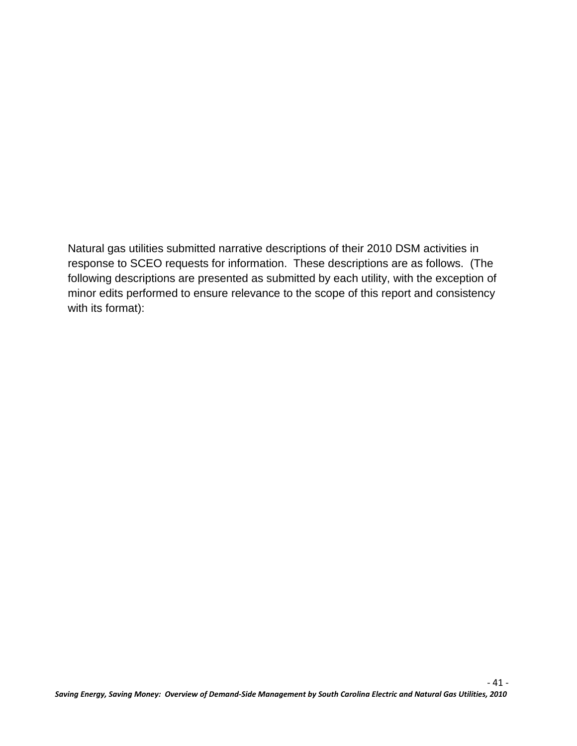Natural gas utilities submitted narrative descriptions of their 2010 DSM activities in response to SCEO requests for information. These descriptions are as follows. (The following descriptions are presented as submitted by each utility, with the exception of minor edits performed to ensure relevance to the scope of this report and consistency with its format):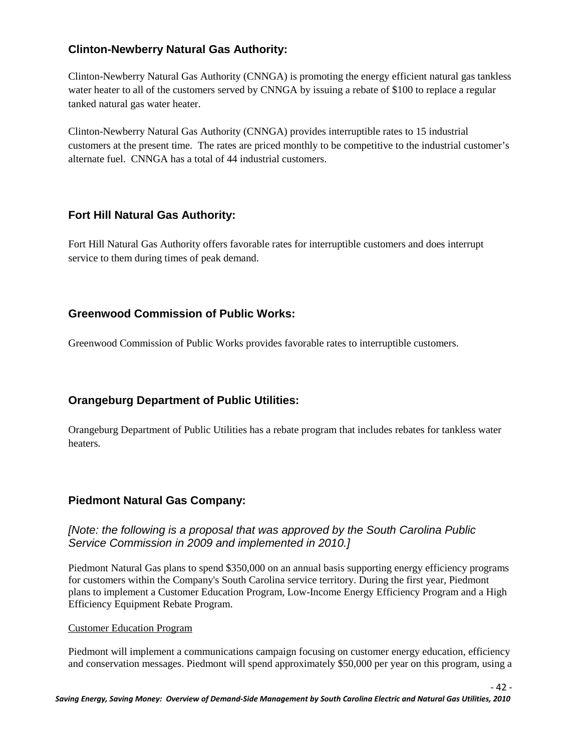### Clinton-Newberry Natural Gas Authority:

Clinton-Newberry Natural Gas Authority (CNNGA) is promoting the energy efficient natural gas tankless water heater to all of the customers served by CNNGA by issuing a rebate of $100 to replace a regular tanked natural gas water heater.

Clinton-Newberry Natural Gas Authority (CNNGA) provides interruptible rates to 15 industrial customers at the present time. The rates are priced monthly to be competitive to the industrial customer's alternate fuel. CNNGA has a total of 44 industrial customers.

### Fort Hill Natural Gas Authority:

Fort Hill Natural Gas Authority offers favorable rates for interruptible customers and does interrupt service to them during times of peak demand.

### Greenwood Commission of Public Works:

Greenwood Commission of Public Works provides favorable rates to interruptible customers.

### Orangeburg Department of Public Utilities:

Orangeburg Department of Public Utilities has a rebate program that includes rebates for tankless water heaters.

### Piedmont Natural Gas Company:

*[Note: the following is a proposal that was approved by the South Carolina Public Service Commission in 2009 and implemented in 2010.]*

Piedmont Natural Gas plans to spend $350,000 on an annual basis supporting energy efficiency programs for customers within the Company's South Carolina service territory. During the first year, Piedmont plans to implement a Customer Education Program, Low-Income Energy Efficiency Program and a High Efficiency Equipment Rebate Program.

Customer Education Program

Piedmont will implement a communications campaign focusing on customer energy education, efficiency and conservation messages. Piedmont will spend approximately $50,000 per year on this program, using a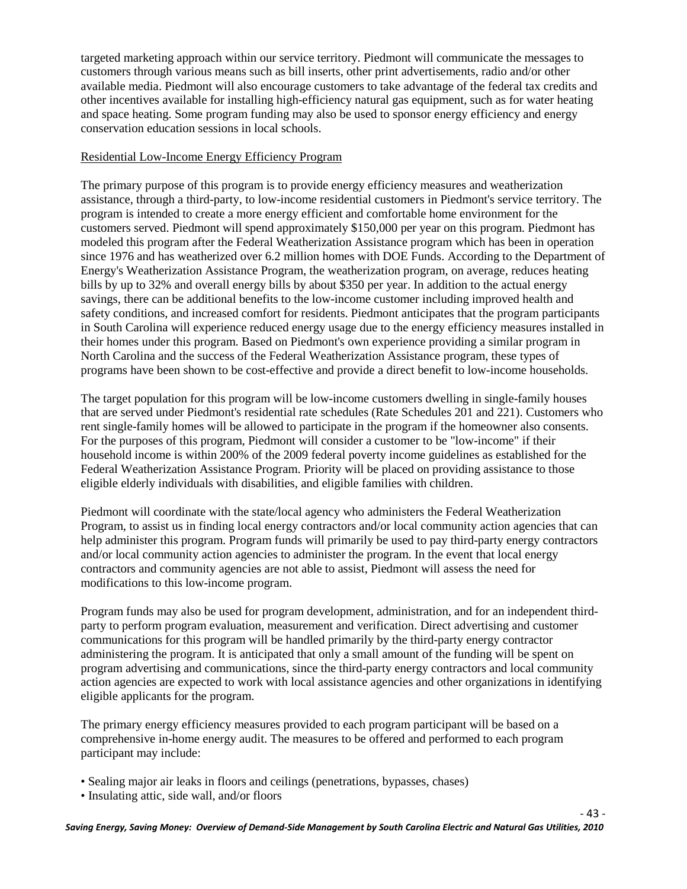targeted marketing approach within our service territory. Piedmont will communicate the messages to customers through various means such as bill inserts, other print advertisements, radio and/or other available media. Piedmont will also encourage customers to take advantage of the federal tax credits and other incentives available for installing high-efficiency natural gas equipment, such as for water heating and space heating. Some program funding may also be used to sponsor energy efficiency and energy conservation education sessions in local schools.

Residential Low-Income Energy Efficiency Program

The primary purpose of this program is to provide energy efficiency measures and weatherization assistance, through a third-party, to low-income residential customers in Piedmont's service territory. The program is intended to create a more energy efficient and comfortable home environment for the customers served. Piedmont will spend approximately $150,000 per year on this program. Piedmont has modeled this program after the Federal Weatherization Assistance program which has been in operation since 1976 and has weatherized over 6.2 million homes with DOE Funds. According to the Department of Energy's Weatherization Assistance Program, the weatherization program, on average, reduces heating bills by up to 32% and overall energy bills by about $350 per year. In addition to the actual energy savings, there can be additional benefits to the low-income customer including improved health and safety conditions, and increased comfort for residents. Piedmont anticipates that the program participants in South Carolina will experience reduced energy usage due to the energy efficiency measures installed in their homes under this program. Based on Piedmont's own experience providing a similar program in North Carolina and the success of the Federal Weatherization Assistance program, these types of programs have been shown to be cost-effective and provide a direct benefit to low-income households.

The target population for this program will be low-income customers dwelling in single-family houses that are served under Piedmont's residential rate schedules (Rate Schedules 201 and 221). Customers who rent single-family homes will be allowed to participate in the program if the homeowner also consents. For the purposes of this program, Piedmont will consider a customer to be "low-income" if their household income is within 200% of the 2009 federal poverty income guidelines as established for the Federal Weatherization Assistance Program. Priority will be placed on providing assistance to those eligible elderly individuals with disabilities, and eligible families with children.

Piedmont will coordinate with the state/local agency who administers the Federal Weatherization Program, to assist us in finding local energy contractors and/or local community action agencies that can help administer this program. Program funds will primarily be used to pay third-party energy contractors and/or local community action agencies to administer the program. In the event that local energy contractors and community agencies are not able to assist, Piedmont will assess the need for modifications to this low-income program.

Program funds may also be used for program development, administration, and for an independent third-party to perform program evaluation, measurement and verification. Direct advertising and customer communications for this program will be handled primarily by the third-party energy contractor administering the program. It is anticipated that only a small amount of the funding will be spent on program advertising and communications, since the third-party energy contractors and local community action agencies are expected to work with local assistance agencies and other organizations in identifying eligible applicants for the program.

The primary energy efficiency measures provided to each program participant will be based on a comprehensive in-home energy audit. The measures to be offered and performed to each program participant may include:

- Sealing major air leaks in floors and ceilings (penetrations, bypasses, chases)
- Insulating attic, side wall, and/or floors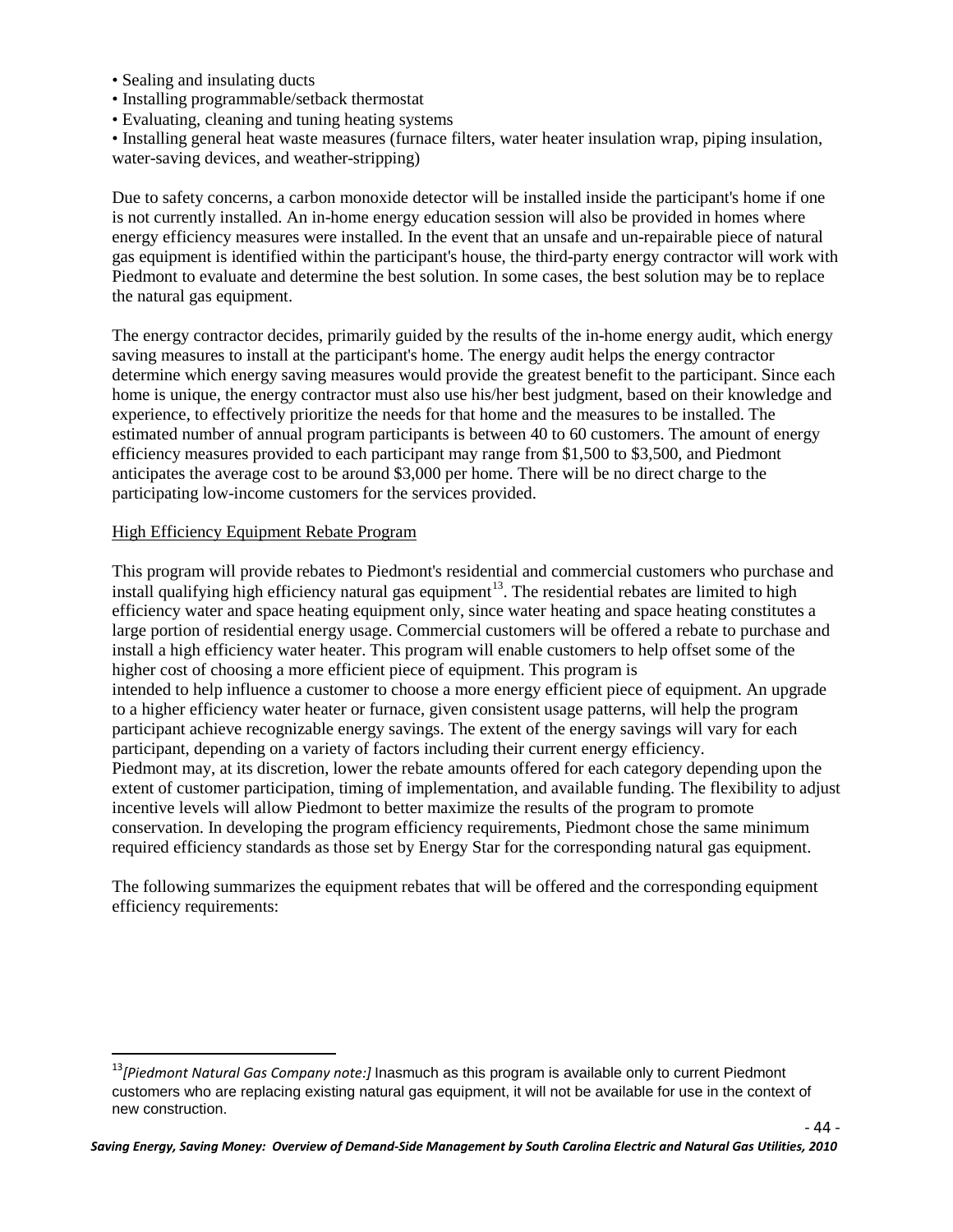- Sealing and insulating ducts
- Installing programmable/setback thermostat
- Evaluating, cleaning and tuning heating systems
- Installing general heat waste measures (furnace filters, water heater insulation wrap, piping insulation, water-saving devices, and weather-stripping)

Due to safety concerns, a carbon monoxide detector will be installed inside the participant's home if one is not currently installed. An in-home energy education session will also be provided in homes where energy efficiency measures were installed. In the event that an unsafe and un-repairable piece of natural gas equipment is identified within the participant's house, the third-party energy contractor will work with Piedmont to evaluate and determine the best solution. In some cases, the best solution may be to replace the natural gas equipment.

The energy contractor decides, primarily guided by the results of the in-home energy audit, which energy saving measures to install at the participant's home. The energy audit helps the energy contractor determine which energy saving measures would provide the greatest benefit to the participant. Since each home is unique, the energy contractor must also use his/her best judgment, based on their knowledge and experience, to effectively prioritize the needs for that home and the measures to be installed. The estimated number of annual program participants is between 40 to 60 customers. The amount of energy efficiency measures provided to each participant may range from $1,500 to $3,500, and Piedmont anticipates the average cost to be around $3,000 per home. There will be no direct charge to the participating low-income customers for the services provided.

<u>High Efficiency Equipment Rebate Program</u>

This program will provide rebates to Piedmont's residential and commercial customers who purchase and install qualifying high efficiency natural gas equipment[13]. The residential rebates are limited to high efficiency water and space heating equipment only, since water heating and space heating constitutes a large portion of residential energy usage. Commercial customers will be offered a rebate to purchase and install a high efficiency water heater. This program will enable customers to help offset some of the higher cost of choosing a more efficient piece of equipment. This program is intended to help influence a customer to choose a more energy efficient piece of equipment. An upgrade to a higher efficiency water heater or furnace, given consistent usage patterns, will help the program participant achieve recognizable energy savings. The extent of the energy savings will vary for each participant, depending on a variety of factors including their current energy efficiency.
Piedmont may, at its discretion, lower the rebate amounts offered for each category depending upon the extent of customer participation, timing of implementation, and available funding. The flexibility to adjust incentive levels will allow Piedmont to better maximize the results of the program to promote conservation. In developing the program efficiency requirements, Piedmont chose the same minimum required efficiency standards as those set by Energy Star for the corresponding natural gas equipment.

The following summarizes the equipment rebates that will be offered and the corresponding equipment efficiency requirements:

[13] *[Piedmont Natural Gas Company note:]* Inasmuch as this program is available only to current Piedmont customers who are replacing existing natural gas equipment, it will not be available for use in the context of new construction.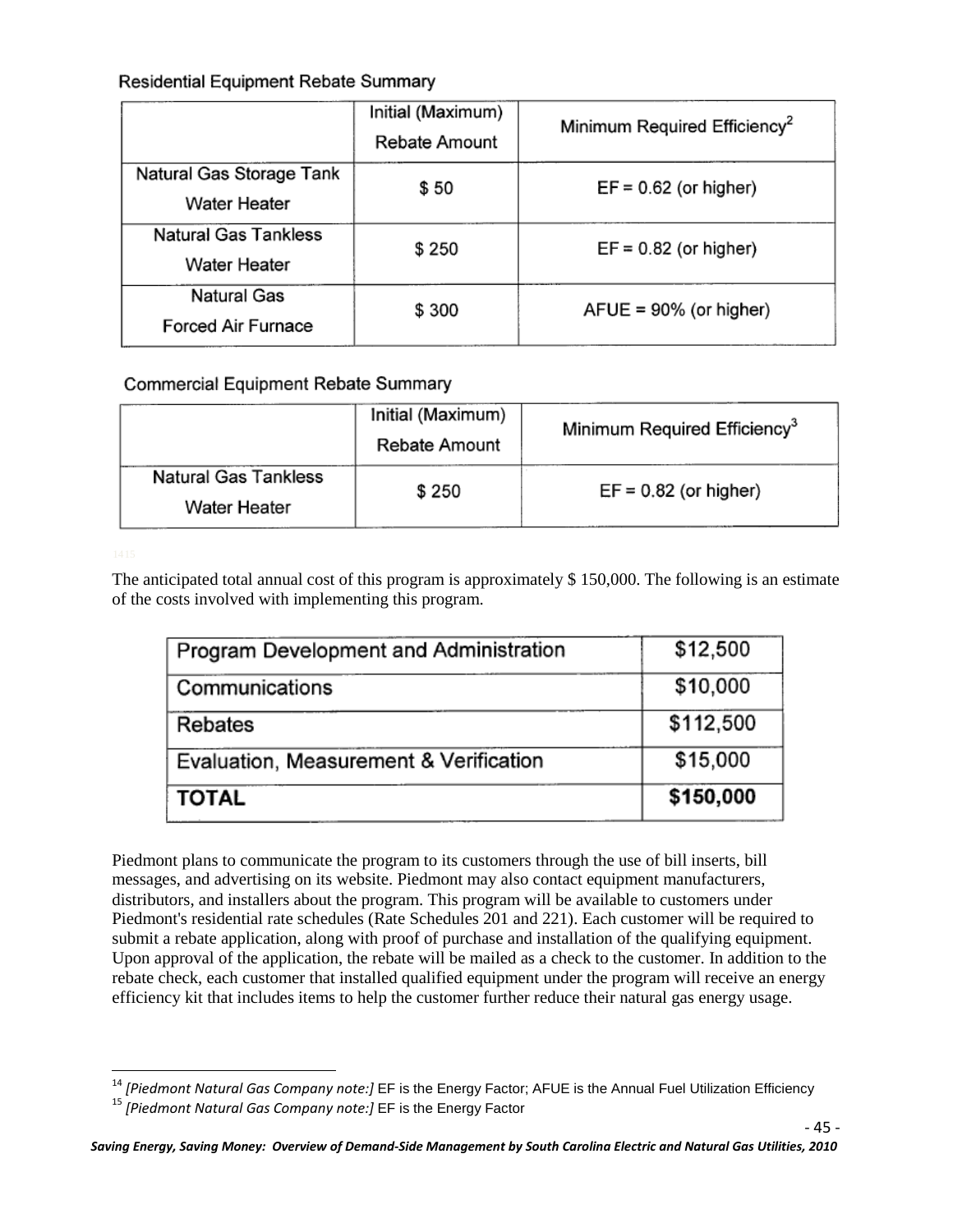Residential Equipment Rebate Summary

| | Initial (Maximum) Rebate Amount | Minimum Required Efficiency[2] |
|---|---|---|
| Natural Gas Storage Tank Water Heater | $ 50 | EF = 0.62 (or higher) |
| Natural Gas Tankless Water Heater | $ 250 | EF = 0.82 (or higher) |
| Natural Gas Forced Air Furnace | $ 300 | AFUE = 90% (or higher) |

Commercial Equipment Rebate Summary

| | Initial (Maximum) Rebate Amount | Minimum Required Efficiency[3] |
|---|---|---|
| Natural Gas Tankless Water Heater | $ 250 | EF = 0.82 (or higher) |

[14][15]

The anticipated total annual cost of this program is approximately $ 150,000. The following is an estimate of the costs involved with implementing this program.

| | |
|---|---|
| Program Development and Administration | $12,500 |
| Communications | $10,000 |
| Rebates | $112,500 |
| Evaluation, Measurement & Verification | $15,000 |
| **TOTAL** | **$150,000** |

Piedmont plans to communicate the program to its customers through the use of bill inserts, bill messages, and advertising on its website. Piedmont may also contact equipment manufacturers, distributors, and installers about the program. This program will be available to customers under Piedmont's residential rate schedules (Rate Schedules 201 and 221). Each customer will be required to submit a rebate application, along with proof of purchase and installation of the qualifying equipment. Upon approval of the application, the rebate will be mailed as a check to the customer. In addition to the rebate check, each customer that installed qualified equipment under the program will receive an energy efficiency kit that includes items to help the customer further reduce their natural gas energy usage.

---

[14] *[Piedmont Natural Gas Company note:]* EF is the Energy Factor; AFUE is the Annual Fuel Utilization Efficiency

[15] *[Piedmont Natural Gas Company note:]* EF is the Energy Factor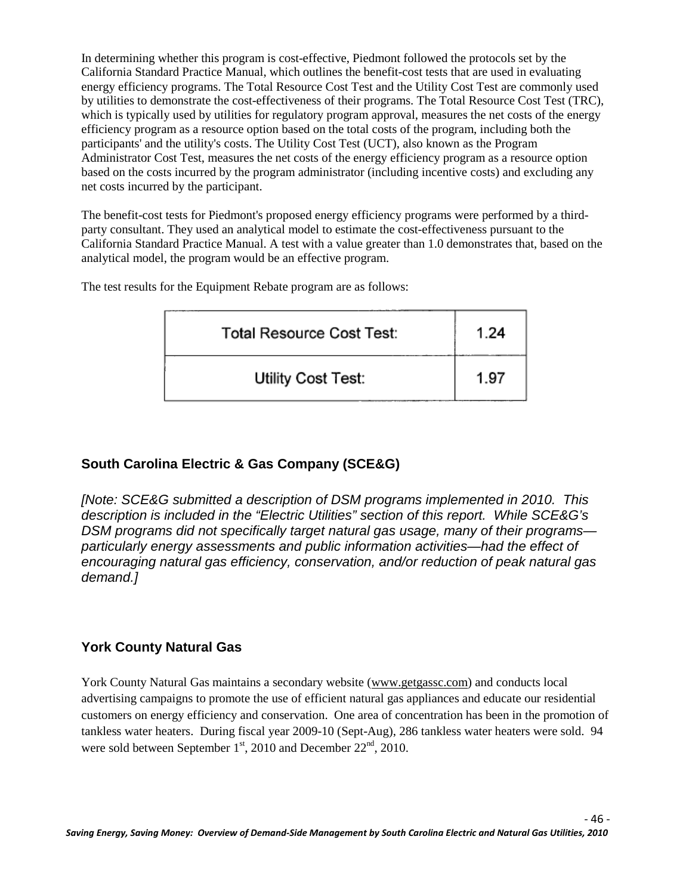In determining whether this program is cost-effective, Piedmont followed the protocols set by the California Standard Practice Manual, which outlines the benefit-cost tests that are used in evaluating energy efficiency programs. The Total Resource Cost Test and the Utility Cost Test are commonly used by utilities to demonstrate the cost-effectiveness of their programs. The Total Resource Cost Test (TRC), which is typically used by utilities for regulatory program approval, measures the net costs of the energy efficiency program as a resource option based on the total costs of the program, including both the participants' and the utility's costs. The Utility Cost Test (UCT), also known as the Program Administrator Cost Test, measures the net costs of the energy efficiency program as a resource option based on the costs incurred by the program administrator (including incentive costs) and excluding any net costs incurred by the participant.

The benefit-cost tests for Piedmont's proposed energy efficiency programs were performed by a third-party consultant. They used an analytical model to estimate the cost-effectiveness pursuant to the California Standard Practice Manual. A test with a value greater than 1.0 demonstrates that, based on the analytical model, the program would be an effective program.

The test results for the Equipment Rebate program are as follows:

| Test | Result |
|---|---|
| Total Resource Cost Test: | 1.24 |
| Utility Cost Test: | 1.97 |

## South Carolina Electric & Gas Company (SCE&G)

*[Note: SCE&G submitted a description of DSM programs implemented in 2010. This description is included in the "Electric Utilities" section of this report. While SCE&G's DSM programs did not specifically target natural gas usage, many of their programs—particularly energy assessments and public information activities—had the effect of encouraging natural gas efficiency, conservation, and/or reduction of peak natural gas demand.]*

## York County Natural Gas

York County Natural Gas maintains a secondary website (www.getgassc.com) and conducts local advertising campaigns to promote the use of efficient natural gas appliances and educate our residential customers on energy efficiency and conservation. One area of concentration has been in the promotion of tankless water heaters. During fiscal year 2009-10 (Sept-Aug), 286 tankless water heaters were sold. 94 were sold between September 1st, 2010 and December 22nd, 2010.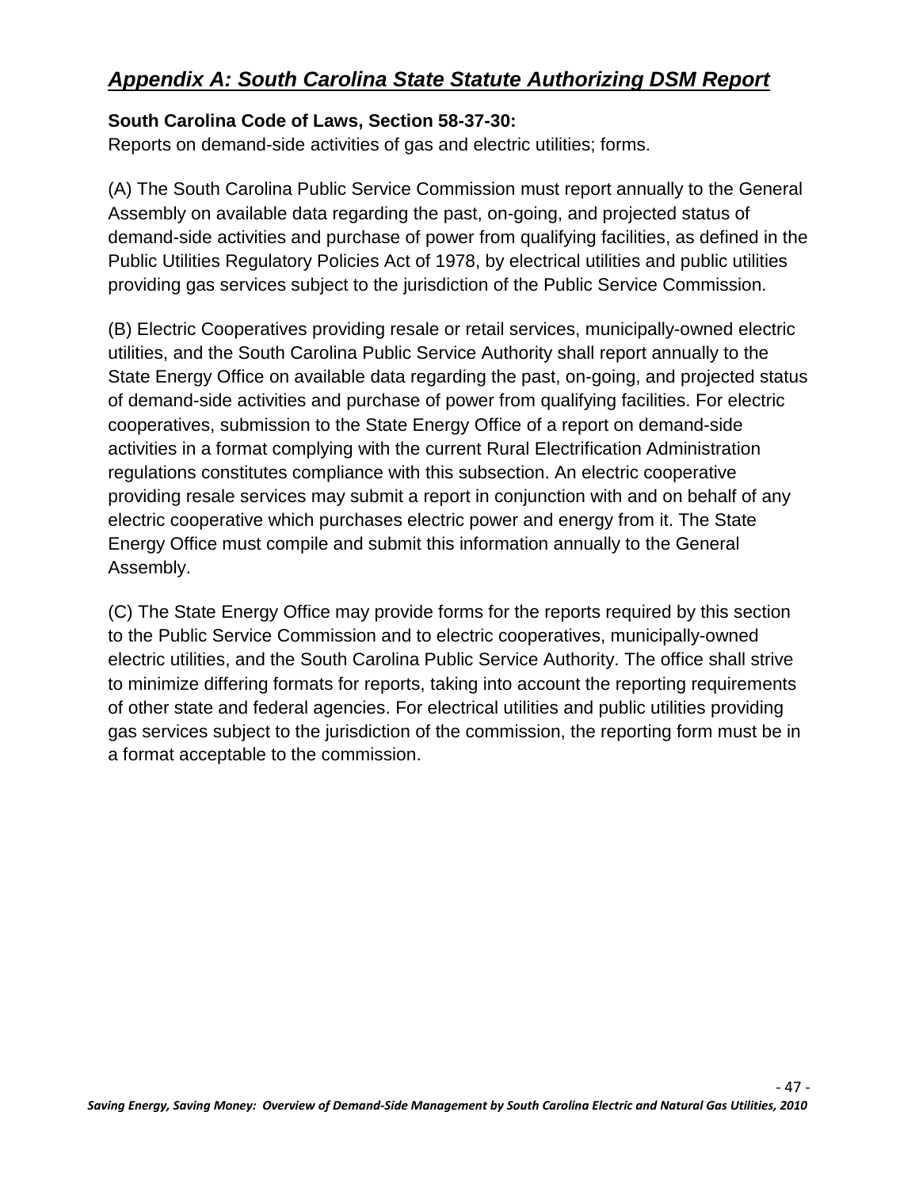## ***Appendix A: South Carolina State Statute Authorizing DSM Report***

**South Carolina Code of Laws, Section 58-37-30:**
Reports on demand-side activities of gas and electric utilities; forms.

(A) The South Carolina Public Service Commission must report annually to the General Assembly on available data regarding the past, on-going, and projected status of demand-side activities and purchase of power from qualifying facilities, as defined in the Public Utilities Regulatory Policies Act of 1978, by electrical utilities and public utilities providing gas services subject to the jurisdiction of the Public Service Commission.

(B) Electric Cooperatives providing resale or retail services, municipally-owned electric utilities, and the South Carolina Public Service Authority shall report annually to the State Energy Office on available data regarding the past, on-going, and projected status of demand-side activities and purchase of power from qualifying facilities. For electric cooperatives, submission to the State Energy Office of a report on demand-side activities in a format complying with the current Rural Electrification Administration regulations constitutes compliance with this subsection. An electric cooperative providing resale services may submit a report in conjunction with and on behalf of any electric cooperative which purchases electric power and energy from it. The State Energy Office must compile and submit this information annually to the General Assembly.

(C) The State Energy Office may provide forms for the reports required by this section to the Public Service Commission and to electric cooperatives, municipally-owned electric utilities, and the South Carolina Public Service Authority. The office shall strive to minimize differing formats for reports, taking into account the reporting requirements of other state and federal agencies. For electrical utilities and public utilities providing gas services subject to the jurisdiction of the commission, the reporting form must be in a format acceptable to the commission.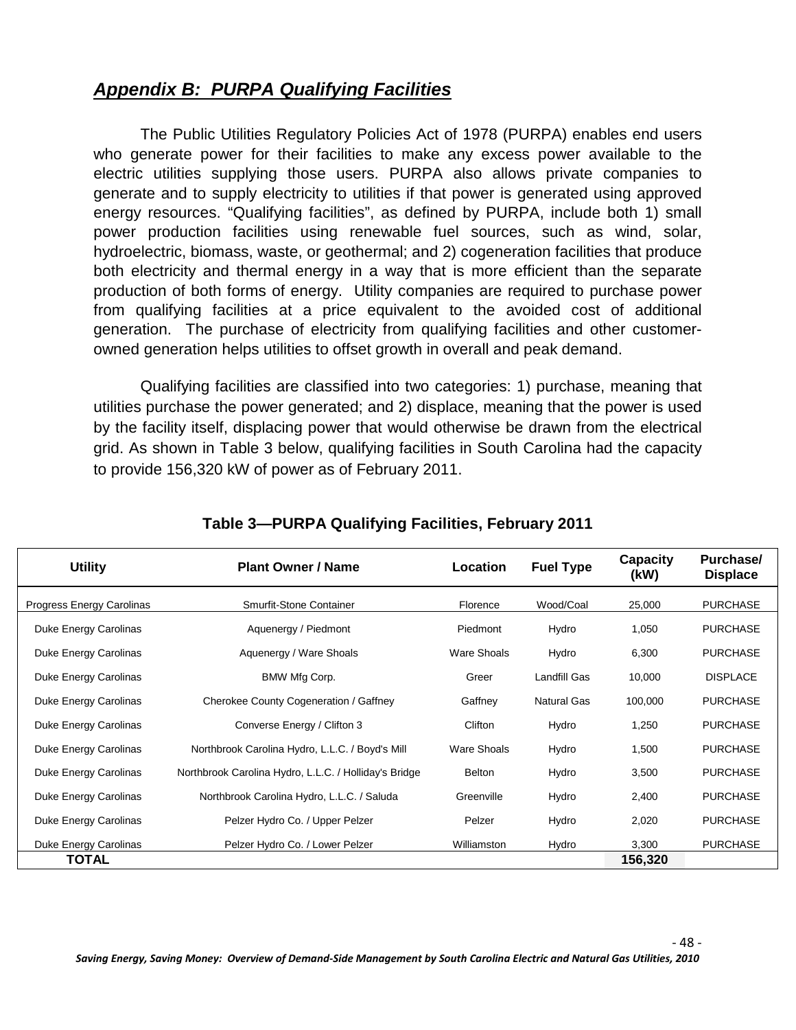## ***Appendix B: PURPA Qualifying Facilities***

The Public Utilities Regulatory Policies Act of 1978 (PURPA) enables end users who generate power for their facilities to make any excess power available to the electric utilities supplying those users. PURPA also allows private companies to generate and to supply electricity to utilities if that power is generated using approved energy resources. "Qualifying facilities", as defined by PURPA, include both 1) small power production facilities using renewable fuel sources, such as wind, solar, hydroelectric, biomass, waste, or geothermal; and 2) cogeneration facilities that produce both electricity and thermal energy in a way that is more efficient than the separate production of both forms of energy. Utility companies are required to purchase power from qualifying facilities at a price equivalent to the avoided cost of additional generation. The purchase of electricity from qualifying facilities and other customer-owned generation helps utilities to offset growth in overall and peak demand.

Qualifying facilities are classified into two categories: 1) purchase, meaning that utilities purchase the power generated; and 2) displace, meaning that the power is used by the facility itself, displacing power that would otherwise be drawn from the electrical grid. As shown in Table 3 below, qualifying facilities in South Carolina had the capacity to provide 156,320 kW of power as of February 2011.

**Table 3—PURPA Qualifying Facilities, February 2011**

| Utility | Plant Owner / Name | Location | Fuel Type | Capacity (kW) | Purchase/ Displace |
|---|---|---|---|---|---|
| Progress Energy Carolinas | Smurfit-Stone Container | Florence | Wood/Coal | 25,000 | PURCHASE |
| Duke Energy Carolinas | Aquenergy / Piedmont | Piedmont | Hydro | 1,050 | PURCHASE |
| Duke Energy Carolinas | Aquenergy / Ware Shoals | Ware Shoals | Hydro | 6,300 | PURCHASE |
| Duke Energy Carolinas | BMW Mfg Corp. | Greer | Landfill Gas | 10,000 | DISPLACE |
| Duke Energy Carolinas | Cherokee County Cogeneration / Gaffney | Gaffney | Natural Gas | 100,000 | PURCHASE |
| Duke Energy Carolinas | Converse Energy / Clifton 3 | Clifton | Hydro | 1,250 | PURCHASE |
| Duke Energy Carolinas | Northbrook Carolina Hydro, L.L.C. / Boyd's Mill | Ware Shoals | Hydro | 1,500 | PURCHASE |
| Duke Energy Carolinas | Northbrook Carolina Hydro, L.L.C. / Holliday's Bridge | Belton | Hydro | 3,500 | PURCHASE |
| Duke Energy Carolinas | Northbrook Carolina Hydro, L.L.C. / Saluda | Greenville | Hydro | 2,400 | PURCHASE |
| Duke Energy Carolinas | Pelzer Hydro Co. / Upper Pelzer | Pelzer | Hydro | 2,020 | PURCHASE |
| Duke Energy Carolinas | Pelzer Hydro Co. / Lower Pelzer | Williamston | Hydro | 3,300 | PURCHASE |
| **TOTAL** | | | | **156,320** | |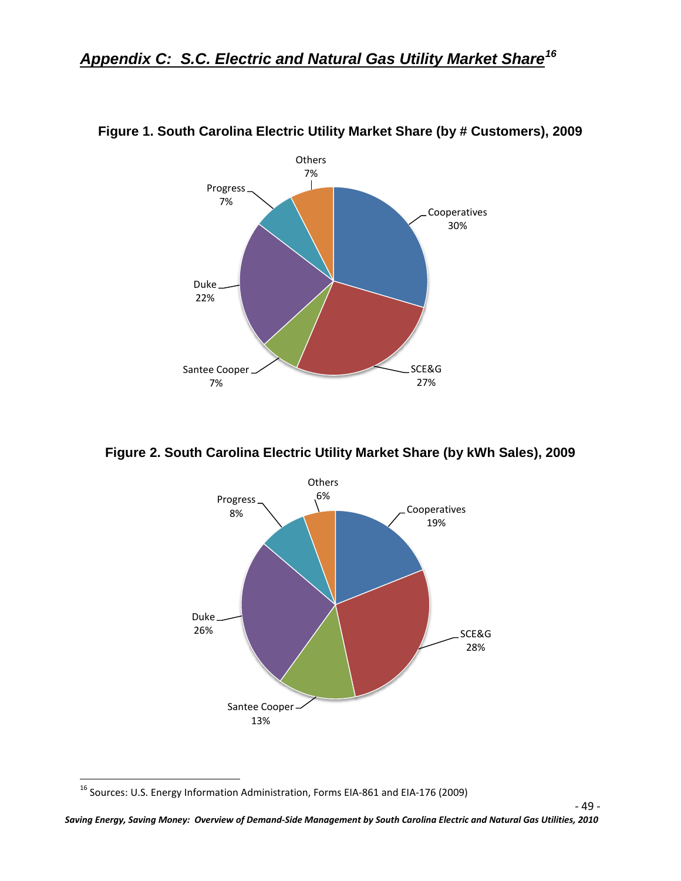## *Appendix C: S.C. Electric and Natural Gas Utility Market Share*[16]

**Figure 1. South Carolina Electric Utility Market Share (by # Customers), 2009**

| Utility | Share |
|---|---|
| Cooperatives | 30% |
| SCE&G | 27% |
| Santee Cooper | 7% |
| Duke | 22% |
| Progress | 7% |
| Others | 7% |

**Figure 2. South Carolina Electric Utility Market Share (by kWh Sales), 2009**

| Utility | Share |
|---|---|
| Cooperatives | 19% |
| SCE&G | 28% |
| Santee Cooper | 13% |
| Duke | 26% |
| Progress | 8% |
| Others | 6% |

[16] Sources: U.S. Energy Information Administration, Forms EIA-861 and EIA-176 (2009)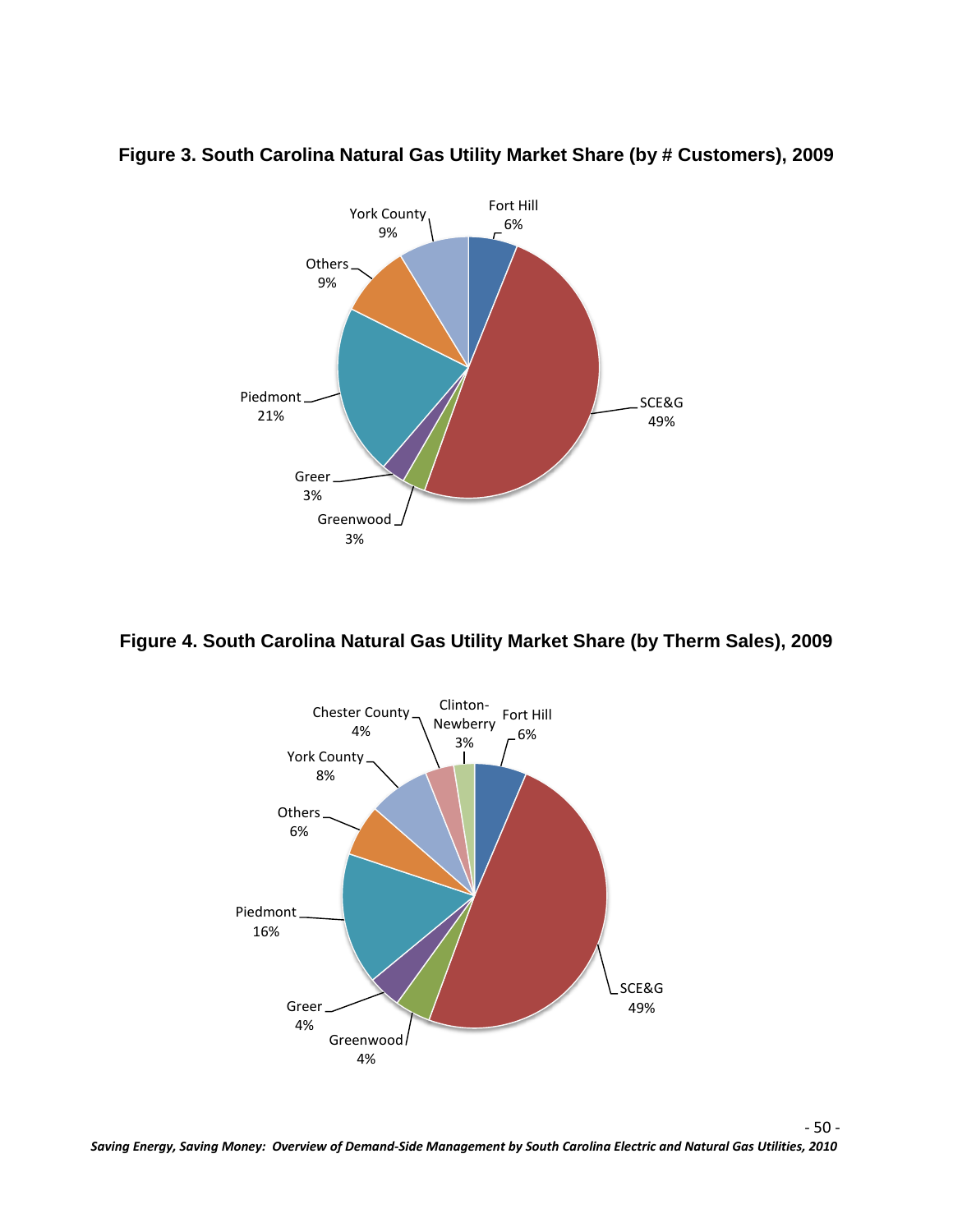**Figure 3. South Carolina Natural Gas Utility Market Share (by # Customers), 2009**

Fort Hill 6%

SCE&G 49%

Greenwood 3%

Greer 3%

Piedmont 21%

Others 9%

York County 9%

**Figure 4. South Carolina Natural Gas Utility Market Share (by Therm Sales), 2009**

Fort Hill 6%

SCE&G 49%

Greenwood 4%

Greer 4%

Piedmont 16%

Others 6%

York County 8%

Chester County 4%

Clinton-Newberry 3%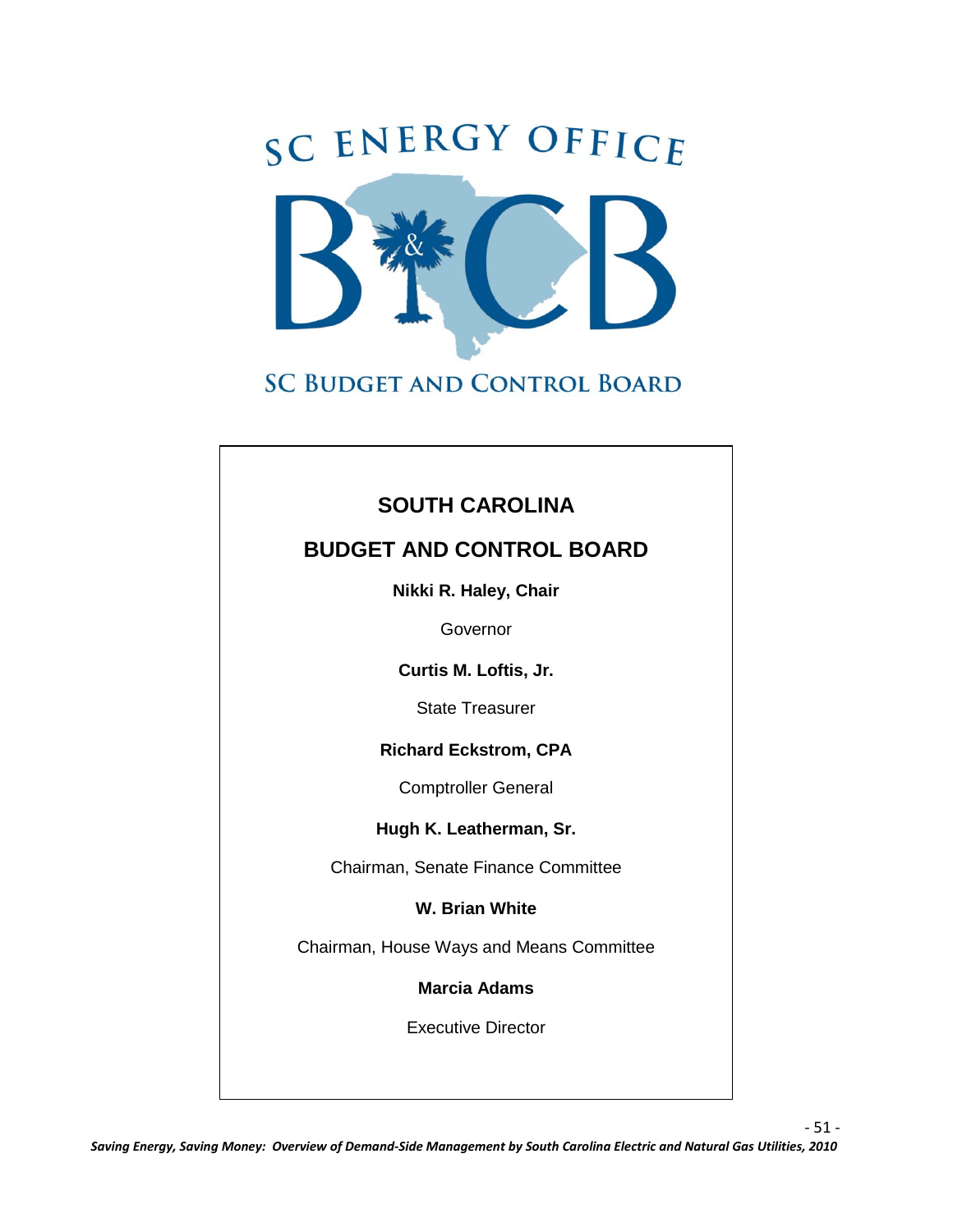SC ENERGY OFFICE

SC BUDGET AND CONTROL BOARD

## SOUTH CAROLINA

## BUDGET AND CONTROL BOARD

**Nikki R. Haley, Chair**

Governor

**Curtis M. Loftis, Jr.**

State Treasurer

**Richard Eckstrom, CPA**

Comptroller General

**Hugh K. Leatherman, Sr.**

Chairman, Senate Finance Committee

**W. Brian White**

Chairman, House Ways and Means Committee

**Marcia Adams**

Executive Director